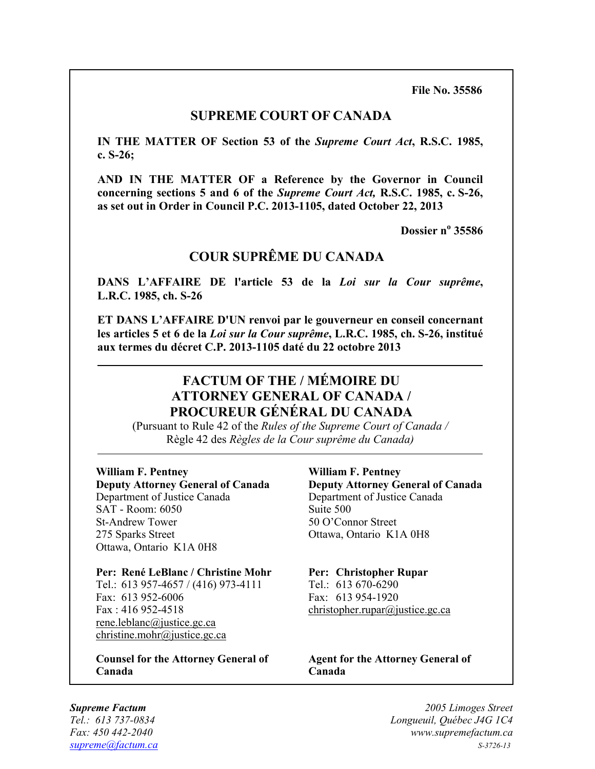**File No. 35586**

## SUPREME COURT OF CANADA

**IN THE MATTER OF Section 53 of the *Supreme Court Act*, R.S.C. 1985, c. S-26;**

**AND IN THE MATTER OF a Reference by the Governor in Council concerning sections 5 and 6 of the *Supreme Court Act,* R.S.C. 1985, c. S-26, as set out in Order in Council P.C. 2013-1105, dated October 22, 2013**

**Dossier n° 35586**

## COUR SUPRÊME DU CANADA

**DANS L'AFFAIRE DE l'article 53 de la *Loi sur la Cour suprême*, L.R.C. 1985, ch. S-26**

**ET DANS L'AFFAIRE D'UN renvoi par le gouverneur en conseil concernant les articles 5 et 6 de la *Loi sur la Cour suprême*, L.R.C. 1985, ch. S-26, institué aux termes du décret C.P. 2013-1105 daté du 22 octobre 2013**

---

# FACTUM OF THE / MÉMOIRE DU ATTORNEY GENERAL OF CANADA / PROCUREUR GÉNÉRAL DU CANADA

(Pursuant to Rule 42 of the *Rules of the Supreme Court of Canada /* Règle 42 des *Règles de la Cour suprême du Canada)*

---

**William F. Pentney**
**Deputy Attorney General of Canada**
Department of Justice Canada
SAT - Room: 6050
St-Andrew Tower
275 Sparks Street
Ottawa, Ontario K1A 0H8

**Per: René LeBlanc / Christine Mohr**
Tel.: 613 957-4657 / (416) 973-4111
Fax: 613 952-6006
Fax : 416 952-4518
rene.leblanc@justice.gc.ca
christine.mohr@justice.gc.ca

**Counsel for the Attorney General of Canada**

**William F. Pentney**
**Deputy Attorney General of Canada**
Department of Justice Canada
Suite 500
50 O'Connor Street
Ottawa, Ontario K1A 0H8

**Per: Christopher Rupar**
Tel.: 613 670-6290
Fax: 613 954-1920
christopher.rupar@justice.gc.ca

**Agent for the Attorney General of Canada**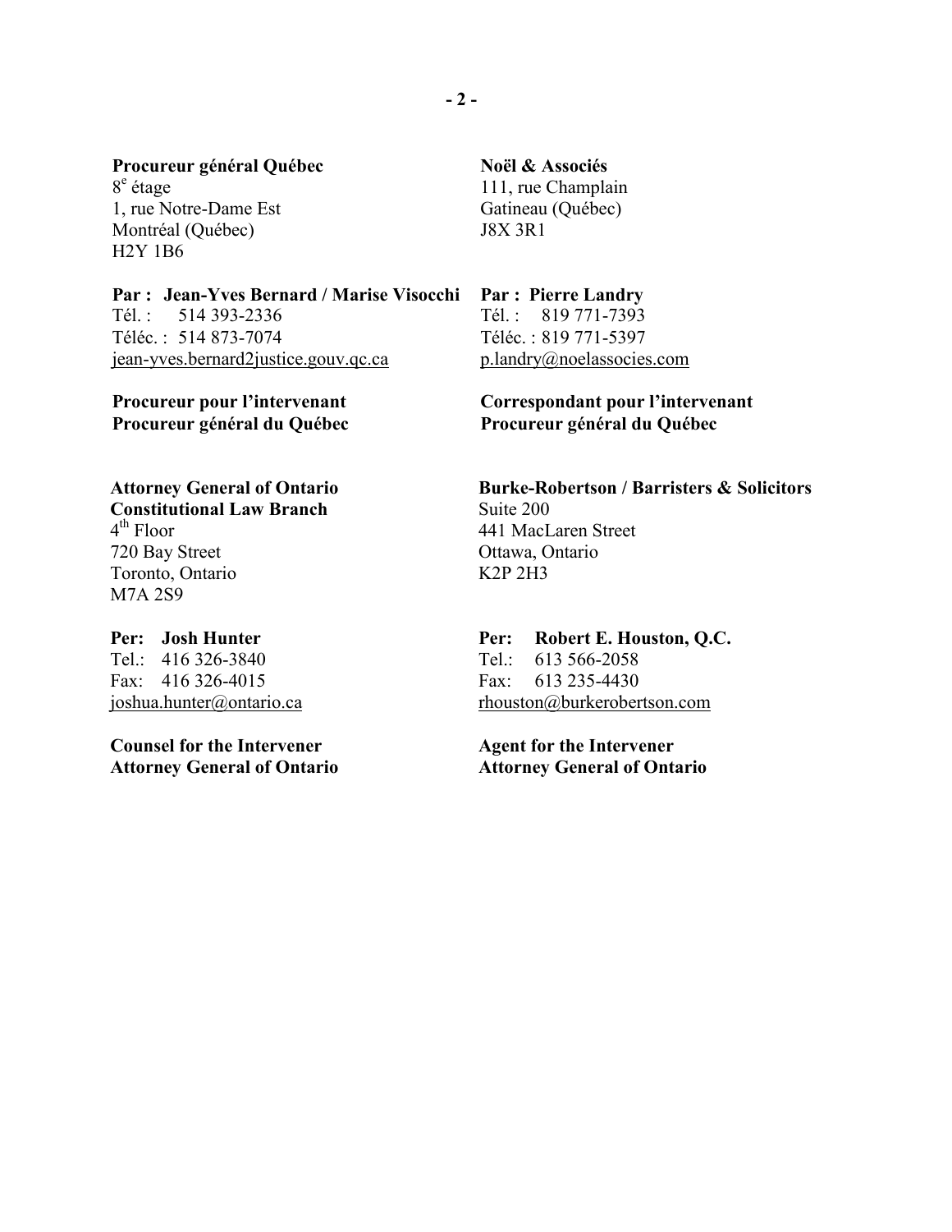**Procureur général Québec**
8e étage
1, rue Notre-Dame Est
Montréal (Québec)
H2Y 1B6

**Par : Jean-Yves Bernard / Marise Visocchi**
Tél. : 514 393-2336
Téléc. : 514 873-7074
jean-yves.bernard2justice.gouv.qc.ca

**Procureur pour l'intervenant**
**Procureur général du Québec**

**Noël & Associés**
111, rue Champlain
Gatineau (Québec)
J8X 3R1

**Par : Pierre Landry**
Tél. : 819 771-7393
Téléc. : 819 771-5397
p.landry@noelassocies.com

**Correspondant pour l'intervenant**
**Procureur général du Québec**

**Attorney General of Ontario**
**Constitutional Law Branch**
4th Floor
720 Bay Street
Toronto, Ontario
M7A 2S9

**Per: Josh Hunter**
Tel.: 416 326-3840
Fax: 416 326-4015
joshua.hunter@ontario.ca

**Counsel for the Intervener**
**Attorney General of Ontario**

**Burke-Robertson / Barristers & Solicitors**
Suite 200
441 MacLaren Street
Ottawa, Ontario
K2P 2H3

**Per: Robert E. Houston, Q.C.**
Tel.: 613 566-2058
Fax: 613 235-4430
rhouston@burkerobertson.com

**Agent for the Intervener**
**Attorney General of Ontario**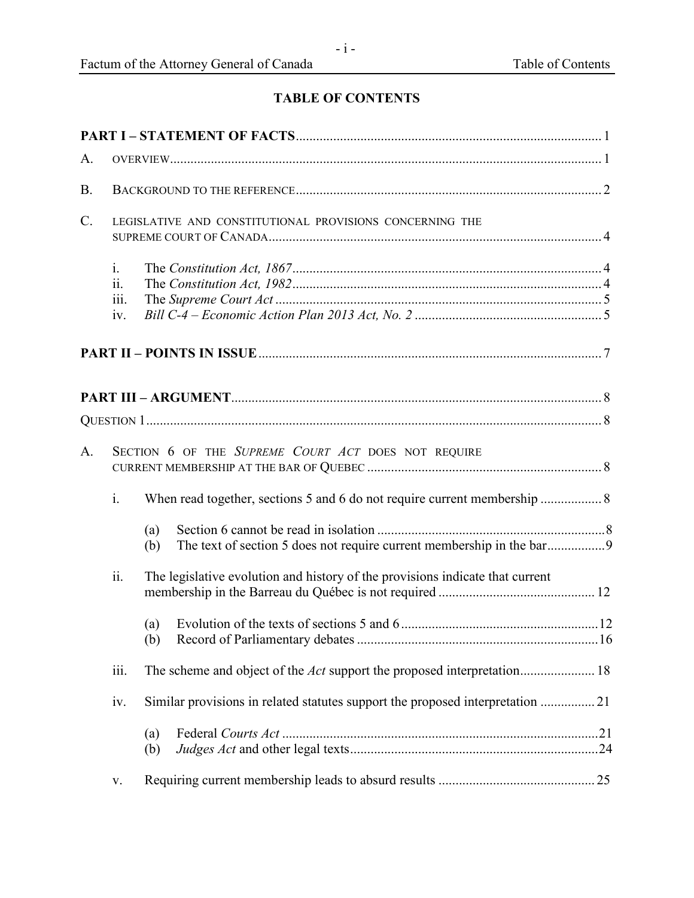# TABLE OF CONTENTS

**PART I – STATEMENT OF FACTS** ........................................ 1

A. OVERVIEW ........................................ 1

B. BACKGROUND TO THE REFERENCE ........................................ 2

C. LEGISLATIVE AND CONSTITUTIONAL PROVISIONS CONCERNING THE SUPREME COURT OF CANADA ........................................ 4

- i. The *Constitution Act, 1867* ........................................ 4
- ii. The *Constitution Act, 1982* ........................................ 4
- iii. The *Supreme Court Act* ........................................ 5
- iv. *Bill C-4 – Economic Action Plan 2013 Act, No. 2* ........................................ 5

**PART II – POINTS IN ISSUE** ........................................ 7

**PART III – ARGUMENT** ........................................ 8

QUESTION 1 ........................................ 8

A. SECTION 6 OF THE *SUPREME COURT ACT* DOES NOT REQUIRE CURRENT MEMBERSHIP AT THE BAR OF QUEBEC ........................................ 8

- i. When read together, sections 5 and 6 do not require current membership ........................................ 8
  - (a) Section 6 cannot be read in isolation ........................................ 8
  - (b) The text of section 5 does not require current membership in the bar ........................................ 9
- ii. The legislative evolution and history of the provisions indicate that current membership in the Barreau du Québec is not required ........................................ 12
  - (a) Evolution of the texts of sections 5 and 6 ........................................ 12
  - (b) Record of Parliamentary debates ........................................ 16
- iii. The scheme and object of the *Act* support the proposed interpretation ........................................ 18
- iv. Similar provisions in related statutes support the proposed interpretation ........................................ 21
  - (a) Federal *Courts Act* ........................................ 21
  - (b) *Judges Act* and other legal texts ........................................ 24
- v. Requiring current membership leads to absurd results ........................................ 25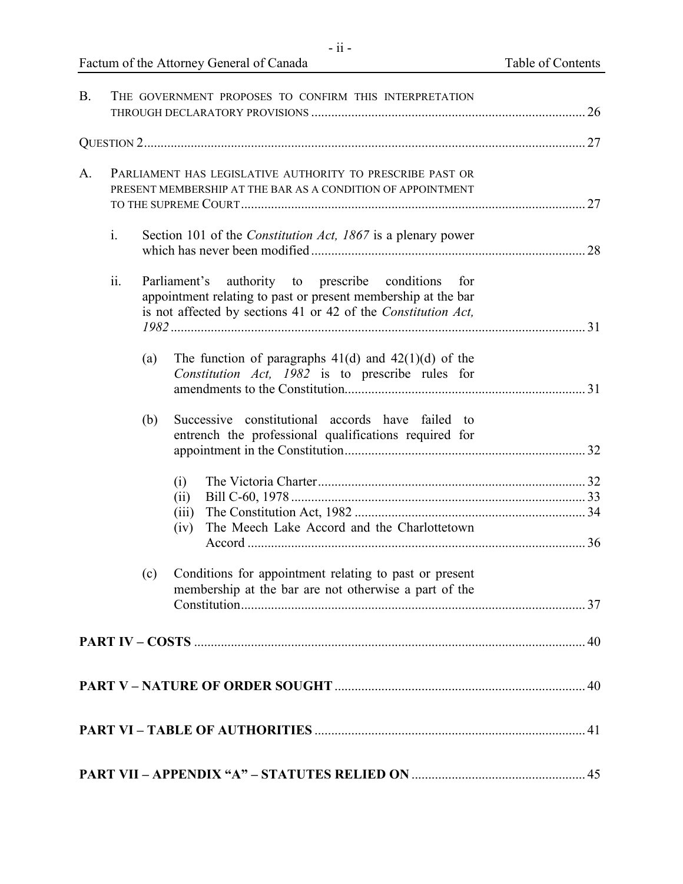B. THE GOVERNMENT PROPOSES TO CONFIRM THIS INTERPRETATION THROUGH DECLARATORY PROVISIONS ..................................................................................... 26

QUESTION 2 ..................................................................................................................................... 27

A. PARLIAMENT HAS LEGISLATIVE AUTHORITY TO PRESCRIBE PAST OR PRESENT MEMBERSHIP AT THE BAR AS A CONDITION OF APPOINTMENT TO THE SUPREME COURT ....................................................................................................... 27

   i. Section 101 of the *Constitution Act, 1867* is a plenary power which has never been modified ................................................................................. 28

   ii. Parliament's authority to prescribe conditions for appointment relating to past or present membership at the bar is not affected by sections 41 or 42 of the *Constitution Act, 1982* ........................................................................................................... 31

      (a) The function of paragraphs 41(d) and 42(1)(d) of the *Constitution Act, 1982* is to prescribe rules for amendments to the Constitution........................................................................ 31

      (b) Successive constitutional accords have failed to entrench the professional qualifications required for appointment in the Constitution ........................................................................ 32

         (i) The Victoria Charter ................................................................................ 32
         (ii) Bill C-60, 1978 ........................................................................................ 33
         (iii) The Constitution Act, 1982 ..................................................................... 34
         (iv) The Meech Lake Accord and the Charlottetown Accord ..................................................................................................... 36

      (c) Conditions for appointment relating to past or present membership at the bar are not otherwise a part of the Constitution ....................................................................................................... 37

**PART IV – COSTS** ...................................................................................................................... 40

**PART V – NATURE OF ORDER SOUGHT** ........................................................................... 40

**PART VI – TABLE OF AUTHORITIES** .................................................................................. 41

**PART VII – APPENDIX "A" – STATUTES RELIED ON** ...................................................... 45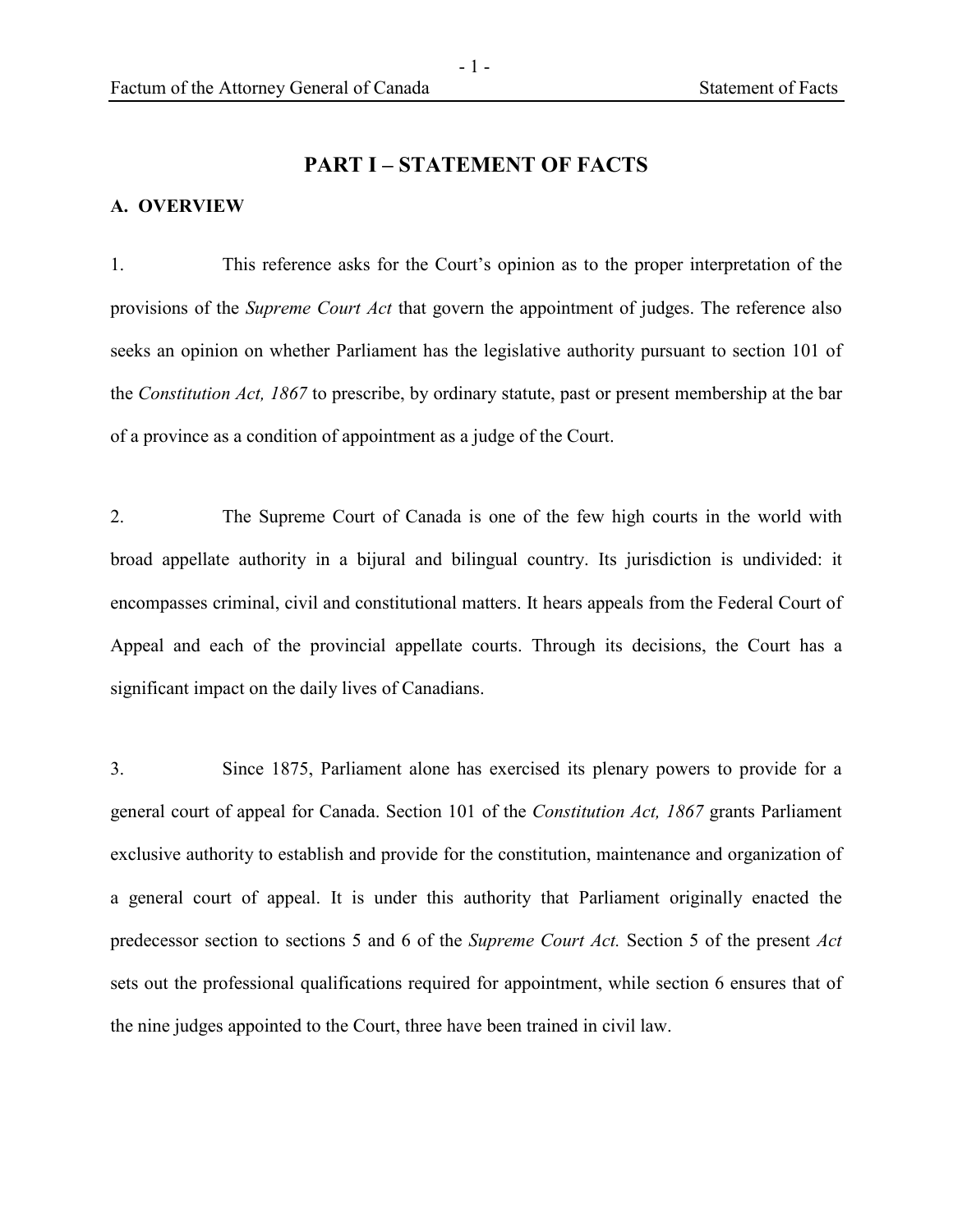# PART I – STATEMENT OF FACTS

## A. OVERVIEW

1. This reference asks for the Court's opinion as to the proper interpretation of the provisions of the *Supreme Court Act* that govern the appointment of judges. The reference also seeks an opinion on whether Parliament has the legislative authority pursuant to section 101 of the *Constitution Act, 1867* to prescribe, by ordinary statute, past or present membership at the bar of a province as a condition of appointment as a judge of the Court.

2. The Supreme Court of Canada is one of the few high courts in the world with broad appellate authority in a bijural and bilingual country. Its jurisdiction is undivided: it encompasses criminal, civil and constitutional matters. It hears appeals from the Federal Court of Appeal and each of the provincial appellate courts. Through its decisions, the Court has a significant impact on the daily lives of Canadians.

3. Since 1875, Parliament alone has exercised its plenary powers to provide for a general court of appeal for Canada. Section 101 of the *Constitution Act, 1867* grants Parliament exclusive authority to establish and provide for the constitution, maintenance and organization of a general court of appeal. It is under this authority that Parliament originally enacted the predecessor section to sections 5 and 6 of the *Supreme Court Act.* Section 5 of the present *Act* sets out the professional qualifications required for appointment, while section 6 ensures that of the nine judges appointed to the Court, three have been trained in civil law.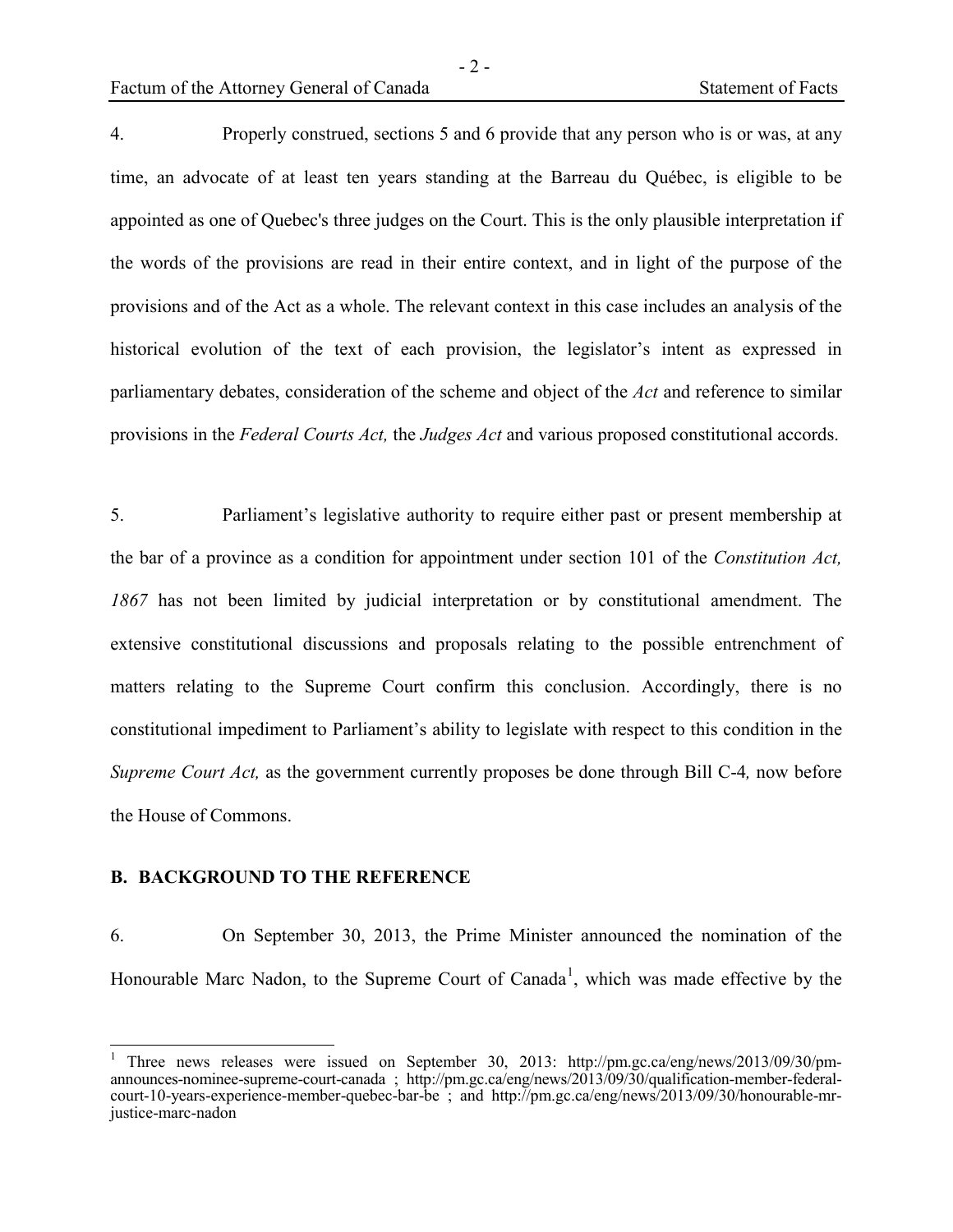4. Properly construed, sections 5 and 6 provide that any person who is or was, at any time, an advocate of at least ten years standing at the Barreau du Québec, is eligible to be appointed as one of Quebec's three judges on the Court. This is the only plausible interpretation if the words of the provisions are read in their entire context, and in light of the purpose of the provisions and of the Act as a whole. The relevant context in this case includes an analysis of the historical evolution of the text of each provision, the legislator's intent as expressed in parliamentary debates, consideration of the scheme and object of the *Act* and reference to similar provisions in the *Federal Courts Act,* the *Judges Act* and various proposed constitutional accords.

5. Parliament's legislative authority to require either past or present membership at the bar of a province as a condition for appointment under section 101 of the *Constitution Act, 1867* has not been limited by judicial interpretation or by constitutional amendment. The extensive constitutional discussions and proposals relating to the possible entrenchment of matters relating to the Supreme Court confirm this conclusion. Accordingly, there is no constitutional impediment to Parliament's ability to legislate with respect to this condition in the *Supreme Court Act,* as the government currently proposes be done through Bill C-4*,* now before the House of Commons.

## B. BACKGROUND TO THE REFERENCE

6. On September 30, 2013, the Prime Minister announced the nomination of the Honourable Marc Nadon, to the Supreme Court of Canada[1], which was made effective by the

---

[1] Three news releases were issued on September 30, 2013: http://pm.gc.ca/eng/news/2013/09/30/pm-announces-nominee-supreme-court-canada ; http://pm.gc.ca/eng/news/2013/09/30/qualification-member-federal-court-10-years-experience-member-quebec-bar-be ; and http://pm.gc.ca/eng/news/2013/09/30/honourable-mr-justice-marc-nadon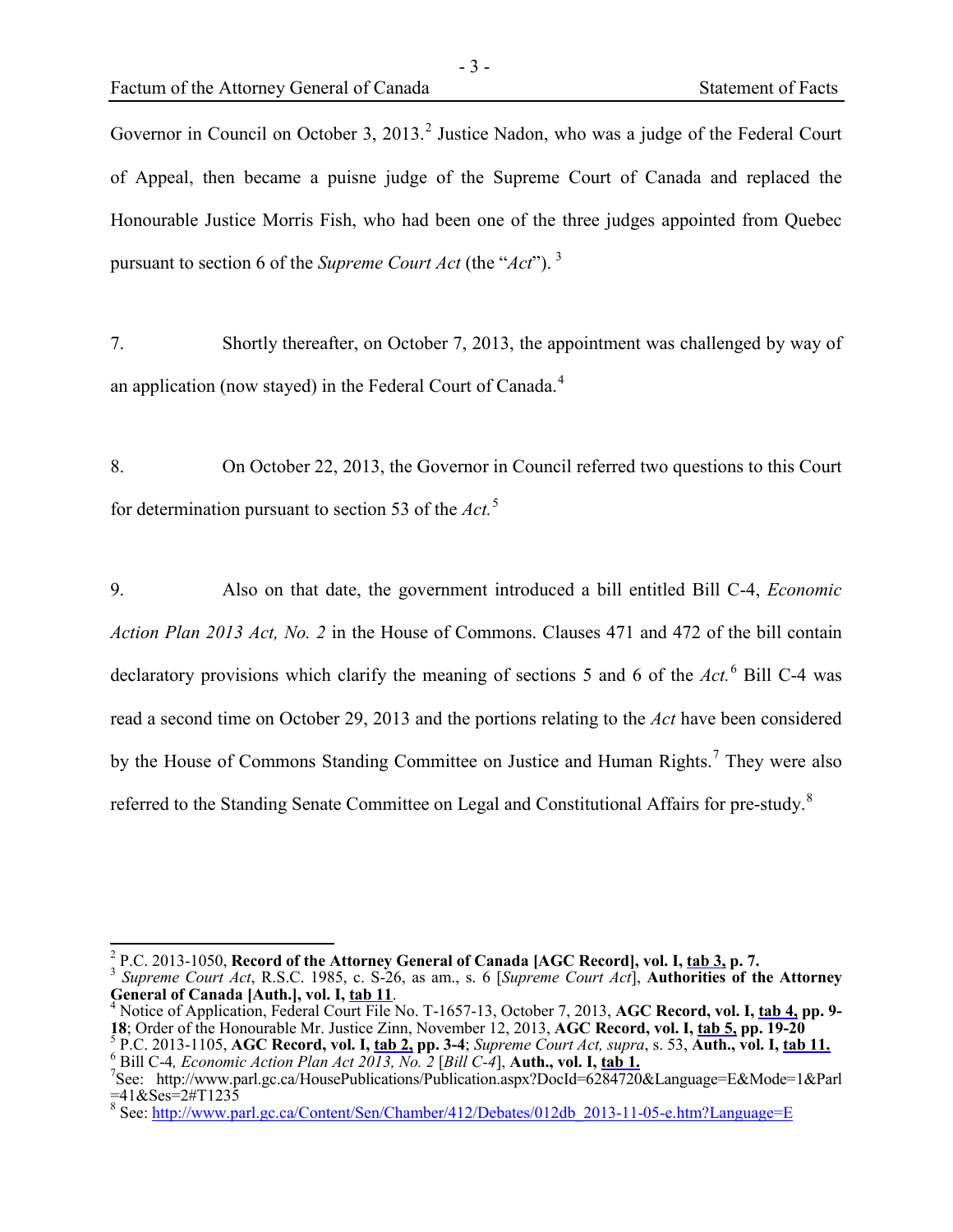Governor in Council on October 3, 2013.[2] Justice Nadon, who was a judge of the Federal Court of Appeal, then became a puisne judge of the Supreme Court of Canada and replaced the Honourable Justice Morris Fish, who had been one of the three judges appointed from Quebec pursuant to section 6 of the *Supreme Court Act* (the "*Act*").[3]

7. Shortly thereafter, on October 7, 2013, the appointment was challenged by way of an application (now stayed) in the Federal Court of Canada.[4]

8. On October 22, 2013, the Governor in Council referred two questions to this Court for determination pursuant to section 53 of the *Act.*[5]

9. Also on that date, the government introduced a bill entitled Bill C-4, *Economic Action Plan 2013 Act, No. 2* in the House of Commons. Clauses 471 and 472 of the bill contain declaratory provisions which clarify the meaning of sections 5 and 6 of the *Act.*[6] Bill C-4 was read a second time on October 29, 2013 and the portions relating to the *Act* have been considered by the House of Commons Standing Committee on Justice and Human Rights.[7] They were also referred to the Standing Senate Committee on Legal and Constitutional Affairs for pre-study.[8]

---

[2] P.C. 2013-1050, **Record of the Attorney General of Canada [AGC Record], vol. I, tab 3, p. 7.**

[3] *Supreme Court Act*, R.S.C. 1985, c. S-26, as am., s. 6 [*Supreme Court Act*], **Authorities of the Attorney General of Canada [Auth.], vol. I, tab 11**.

[4] Notice of Application, Federal Court File No. T-1657-13, October 7, 2013, **AGC Record, vol. I, tab 4, pp. 9-18**; Order of the Honourable Mr. Justice Zinn, November 12, 2013, **AGC Record, vol. I, tab 5, pp. 19-20**

[5] P.C. 2013-1105, **AGC Record, vol. I, tab 2, pp. 3-4**; *Supreme Court Act, supra*, s. 53, **Auth., vol. I, tab 11.**

[6] Bill C-4*, Economic Action Plan Act 2013, No. 2* [*Bill C-4*], **Auth., vol. I, tab 1.**

[7] See: http://www.parl.gc.ca/HousePublications/Publication.aspx?DocId=6284720&Language=E&Mode=1&Parl=41&Ses=2#T1235

[8] See: http://www.parl.gc.ca/Content/Sen/Chamber/412/Debates/012db_2013-11-05-e.htm?Language=E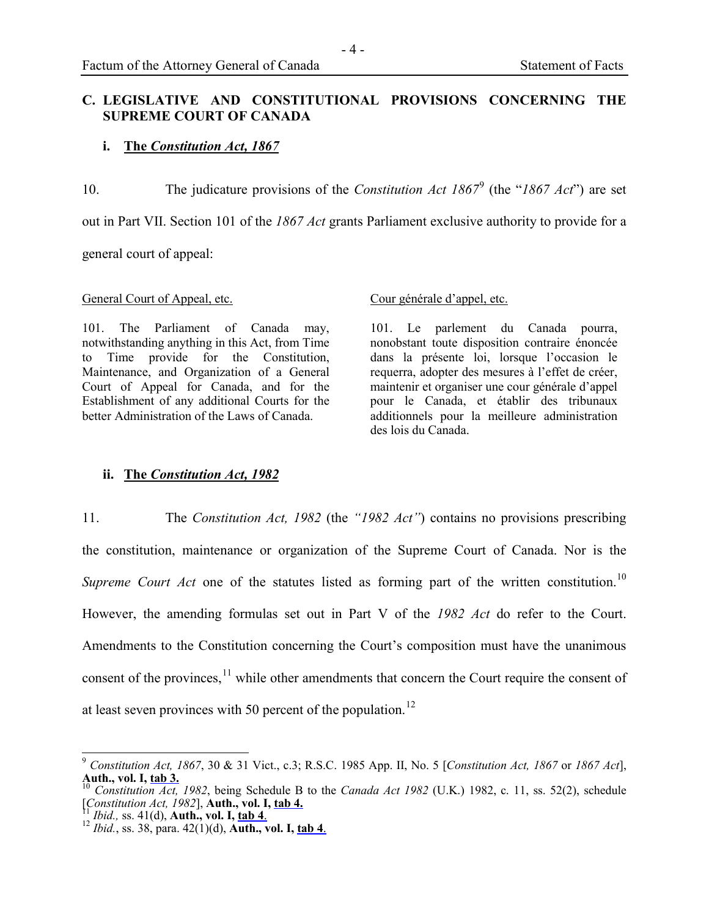## C. LEGISLATIVE AND CONSTITUTIONAL PROVISIONS CONCERNING THE SUPREME COURT OF CANADA

### i. The *Constitution Act, 1867*

10. The judicature provisions of the *Constitution Act 1867*[9] (the "*1867 Act*") are set out in Part VII. Section 101 of the *1867 Act* grants Parliament exclusive authority to provide for a general court of appeal:

| General Court of Appeal, etc. | Cour générale d'appel, etc. |
|---|---|
| 101. The Parliament of Canada may, notwithstanding anything in this Act, from Time to Time provide for the Constitution, Maintenance, and Organization of a General Court of Appeal for Canada, and for the Establishment of any additional Courts for the better Administration of the Laws of Canada. | 101. Le parlement du Canada pourra, nonobstant toute disposition contraire énoncée dans la présente loi, lorsque l'occasion le requerra, adopter des mesures à l'effet de créer, maintenir et organiser une cour générale d'appel pour le Canada, et établir des tribunaux additionnels pour la meilleure administration des lois du Canada. |

### ii. The *Constitution Act, 1982*

11. The *Constitution Act, 1982* (the *"1982 Act"*) contains no provisions prescribing the constitution, maintenance or organization of the Supreme Court of Canada. Nor is the *Supreme Court Act* one of the statutes listed as forming part of the written constitution.[10] However, the amending formulas set out in Part V of the *1982 Act* do refer to the Court. Amendments to the Constitution concerning the Court's composition must have the unanimous consent of the provinces,[11] while other amendments that concern the Court require the consent of at least seven provinces with 50 percent of the population.[12]

---

[9] *Constitution Act, 1867*, 30 & 31 Vict., c.3; R.S.C. 1985 App. II, No. 5 [*Constitution Act, 1867* or *1867 Act*], **Auth., vol. I, tab 3.**

[10] *Constitution Act, 1982*, being Schedule B to the *Canada Act 1982* (U.K.) 1982, c. 11, ss. 52(2), schedule [*Constitution Act, 1982*], **Auth., vol. I, tab 4.**

[11] *Ibid.,* ss. 41(d), **Auth., vol. I, tab 4**.

[12] *Ibid.*, ss. 38, para. 42(1)(d), **Auth., vol. I, tab 4**.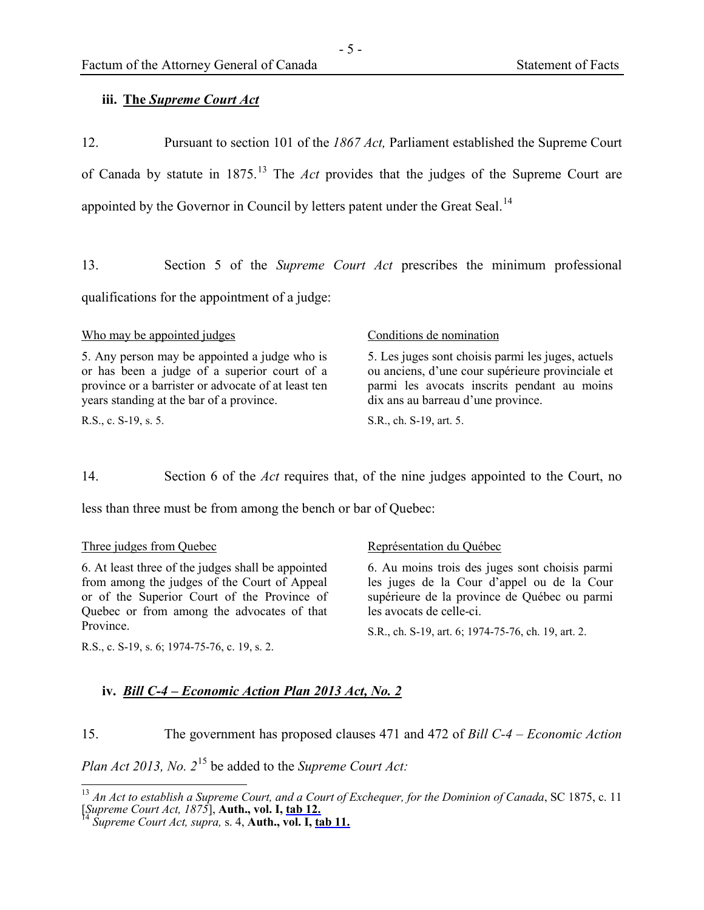### iii. The *Supreme Court Act*

12. Pursuant to section 101 of the *1867 Act,* Parliament established the Supreme Court of Canada by statute in 1875.[13] The *Act* provides that the judges of the Supreme Court are appointed by the Governor in Council by letters patent under the Great Seal.[14]

13. Section 5 of the *Supreme Court Act* prescribes the minimum professional qualifications for the appointment of a judge:

| | |
|---|---|
| Who may be appointed judges | Conditions de nomination |
| 5. Any person may be appointed a judge who is or has been a judge of a superior court of a province or a barrister or advocate of at least ten years standing at the bar of a province. | 5. Les juges sont choisis parmi les juges, actuels ou anciens, d'une cour supérieure provinciale et parmi les avocats inscrits pendant au moins dix ans au barreau d'une province. |
| R.S., c. S-19, s. 5. | S.R., ch. S-19, art. 5. |

14. Section 6 of the *Act* requires that, of the nine judges appointed to the Court, no less than three must be from among the bench or bar of Quebec:

| | |
|---|---|
| Three judges from Quebec | Représentation du Québec |
| 6. At least three of the judges shall be appointed from among the judges of the Court of Appeal or of the Superior Court of the Province of Quebec or from among the advocates of that Province. | 6. Au moins trois des juges sont choisis parmi les juges de la Cour d'appel ou de la Cour supérieure de la province de Québec ou parmi les avocats de celle-ci. |
| R.S., c. S-19, s. 6; 1974-75-76, c. 19, s. 2. | S.R., ch. S-19, art. 6; 1974-75-76, ch. 19, art. 2. |

### iv. *Bill C-4 – Economic Action Plan 2013 Act, No. 2*

15. The government has proposed clauses 471 and 472 of *Bill C-4 – Economic Action Plan Act 2013, No. 2*[15] be added to the *Supreme Court Act:*

---

[13] *An Act to establish a Supreme Court, and a Court of Exchequer, for the Dominion of Canada*, SC 1875, c. 11 [*Supreme Court Act, 1875*], **Auth., vol. I, tab 12.**

[14] *Supreme Court Act, supra,* s. 4, **Auth., vol. I, tab 11.**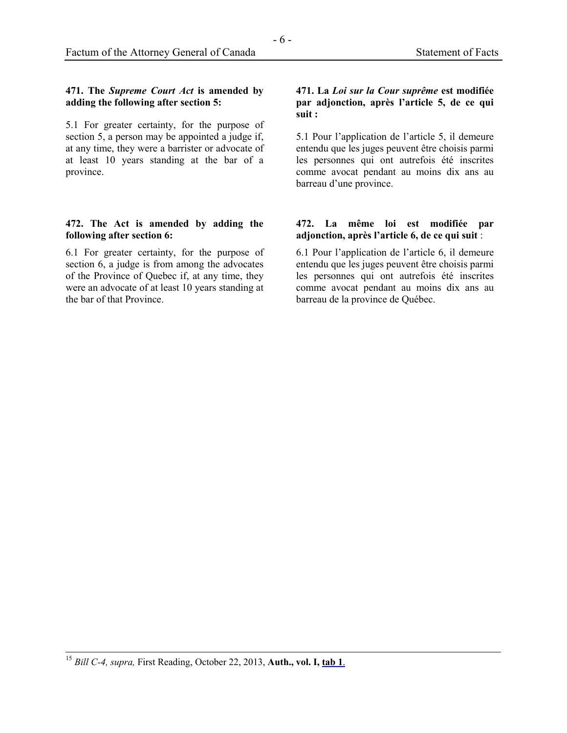**471. The *Supreme Court Act* is amended by adding the following after section 5:**

5.1 For greater certainty, for the purpose of section 5, a person may be appointed a judge if, at any time, they were a barrister or advocate of at least 10 years standing at the bar of a province.

**471. La *Loi sur la Cour suprême* est modifiée par adjonction, après l'article 5, de ce qui suit :**

5.1 Pour l'application de l'article 5, il demeure entendu que les juges peuvent être choisis parmi les personnes qui ont autrefois été inscrites comme avocat pendant au moins dix ans au barreau d'une province.

**472. The Act is amended by adding the following after section 6:**

6.1 For greater certainty, for the purpose of section 6, a judge is from among the advocates of the Province of Quebec if, at any time, they were an advocate of at least 10 years standing at the bar of that Province.

**472. La même loi est modifiée par adjonction, après l'article 6, de ce qui suit** :

6.1 Pour l'application de l'article 6, il demeure entendu que les juges peuvent être choisis parmi les personnes qui ont autrefois été inscrites comme avocat pendant au moins dix ans au barreau de la province de Québec.

---

[15] *Bill C-4, supra,* First Reading, October 22, 2013, **Auth., vol. I, tab 1**.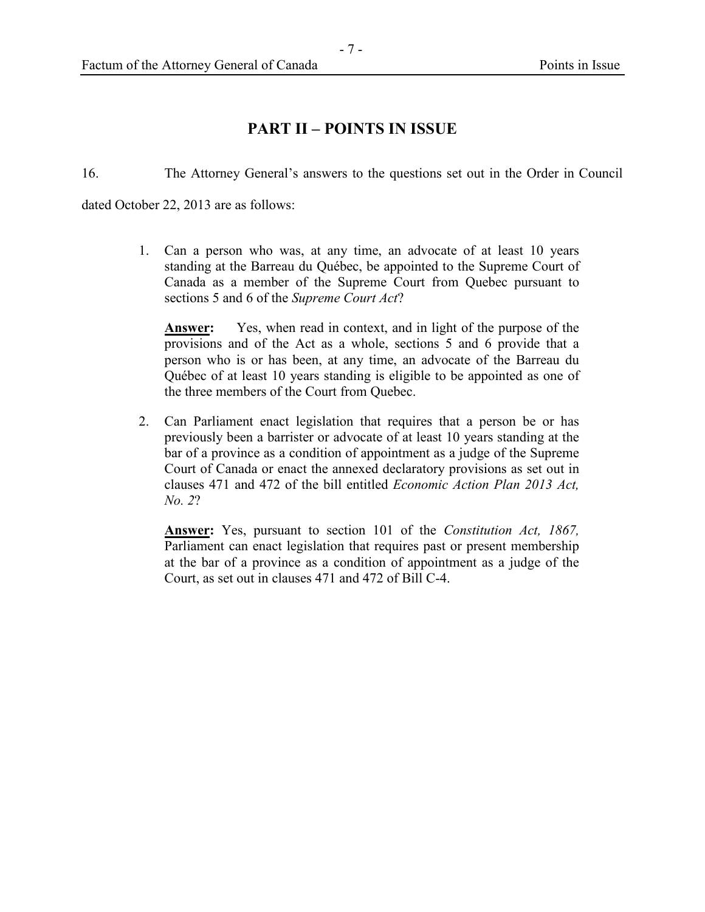## PART II – POINTS IN ISSUE

16. The Attorney General's answers to the questions set out in the Order in Council dated October 22, 2013 are as follows:

1. Can a person who was, at any time, an advocate of at least 10 years standing at the Barreau du Québec, be appointed to the Supreme Court of Canada as a member of the Supreme Court from Quebec pursuant to sections 5 and 6 of the *Supreme Court Act*?

   **Answer:** Yes, when read in context, and in light of the purpose of the provisions and of the Act as a whole, sections 5 and 6 provide that a person who is or has been, at any time, an advocate of the Barreau du Québec of at least 10 years standing is eligible to be appointed as one of the three members of the Court from Quebec.

2. Can Parliament enact legislation that requires that a person be or has previously been a barrister or advocate of at least 10 years standing at the bar of a province as a condition of appointment as a judge of the Supreme Court of Canada or enact the annexed declaratory provisions as set out in clauses 471 and 472 of the bill entitled *Economic Action Plan 2013 Act, No. 2*?

   **Answer:** Yes, pursuant to section 101 of the *Constitution Act, 1867,* Parliament can enact legislation that requires past or present membership at the bar of a province as a condition of appointment as a judge of the Court, as set out in clauses 471 and 472 of Bill C-4.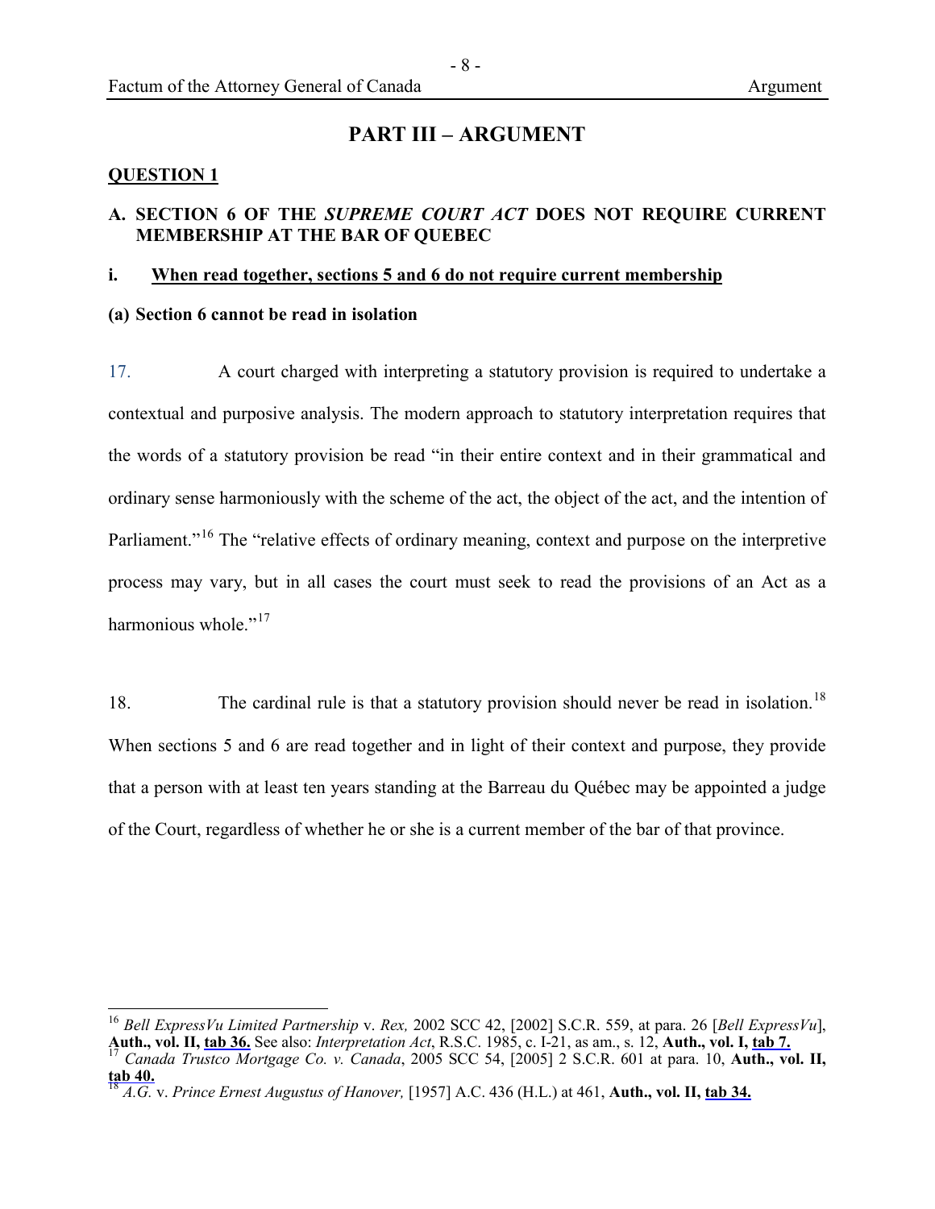## PART III – ARGUMENT

**QUESTION 1**

### A. SECTION 6 OF THE *SUPREME COURT ACT* DOES NOT REQUIRE CURRENT MEMBERSHIP AT THE BAR OF QUEBEC

#### i. When read together, sections 5 and 6 do not require current membership

**(a) Section 6 cannot be read in isolation**

17. A court charged with interpreting a statutory provision is required to undertake a contextual and purposive analysis. The modern approach to statutory interpretation requires that the words of a statutory provision be read "in their entire context and in their grammatical and ordinary sense harmoniously with the scheme of the act, the object of the act, and the intention of Parliament."[16] The "relative effects of ordinary meaning, context and purpose on the interpretive process may vary, but in all cases the court must seek to read the provisions of an Act as a harmonious whole."[17]

18. The cardinal rule is that a statutory provision should never be read in isolation.[18] When sections 5 and 6 are read together and in light of their context and purpose, they provide that a person with at least ten years standing at the Barreau du Québec may be appointed a judge of the Court, regardless of whether he or she is a current member of the bar of that province.

---

[16] *Bell ExpressVu Limited Partnership* v. *Rex,* 2002 SCC 42, [2002] S.C.R. 559, at para. 26 [*Bell ExpressVu*], **Auth., vol. II, tab 36.** See also: *Interpretation Act*, R.S.C. 1985, c. I-21, as am., s. 12, **Auth., vol. I, tab 7.**

[17] *Canada Trustco Mortgage Co. v. Canada*, 2005 SCC 54, [2005] 2 S.C.R. 601 at para. 10, **Auth., vol. II, tab 40.**

[18] *A.G.* v. *Prince Ernest Augustus of Hanover,* [1957] A.C. 436 (H.L.) at 461, **Auth., vol. II, tab 34.**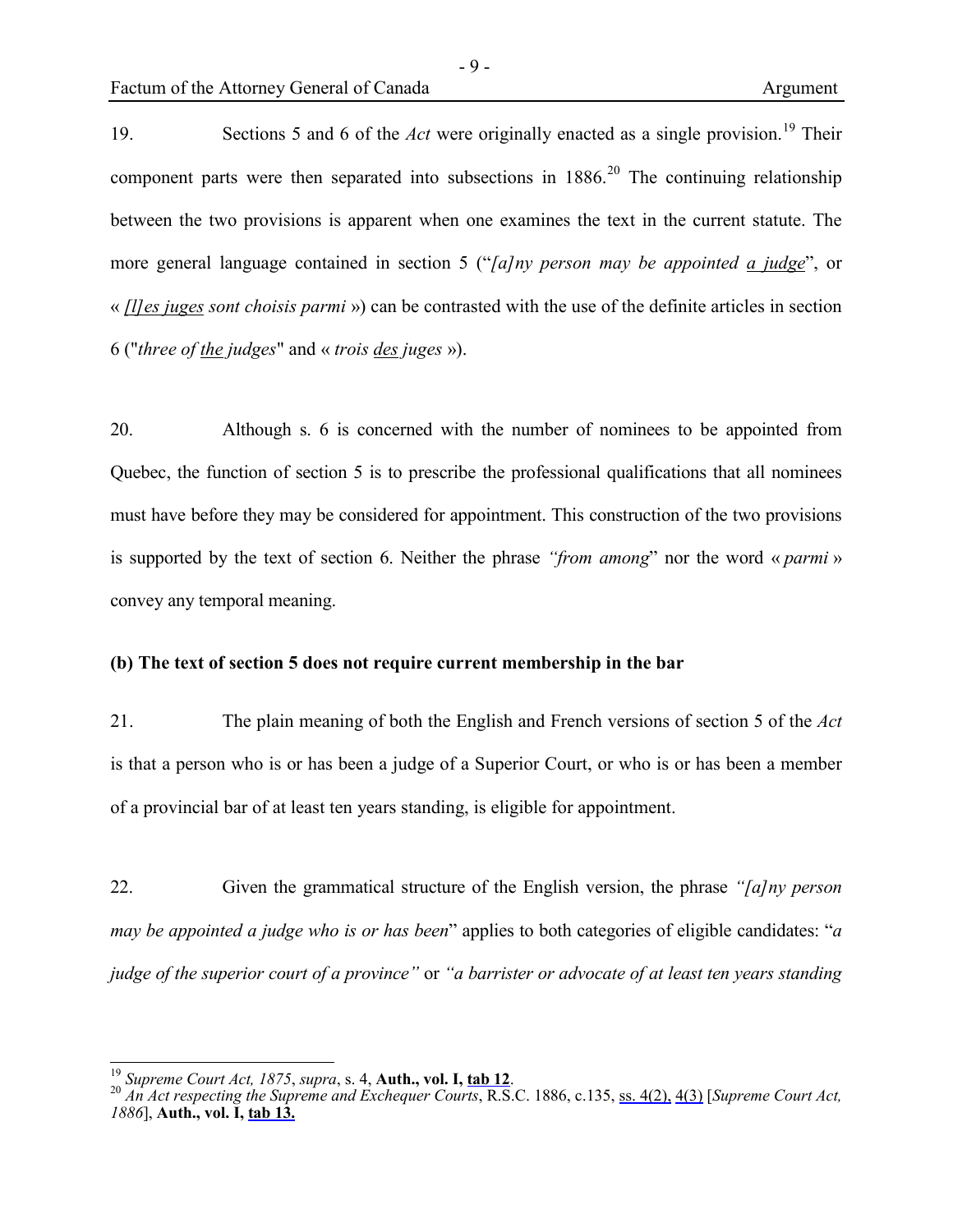19. Sections 5 and 6 of the *Act* were originally enacted as a single provision.[19] Their component parts were then separated into subsections in 1886.[20] The continuing relationship between the two provisions is apparent when one examines the text in the current statute. The more general language contained in section 5 ("*[a]ny person may be appointed a judge*", or « *[l]es juges sont choisis parmi* ») can be contrasted with the use of the definite articles in section 6 ("*three of the judges*" and « *trois des juges* »).

20. Although s. 6 is concerned with the number of nominees to be appointed from Quebec, the function of section 5 is to prescribe the professional qualifications that all nominees must have before they may be considered for appointment. This construction of the two provisions is supported by the text of section 6. Neither the phrase *"from among*" nor the word « *parmi* » convey any temporal meaning.

**(b) The text of section 5 does not require current membership in the bar**

21. The plain meaning of both the English and French versions of section 5 of the *Act* is that a person who is or has been a judge of a Superior Court, or who is or has been a member of a provincial bar of at least ten years standing, is eligible for appointment.

22. Given the grammatical structure of the English version, the phrase *"[a]ny person may be appointed a judge who is or has been*" applies to both categories of eligible candidates: "*a judge of the superior court of a province"* or *"a barrister or advocate of at least ten years standing*

---

[19] *Supreme Court Act, 1875*, *supra*, s. 4, **Auth., vol. I, tab 12**.

[20] *An Act respecting the Supreme and Exchequer Courts*, R.S.C. 1886, c.135, ss. 4(2), 4(3) [*Supreme Court Act, 1886*], **Auth., vol. I, tab 13.**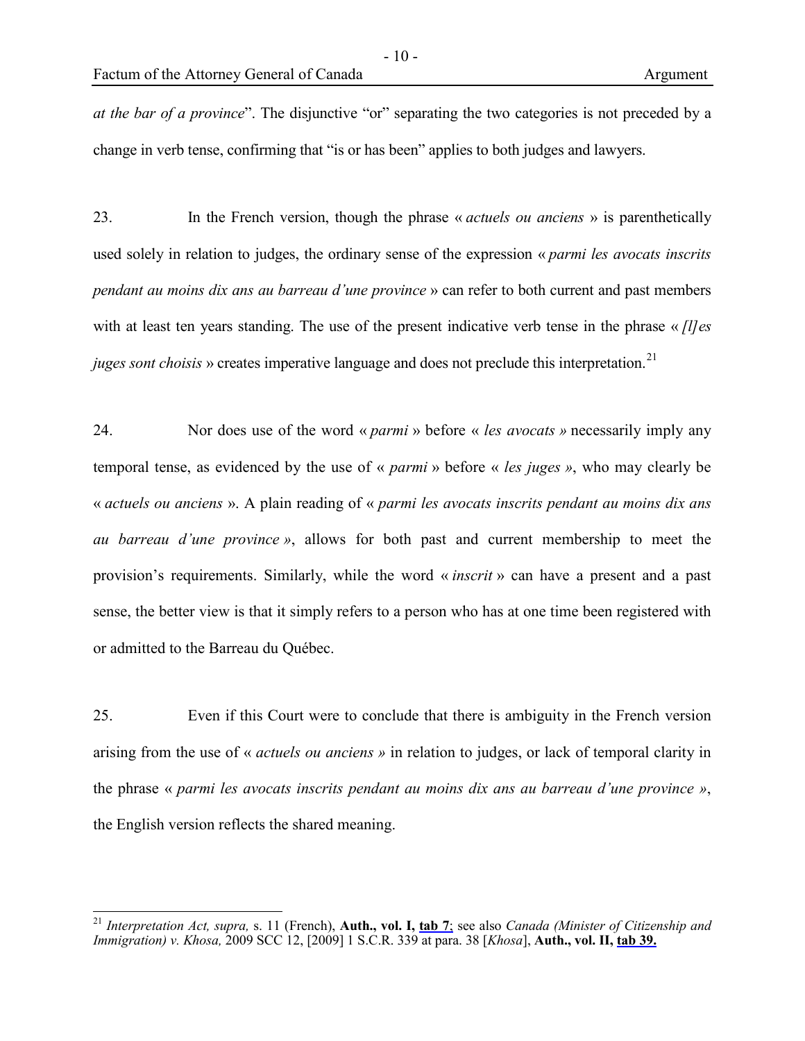*at the bar of a province*". The disjunctive "or" separating the two categories is not preceded by a change in verb tense, confirming that "is or has been" applies to both judges and lawyers.

23. In the French version, though the phrase « *actuels ou anciens* » is parenthetically used solely in relation to judges, the ordinary sense of the expression « *parmi les avocats inscrits pendant au moins dix ans au barreau d'une province* » can refer to both current and past members with at least ten years standing. The use of the present indicative verb tense in the phrase « *[l]es juges sont choisis* » creates imperative language and does not preclude this interpretation.[21]

24. Nor does use of the word « *parmi* » before « *les avocats »* necessarily imply any temporal tense, as evidenced by the use of « *parmi* » before « *les juges »*, who may clearly be « *actuels ou anciens* ». A plain reading of « *parmi les avocats inscrits pendant au moins dix ans au barreau d'une province »*, allows for both past and current membership to meet the provision's requirements. Similarly, while the word « *inscrit* » can have a present and a past sense, the better view is that it simply refers to a person who has at one time been registered with or admitted to the Barreau du Québec.

25. Even if this Court were to conclude that there is ambiguity in the French version arising from the use of « *actuels ou anciens »* in relation to judges, or lack of temporal clarity in the phrase « *parmi les avocats inscrits pendant au moins dix ans au barreau d'une province »*, the English version reflects the shared meaning.

---

[21] *Interpretation Act, supra,* s. 11 (French), **Auth., vol. I, tab 7**; see also *Canada (Minister of Citizenship and Immigration) v. Khosa,* 2009 SCC 12, [2009] 1 S.C.R. 339 at para. 38 [*Khosa*], **Auth., vol. II, tab 39.**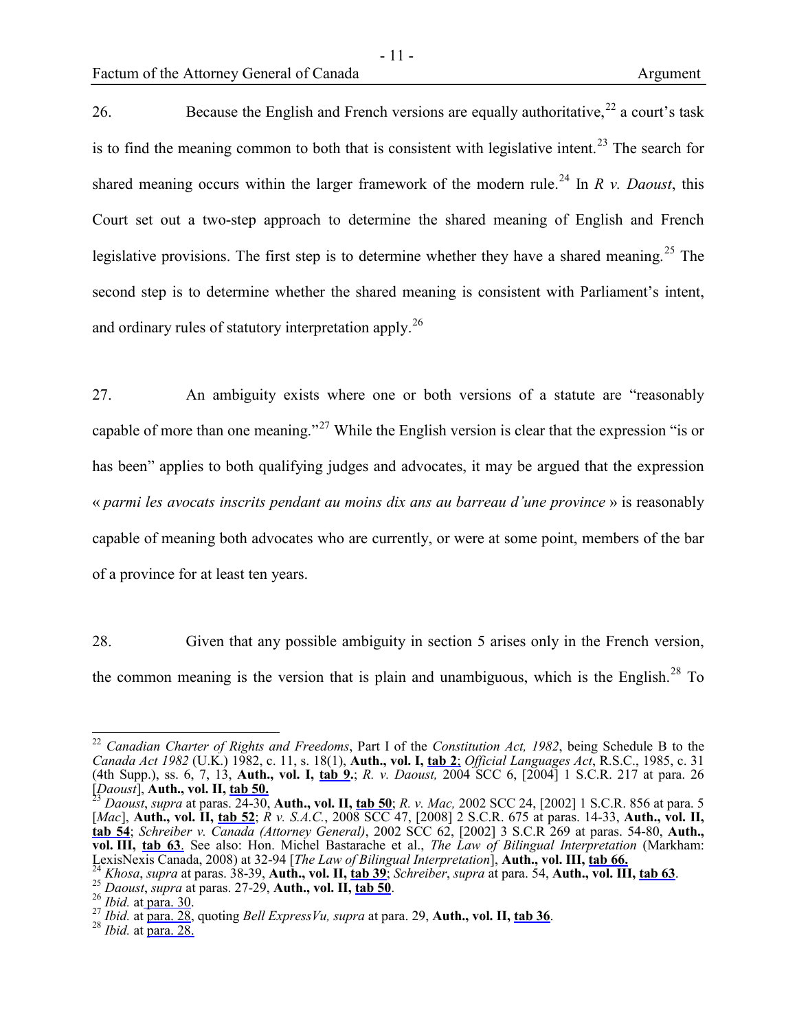26. Because the English and French versions are equally authoritative,[22] a court's task is to find the meaning common to both that is consistent with legislative intent.[23] The search for shared meaning occurs within the larger framework of the modern rule.[24] In *R v. Daoust*, this Court set out a two-step approach to determine the shared meaning of English and French legislative provisions. The first step is to determine whether they have a shared meaning.[25] The second step is to determine whether the shared meaning is consistent with Parliament's intent, and ordinary rules of statutory interpretation apply.[26]

27. An ambiguity exists where one or both versions of a statute are "reasonably capable of more than one meaning."[27] While the English version is clear that the expression "is or has been" applies to both qualifying judges and advocates, it may be argued that the expression « *parmi les avocats inscrits pendant au moins dix ans au barreau d'une province* » is reasonably capable of meaning both advocates who are currently, or were at some point, members of the bar of a province for at least ten years.

28. Given that any possible ambiguity in section 5 arises only in the French version, the common meaning is the version that is plain and unambiguous, which is the English.[28] To

---

[22] *Canadian Charter of Rights and Freedoms*, Part I of the *Constitution Act, 1982*, being Schedule B to the *Canada Act 1982* (U.K.) 1982, c. 11, s. 18(1), **Auth., vol. I, tab 2**; *Official Languages Act*, R.S.C., 1985, c. 31 (4th Supp.), ss. 6, 7, 13, **Auth., vol. I, tab 9.**; *R. v. Daoust,* 2004 SCC 6, [2004] 1 S.C.R. 217 at para. 26 [*Daoust*], **Auth., vol. II, tab 50.**

[23] *Daoust*, *supra* at paras. 24-30, **Auth., vol. II, tab 50**; *R. v. Mac,* 2002 SCC 24, [2002] 1 S.C.R. 856 at para. 5 [*Mac*], **Auth., vol. II, tab 52**; *R v. S.A.C.*, 2008 SCC 47, [2008] 2 S.C.R. 675 at paras. 14-33, **Auth., vol. II, tab 54**; *Schreiber v. Canada (Attorney General)*, 2002 SCC 62, [2002] 3 S.C.R 269 at paras. 54-80, **Auth., vol. III, tab 63**. See also: Hon. Michel Bastarache et al., *The Law of Bilingual Interpretation* (Markham: LexisNexis Canada, 2008) at 32-94 [*The Law of Bilingual Interpretation*], **Auth., vol. III, tab 66.**

[24] *Khosa*, *supra* at paras. 38-39, **Auth., vol. II, tab 39**; *Schreiber*, *supra* at para. 54, **Auth., vol. III, tab 63**.

[25] *Daoust*, *supra* at paras. 27-29, **Auth., vol. II, tab 50**.

[26] *Ibid.* at para. 30.

[27] *Ibid.* at para. 28, quoting *Bell ExpressVu, supra* at para. 29, **Auth., vol. II, tab 36**.

[28] *Ibid.* at para. 28.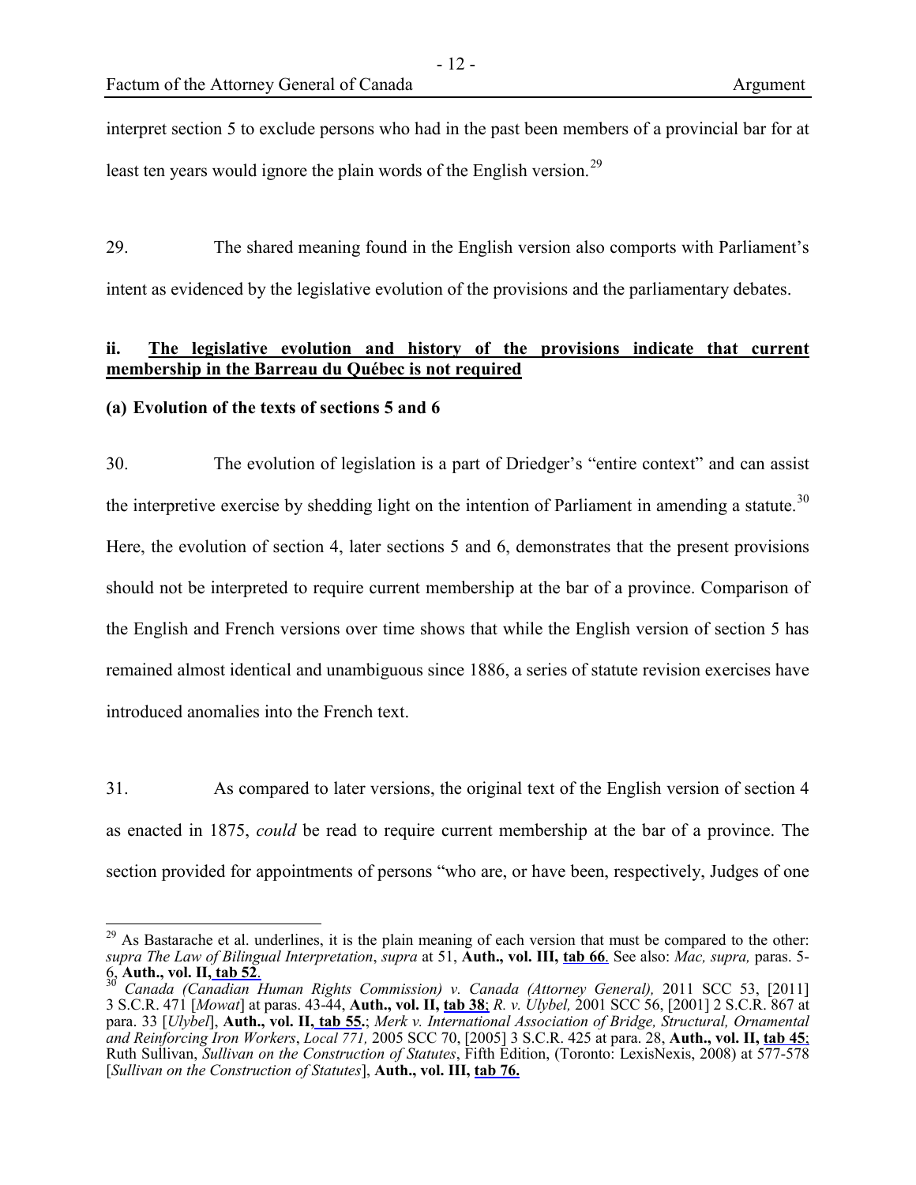interpret section 5 to exclude persons who had in the past been members of a provincial bar for at least ten years would ignore the plain words of the English version.[29]

29. The shared meaning found in the English version also comports with Parliament's intent as evidenced by the legislative evolution of the provisions and the parliamentary debates.

### ii. <u>The legislative evolution and history of the provisions indicate that current membership in the Barreau du Québec is not required</u>

#### (a) Evolution of the texts of sections 5 and 6

30. The evolution of legislation is a part of Driedger's "entire context" and can assist the interpretive exercise by shedding light on the intention of Parliament in amending a statute.[30] Here, the evolution of section 4, later sections 5 and 6, demonstrates that the present provisions should not be interpreted to require current membership at the bar of a province. Comparison of the English and French versions over time shows that while the English version of section 5 has remained almost identical and unambiguous since 1886, a series of statute revision exercises have introduced anomalies into the French text.

31. As compared to later versions, the original text of the English version of section 4 as enacted in 1875, *could* be read to require current membership at the bar of a province. The section provided for appointments of persons "who are, or have been, respectively, Judges of one

---

[29] As Bastarache et al. underlines, it is the plain meaning of each version that must be compared to the other: *supra The Law of Bilingual Interpretation*, *supra* at 51, **Auth., vol. III, <u>tab 66</u>**. See also: *Mac, supra,* paras. 5-6, **Auth., vol. II, <u>tab 52</u>**.

[30] *Canada (Canadian Human Rights Commission) v. Canada (Attorney General),* 2011 SCC 53, [2011] 3 S.C.R. 471 [*Mowat*] at paras. 43-44, **Auth., vol. II, <u>tab 38</u>**; *R. v. Ulybel,* 2001 SCC 56, [2001] 2 S.C.R. 867 at para. 33 [*Ulybel*], **Auth., vol. II, <u>tab 55</u>.**; *Merk v. International Association of Bridge, Structural, Ornamental and Reinforcing Iron Workers*, *Local 771,* 2005 SCC 70, [2005] 3 S.C.R. 425 at para. 28, **Auth., vol. II, <u>tab 45</u>**; Ruth Sullivan, *Sullivan on the Construction of Statutes*, Fifth Edition, (Toronto: LexisNexis, 2008) at 577-578 [*Sullivan on the Construction of Statutes*], **Auth., vol. III, <u>tab 76.</u>**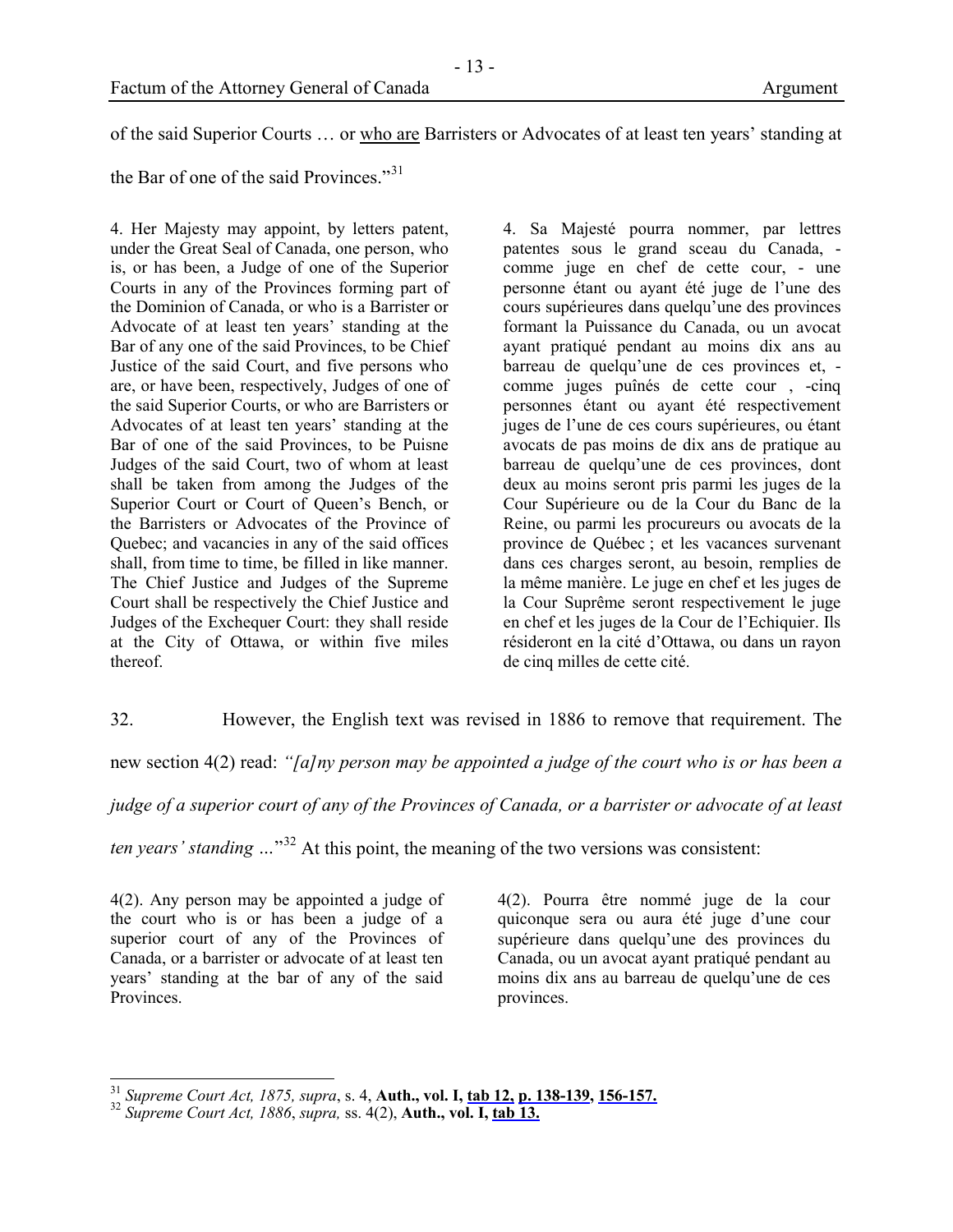of the said Superior Courts … or <u>who are</u> Barristers or Advocates of at least ten years' standing at the Bar of one of the said Provinces."[31]

| | |
|---|---|
| 4. Her Majesty may appoint, by letters patent, under the Great Seal of Canada, one person, who is, or has been, a Judge of one of the Superior Courts in any of the Provinces forming part of the Dominion of Canada, or who is a Barrister or Advocate of at least ten years' standing at the Bar of any one of the said Provinces, to be Chief Justice of the said Court, and five persons who are, or have been, respectively, Judges of one of the said Superior Courts, or who are Barristers or Advocates of at least ten years' standing at the Bar of one of the said Provinces, to be Puisne Judges of the said Court, two of whom at least shall be taken from among the Judges of the Superior Court or Court of Queen's Bench, or the Barristers or Advocates of the Province of Quebec; and vacancies in any of the said offices shall, from time to time, be filled in like manner. The Chief Justice and Judges of the Supreme Court shall be respectively the Chief Justice and Judges of the Exchequer Court: they shall reside at the City of Ottawa, or within five miles thereof. | 4. Sa Majesté pourra nommer, par lettres patentes sous le grand sceau du Canada, - comme juge en chef de cette cour, - une personne étant ou ayant été juge de l'une des cours supérieures dans quelqu'une des provinces formant la Puissance du Canada, ou un avocat ayant pratiqué pendant au moins dix ans au barreau de quelqu'une de ces provinces et, - comme juges puînés de cette cour , -cinq personnes étant ou ayant été respectivement juges de l'une de ces cours supérieures, ou étant avocats de pas moins de dix ans de pratique au barreau de quelqu'une de ces provinces, dont deux au moins seront pris parmi les juges de la Cour Supérieure ou de la Cour du Banc de la Reine, ou parmi les procureurs ou avocats de la province de Québec ; et les vacances survenant dans ces charges seront, au besoin, remplies de la même manière. Le juge en chef et les juges de la Cour Suprême seront respectivement le juge en chef et les juges de la Cour de l'Echiquier. Ils résideront en la cité d'Ottawa, ou dans un rayon de cinq milles de cette cité. |

32. However, the English text was revised in 1886 to remove that requirement. The new section 4(2) read: *"[a]ny person may be appointed a judge of the court who is or has been a judge of a superior court of any of the Provinces of Canada, or a barrister or advocate of at least ten years' standing ...*"[32] At this point, the meaning of the two versions was consistent:

| | |
|---|---|
| 4(2). Any person may be appointed a judge of the court who is or has been a judge of a superior court of any of the Provinces of Canada, or a barrister or advocate of at least ten years' standing at the bar of any of the said Provinces. | 4(2). Pourra être nommé juge de la cour quiconque sera ou aura été juge d'une cour supérieure dans quelqu'une des provinces du Canada, ou un avocat ayant pratiqué pendant au moins dix ans au barreau de quelqu'une de ces provinces. |

---

[31] *Supreme Court Act, 1875, supra*, s. 4, **Auth., vol. I, tab 12, p. 138-139, 156-157.**

[32] *Supreme Court Act, 1886*, *supra,* ss. 4(2), **Auth., vol. I, tab 13.**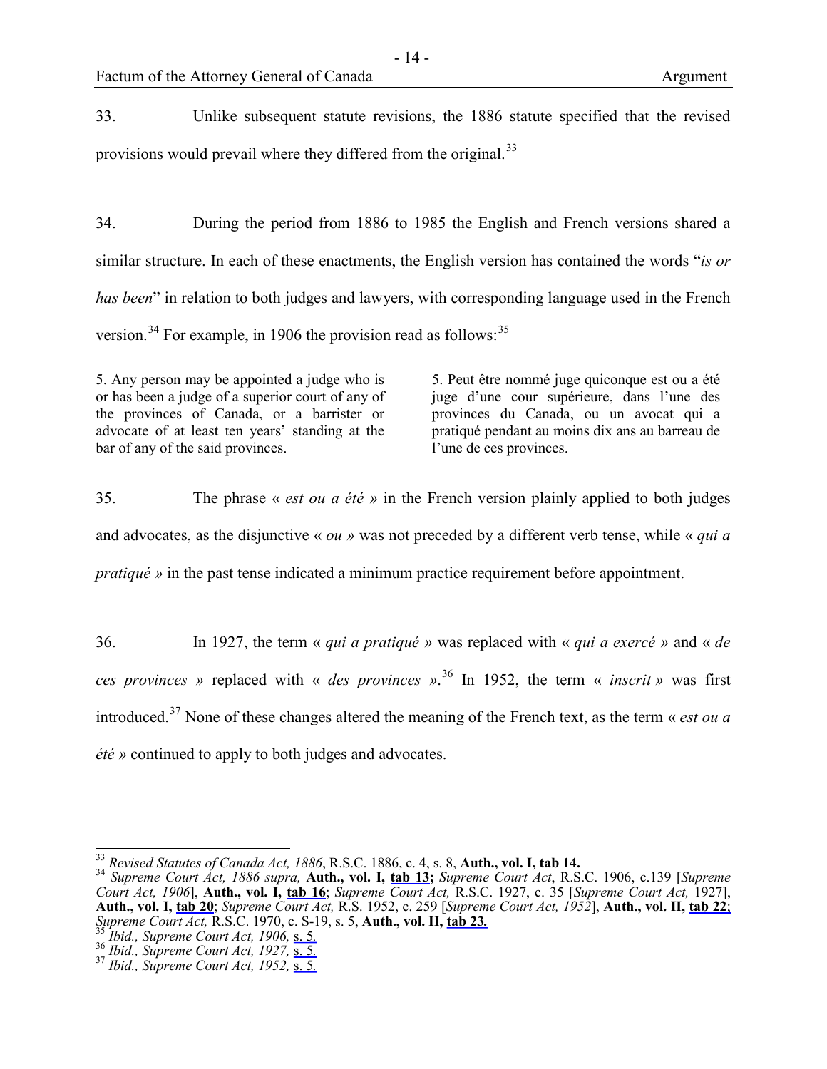33. Unlike subsequent statute revisions, the 1886 statute specified that the revised provisions would prevail where they differed from the original.[33]

34. During the period from 1886 to 1985 the English and French versions shared a similar structure. In each of these enactments, the English version has contained the words "*is or has been*" in relation to both judges and lawyers, with corresponding language used in the French version.[34] For example, in 1906 the provision read as follows:[35]

| | |
|---|---|
| 5. Any person may be appointed a judge who is or has been a judge of a superior court of any of the provinces of Canada, or a barrister or advocate of at least ten years' standing at the bar of any of the said provinces. | 5. Peut être nommé juge quiconque est ou a été juge d'une cour supérieure, dans l'une des provinces du Canada, ou un avocat qui a pratiqué pendant au moins dix ans au barreau de l'une de ces provinces. |

35. The phrase « *est ou a été* » in the French version plainly applied to both judges and advocates, as the disjunctive « *ou* » was not preceded by a different verb tense, while « *qui a pratiqué* » in the past tense indicated a minimum practice requirement before appointment.

36. In 1927, the term « *qui a pratiqué* » was replaced with « *qui a exercé* » and « *de ces provinces* » replaced with « *des provinces* ».[36] In 1952, the term « *inscrit* » was first introduced.[37] None of these changes altered the meaning of the French text, as the term « *est ou a été* » continued to apply to both judges and advocates.

---

[33] *Revised Statutes of Canada Act, 1886*, R.S.C. 1886, c. 4, s. 8, **Auth., vol. I, tab 14.**

[34] *Supreme Court Act, 1886 supra,* **Auth., vol. I, tab 13;** *Supreme Court Act*, R.S.C. 1906, c.139 [*Supreme Court Act, 1906*], **Auth., vol. I, tab 16**; *Supreme Court Act,* R.S.C. 1927, c. 35 [*Supreme Court Act,* 1927], **Auth., vol. I, tab 20**; *Supreme Court Act,* R.S. 1952, c. 259 [*Supreme Court Act, 1952*], **Auth., vol. II, tab 22**; *Supreme Court Act,* R.S.C. 1970, c. S-19, s. 5, **Auth., vol. II, tab 23.**

[35] *Ibid., Supreme Court Act, 1906,* s. 5.

[36] *Ibid., Supreme Court Act, 1927,* s. 5.

[37] *Ibid., Supreme Court Act, 1952,* s. 5.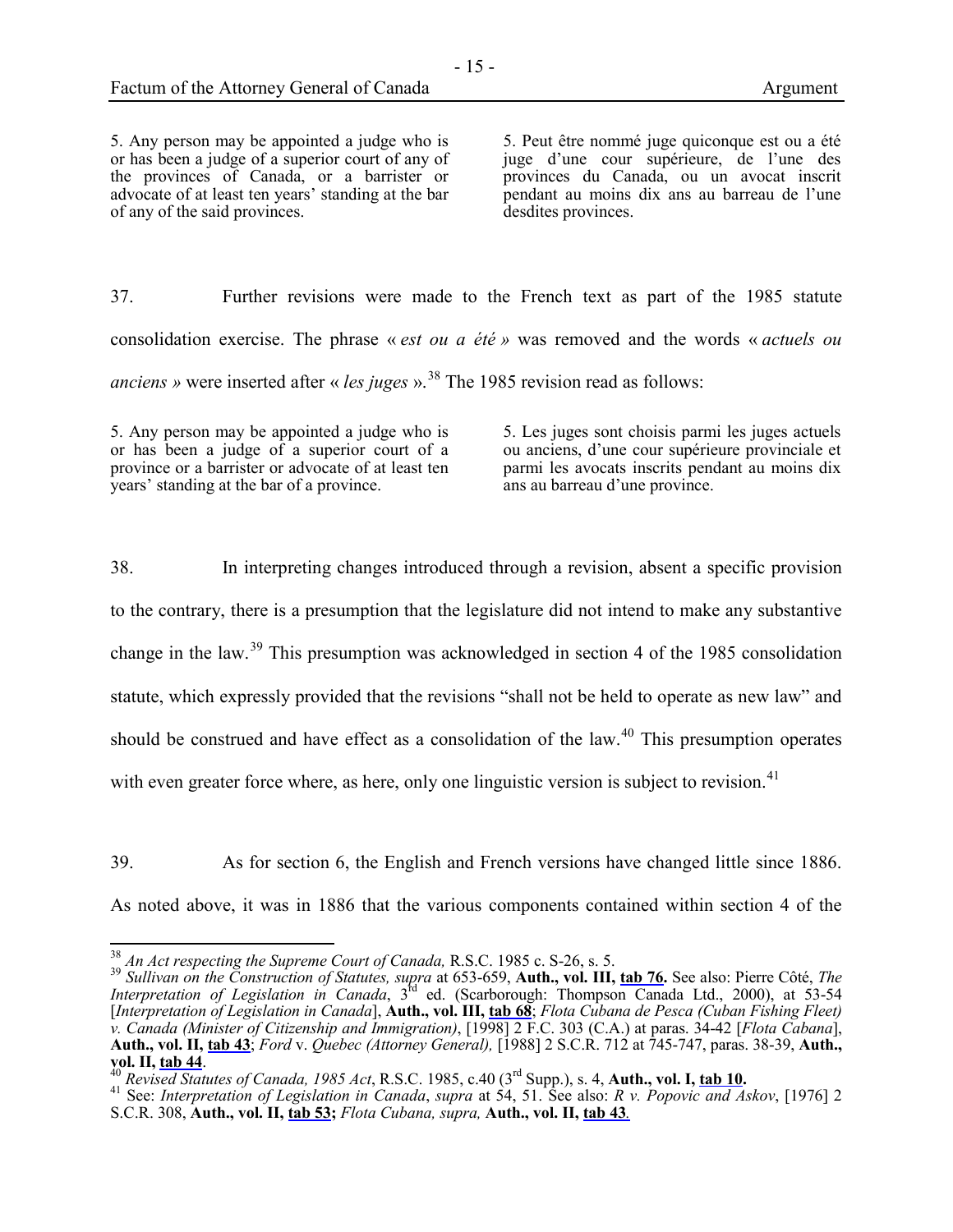| | |
|---|---|
| 5. Any person may be appointed a judge who is or has been a judge of a superior court of any of the provinces of Canada, or a barrister or advocate of at least ten years' standing at the bar of any of the said provinces. | 5. Peut être nommé juge quiconque est ou a été juge d'une cour supérieure, de l'une des provinces du Canada, ou un avocat inscrit pendant au moins dix ans au barreau de l'une desdites provinces. |

37. Further revisions were made to the French text as part of the 1985 statute consolidation exercise. The phrase « *est ou a été* » was removed and the words « *actuels ou anciens* » were inserted after « *les juges* ».[38] The 1985 revision read as follows:

| | |
|---|---|
| 5. Any person may be appointed a judge who is or has been a judge of a superior court of a province or a barrister or advocate of at least ten years' standing at the bar of a province. | 5. Les juges sont choisis parmi les juges actuels ou anciens, d'une cour supérieure provinciale et parmi les avocats inscrits pendant au moins dix ans au barreau d'une province. |

38. In interpreting changes introduced through a revision, absent a specific provision to the contrary, there is a presumption that the legislature did not intend to make any substantive change in the law.[39] This presumption was acknowledged in section 4 of the 1985 consolidation statute, which expressly provided that the revisions "shall not be held to operate as new law" and should be construed and have effect as a consolidation of the law.[40] This presumption operates with even greater force where, as here, only one linguistic version is subject to revision.[41]

39. As for section 6, the English and French versions have changed little since 1886. As noted above, it was in 1886 that the various components contained within section 4 of the

[38] *An Act respecting the Supreme Court of Canada,* R.S.C. 1985 c. S-26, s. 5.

[39] *Sullivan on the Construction of Statutes, supra* at 653-659, **Auth., vol. III, tab 76.** See also: Pierre Côté, *The Interpretation of Legislation in Canada*, 3rd ed. (Scarborough: Thompson Canada Ltd., 2000), at 53-54 [*Interpretation of Legislation in Canada*], **Auth., vol. III, tab 68**; *Flota Cubana de Pesca (Cuban Fishing Fleet) v. Canada (Minister of Citizenship and Immigration)*, [1998] 2 F.C. 303 (C.A.) at paras. 34-42 [*Flota Cabana*], **Auth., vol. II, tab 43**; *Ford* v. *Quebec (Attorney General),* [1988] 2 S.C.R. 712 at 745-747, paras. 38-39, **Auth., vol. II, tab 44**.

[40] *Revised Statutes of Canada, 1985 Act*, R.S.C. 1985, c.40 (3rd Supp.), s. 4, **Auth., vol. I, tab 10.**

[41] See: *Interpretation of Legislation in Canada*, *supra* at 54, 51. See also: *R v. Popovic and Askov*, [1976] 2 S.C.R. 308, **Auth., vol. II, tab 53;** *Flota Cubana, supra,* **Auth., vol. II, tab 43**.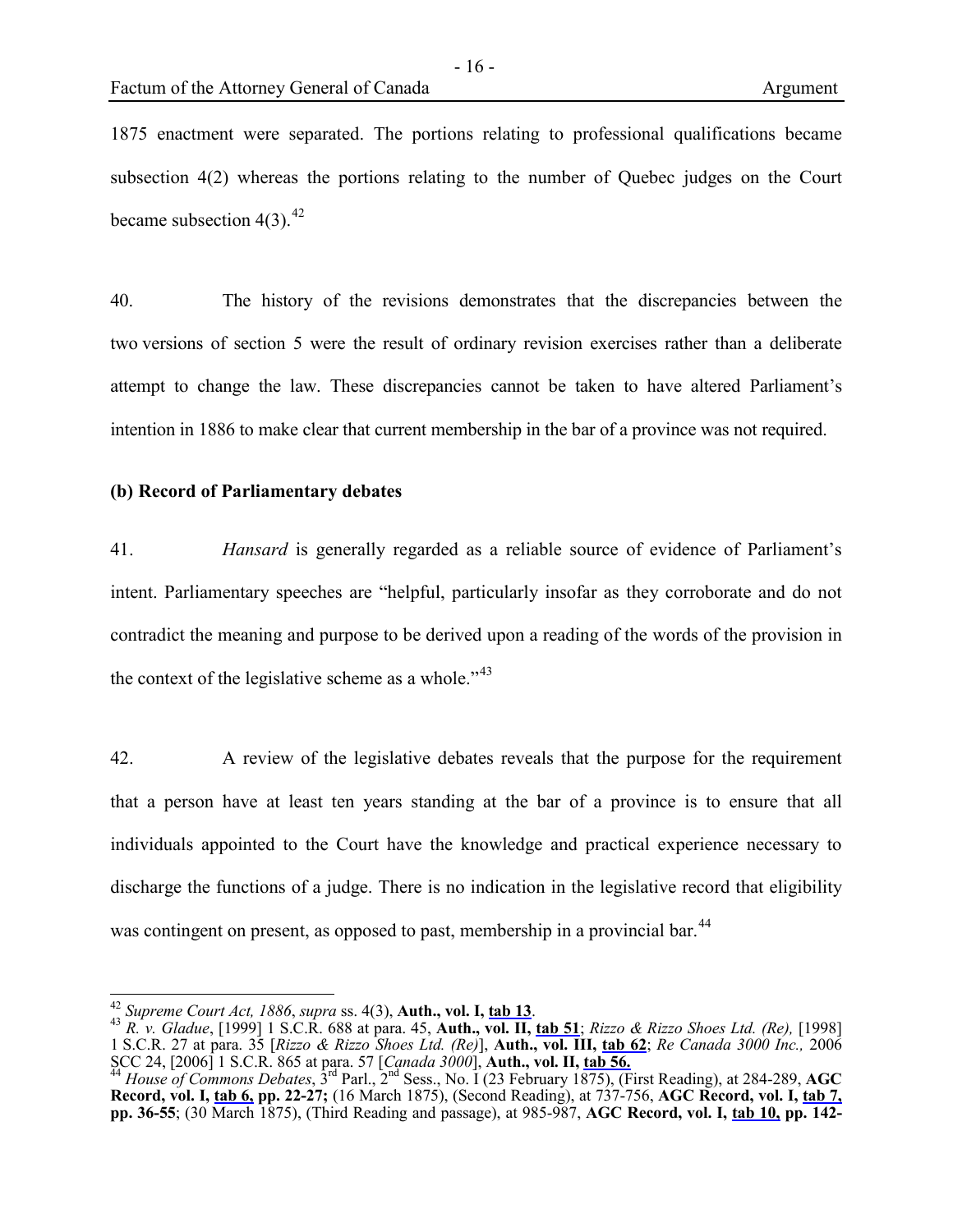1875 enactment were separated. The portions relating to professional qualifications became subsection 4(2) whereas the portions relating to the number of Quebec judges on the Court became subsection 4(3).[42]

40. The history of the revisions demonstrates that the discrepancies between the two versions of section 5 were the result of ordinary revision exercises rather than a deliberate attempt to change the law. These discrepancies cannot be taken to have altered Parliament's intention in 1886 to make clear that current membership in the bar of a province was not required.

**(b) Record of Parliamentary debates**

41. *Hansard* is generally regarded as a reliable source of evidence of Parliament's intent. Parliamentary speeches are "helpful, particularly insofar as they corroborate and do not contradict the meaning and purpose to be derived upon a reading of the words of the provision in the context of the legislative scheme as a whole."[43]

42. A review of the legislative debates reveals that the purpose for the requirement that a person have at least ten years standing at the bar of a province is to ensure that all individuals appointed to the Court have the knowledge and practical experience necessary to discharge the functions of a judge. There is no indication in the legislative record that eligibility was contingent on present, as opposed to past, membership in a provincial bar.[44]

---

[42] *Supreme Court Act, 1886*, *supra* ss. 4(3), **Auth., vol. I, tab 13**.

[43] *R. v. Gladue*, [1999] 1 S.C.R. 688 at para. 45, **Auth., vol. II, tab 51**; *Rizzo & Rizzo Shoes Ltd. (Re),* [1998] 1 S.C.R. 27 at para. 35 [*Rizzo & Rizzo Shoes Ltd. (Re)*], **Auth., vol. III, tab 62**; *Re Canada 3000 Inc.,* 2006 SCC 24, [2006] 1 S.C.R. 865 at para. 57 [*Canada 3000*], **Auth., vol. II, tab 56.**

[44] *House of Commons Debates*, 3rd Parl., 2nd Sess., No. I (23 February 1875), (First Reading), at 284-289, **AGC Record, vol. I, tab 6, pp. 22-27;** (16 March 1875), (Second Reading), at 737-756, **AGC Record, vol. I, tab 7, pp. 36-55**; (30 March 1875), (Third Reading and passage), at 985-987, **AGC Record, vol. I, tab 10, pp. 142-**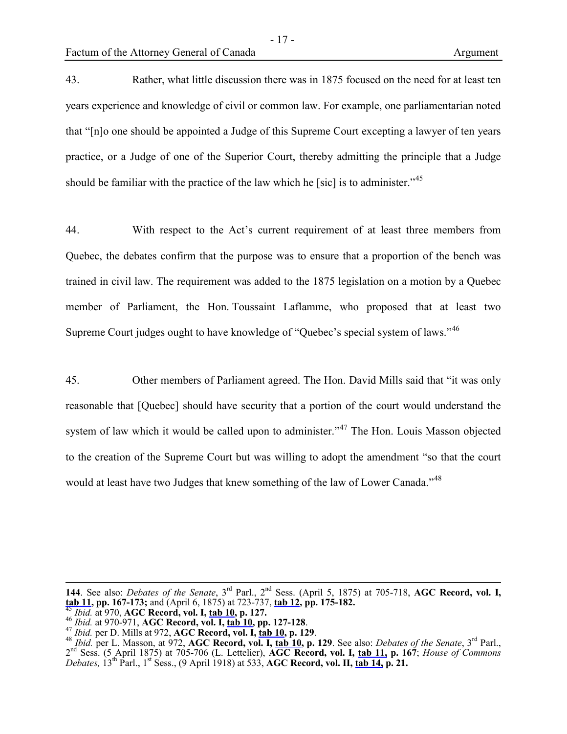43. Rather, what little discussion there was in 1875 focused on the need for at least ten years experience and knowledge of civil or common law. For example, one parliamentarian noted that "[n]o one should be appointed a Judge of this Supreme Court excepting a lawyer of ten years practice, or a Judge of one of the Superior Court, thereby admitting the principle that a Judge should be familiar with the practice of the law which he [sic] is to administer."[45]

44. With respect to the Act's current requirement of at least three members from Quebec, the debates confirm that the purpose was to ensure that a proportion of the bench was trained in civil law. The requirement was added to the 1875 legislation on a motion by a Quebec member of Parliament, the Hon. Toussaint Laflamme, who proposed that at least two Supreme Court judges ought to have knowledge of "Quebec's special system of laws."[46]

45. Other members of Parliament agreed. The Hon. David Mills said that "it was only reasonable that [Quebec] should have security that a portion of the court would understand the system of law which it would be called upon to administer."[47] The Hon. Louis Masson objected to the creation of the Supreme Court but was willing to adopt the amendment "so that the court would at least have two Judges that knew something of the law of Lower Canada."[48]

---

**144**. See also: *Debates of the Senate*, 3rd Parl., 2nd Sess. (April 5, 1875) at 705-718, **AGC Record, vol. I, tab 11, pp. 167-173;** and (April 6, 1875) at 723-737, **tab 12, pp. 175-182.**

[45] *Ibid.* at 970, **AGC Record, vol. I, tab 10, p. 127.**

[46] *Ibid.* at 970-971, **AGC Record, vol. I, tab 10, pp. 127-128**.

[47] *Ibid.* per D. Mills at 972, **AGC Record, vol. I, tab 10, p. 129**.

[48] *Ibid.* per L. Masson, at 972, **AGC Record, vol. I, tab 10, p. 129**. See also: *Debates of the Senate*, 3rd Parl., 2nd Sess. (5 April 1875) at 705-706 (L. Lettelier), **AGC Record, vol. I, tab 11, p. 167**; *House of Commons Debates,* 13th Parl., 1st Sess., (9 April 1918) at 533, **AGC Record, vol. II, tab 14, p. 21.**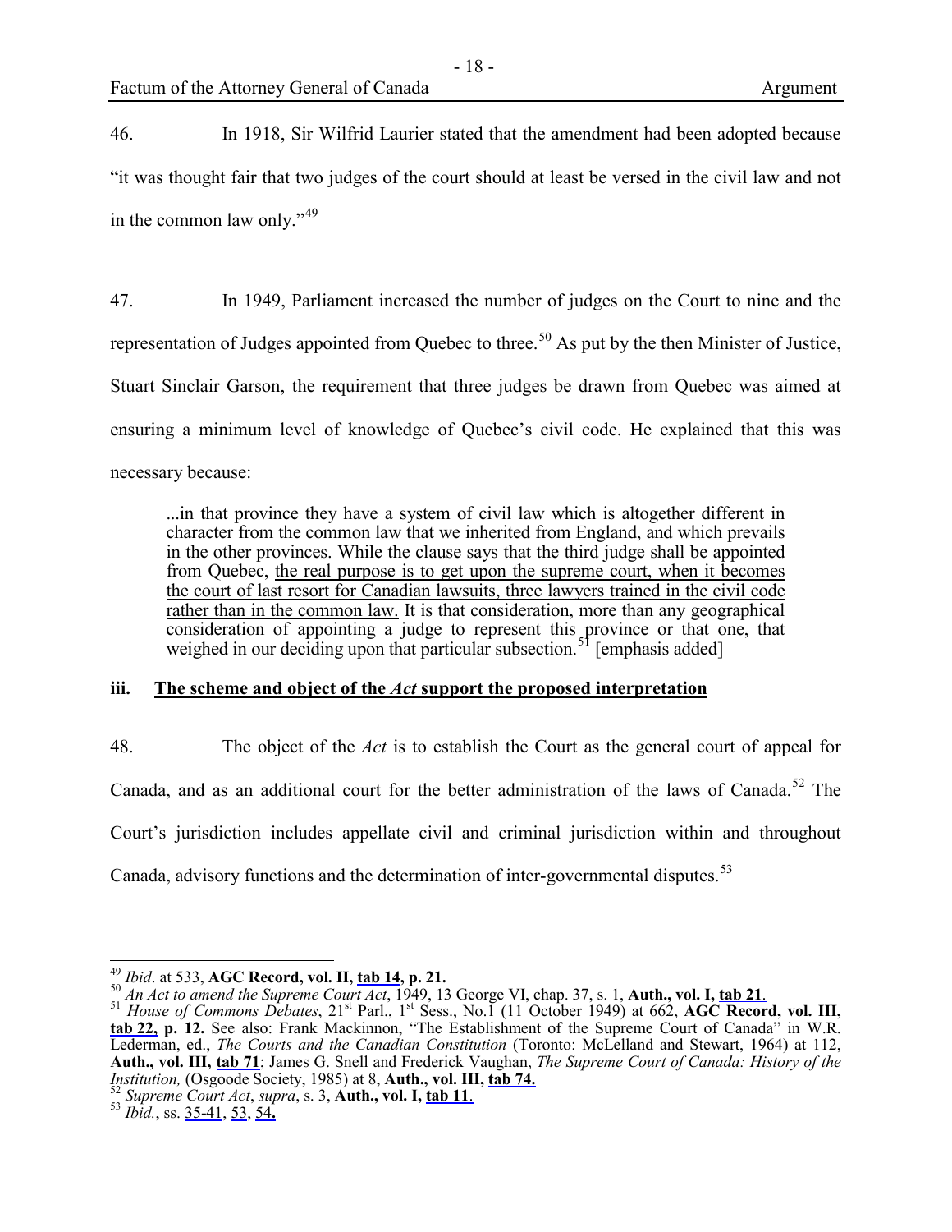46. In 1918, Sir Wilfrid Laurier stated that the amendment had been adopted because "it was thought fair that two judges of the court should at least be versed in the civil law and not in the common law only."[49]

47. In 1949, Parliament increased the number of judges on the Court to nine and the representation of Judges appointed from Quebec to three.[50] As put by the then Minister of Justice, Stuart Sinclair Garson, the requirement that three judges be drawn from Quebec was aimed at ensuring a minimum level of knowledge of Quebec's civil code. He explained that this was necessary because:

> ...in that province they have a system of civil law which is altogether different in character from the common law that we inherited from England, and which prevails in the other provinces. While the clause says that the third judge shall be appointed from Quebec, <u>the real purpose is to get upon the supreme court, when it becomes the court of last resort for Canadian lawsuits, three lawyers trained in the civil code rather than in the common law.</u> It is that consideration, more than any geographical consideration of appointing a judge to represent this province or that one, that weighed in our deciding upon that particular subsection.[51] [emphasis added]

### iii. The scheme and object of the *Act* support the proposed interpretation

48. The object of the *Act* is to establish the Court as the general court of appeal for Canada, and as an additional court for the better administration of the laws of Canada.[52] The Court's jurisdiction includes appellate civil and criminal jurisdiction within and throughout Canada, advisory functions and the determination of inter-governmental disputes.[53]

---

[49] *Ibid*. at 533, **AGC Record, vol. II, tab 14, p. 21.**

[50] *An Act to amend the Supreme Court Act*, 1949, 13 George VI, chap. 37, s. 1, **Auth., vol. I, tab 21**.

[51] *House of Commons Debates*, 21st Parl., 1st Sess., No.1 (11 October 1949) at 662, **AGC Record, vol. III, tab 22, p. 12.** See also: Frank Mackinnon, "The Establishment of the Supreme Court of Canada" in W.R. Lederman, ed., *The Courts and the Canadian Constitution* (Toronto: McLelland and Stewart, 1964) at 112, **Auth., vol. III, tab 71**; James G. Snell and Frederick Vaughan, *The Supreme Court of Canada: History of the Institution,* (Osgoode Society, 1985) at 8, **Auth., vol. III, tab 74.**

[52] *Supreme Court Act*, *supra*, s. 3, **Auth., vol. I, tab 11**.

[53] *Ibid.*, ss. 35-41, 53, 54**.**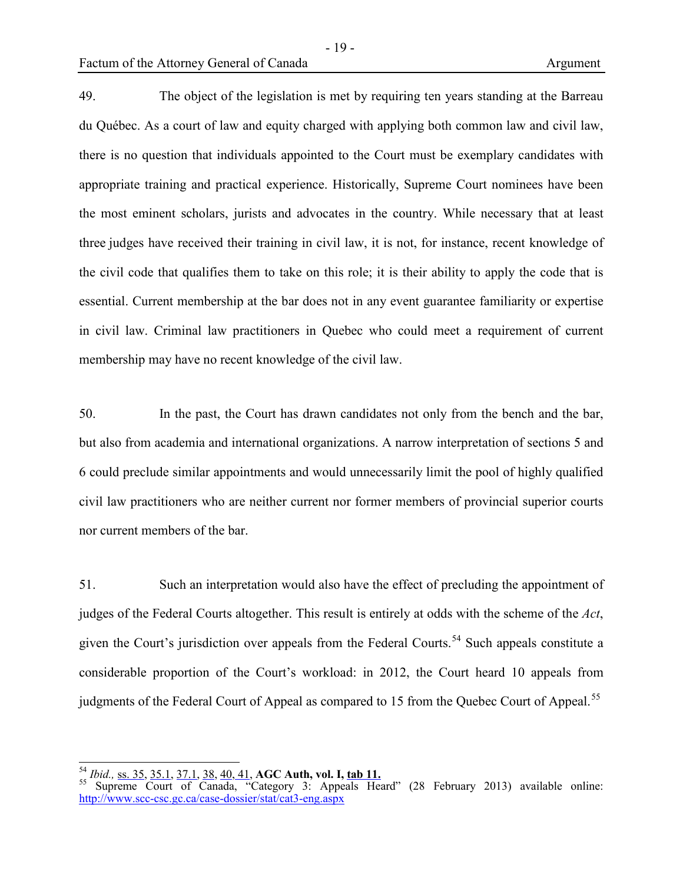49. The object of the legislation is met by requiring ten years standing at the Barreau du Québec. As a court of law and equity charged with applying both common law and civil law, there is no question that individuals appointed to the Court must be exemplary candidates with appropriate training and practical experience. Historically, Supreme Court nominees have been the most eminent scholars, jurists and advocates in the country. While necessary that at least three judges have received their training in civil law, it is not, for instance, recent knowledge of the civil code that qualifies them to take on this role; it is their ability to apply the code that is essential. Current membership at the bar does not in any event guarantee familiarity or expertise in civil law. Criminal law practitioners in Quebec who could meet a requirement of current membership may have no recent knowledge of the civil law.

50. In the past, the Court has drawn candidates not only from the bench and the bar, but also from academia and international organizations. A narrow interpretation of sections 5 and 6 could preclude similar appointments and would unnecessarily limit the pool of highly qualified civil law practitioners who are neither current nor former members of provincial superior courts nor current members of the bar.

51. Such an interpretation would also have the effect of precluding the appointment of judges of the Federal Courts altogether. This result is entirely at odds with the scheme of the *Act*, given the Court's jurisdiction over appeals from the Federal Courts.[54] Such appeals constitute a considerable proportion of the Court's workload: in 2012, the Court heard 10 appeals from judgments of the Federal Court of Appeal as compared to 15 from the Quebec Court of Appeal.[55]

---

[54] *Ibid.,* ss. 35, 35.1, 37.1, 38, 40, 41, **AGC Auth, vol. I, tab 11.**

[55] Supreme Court of Canada, "Category 3: Appeals Heard" (28 February 2013) available online: http://www.scc-csc.gc.ca/case-dossier/stat/cat3-eng.aspx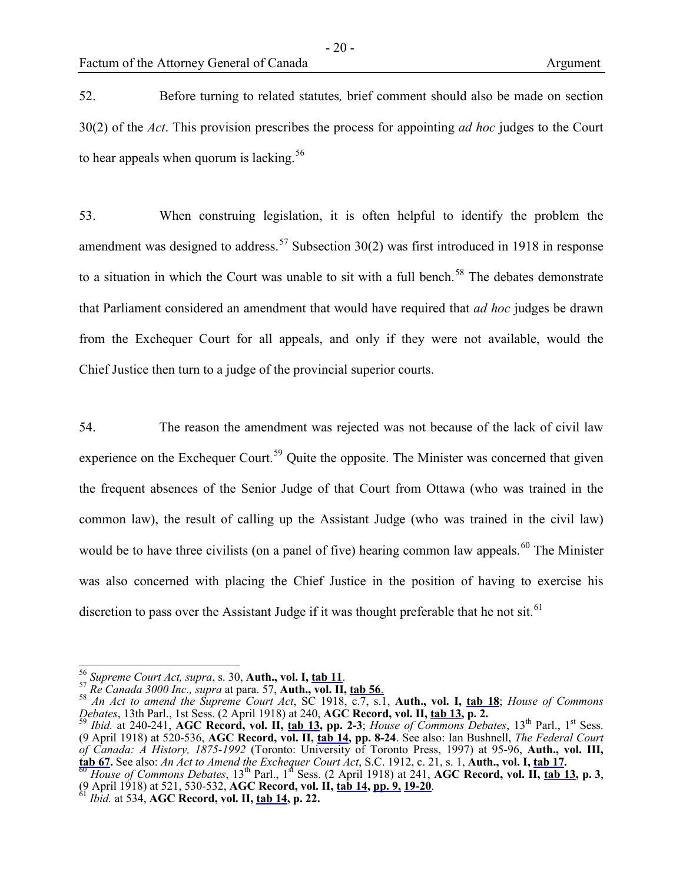52. Before turning to related statutes*,* brief comment should also be made on section 30(2) of the *Act*. This provision prescribes the process for appointing *ad hoc* judges to the Court to hear appeals when quorum is lacking.[56]

53. When construing legislation, it is often helpful to identify the problem the amendment was designed to address.[57] Subsection 30(2) was first introduced in 1918 in response to a situation in which the Court was unable to sit with a full bench.[58] The debates demonstrate that Parliament considered an amendment that would have required that *ad hoc* judges be drawn from the Exchequer Court for all appeals, and only if they were not available, would the Chief Justice then turn to a judge of the provincial superior courts.

54. The reason the amendment was rejected was not because of the lack of civil law experience on the Exchequer Court.[59] Quite the opposite. The Minister was concerned that given the frequent absences of the Senior Judge of that Court from Ottawa (who was trained in the common law), the result of calling up the Assistant Judge (who was trained in the civil law) would be to have three civilists (on a panel of five) hearing common law appeals.[60] The Minister was also concerned with placing the Chief Justice in the position of having to exercise his discretion to pass over the Assistant Judge if it was thought preferable that he not sit.[61]

---

[56] *Supreme Court Act, supra*, s. 30, **Auth., vol. I, tab 11**.

[57] *Re Canada 3000 Inc., supra* at para. 57, **Auth., vol. II, tab 56**.

[58] *An Act to amend the Supreme Court Act*, SC 1918, c.7, s.1, **Auth., vol. I, tab 18**; *House of Commons Debates*, 13th Parl., 1st Sess. (2 April 1918) at 240, **AGC Record, vol. II, tab 13, p. 2.**

[59] *Ibid.* at 240-241, **AGC Record, vol. II, tab 13, pp. 2-3**; *House of Commons Debates*, 13th Parl., 1st Sess. (9 April 1918) at 520-536, **AGC Record, vol. II, tab 14, pp. 8-24**. See also: Ian Bushnell, *The Federal Court of Canada: A History, 1875-1992* (Toronto: University of Toronto Press, 1997) at 95-96, **Auth., vol. III, tab 67.** See also: *An Act to Amend the Exchequer Court Act*, S.C. 1912, c. 21, s. 1, **Auth., vol. I, tab 17.**

[60] *House of Commons Debates*, 13th Parl., 1st Sess. (2 April 1918) at 241, **AGC Record, vol. II, tab 13, p. 3**, (9 April 1918) at 521, 530-532, **AGC Record, vol. II, tab 14, pp. 9, 19-20**.

[61] *Ibid.* at 534, **AGC Record, vol. II, tab 14, p. 22.**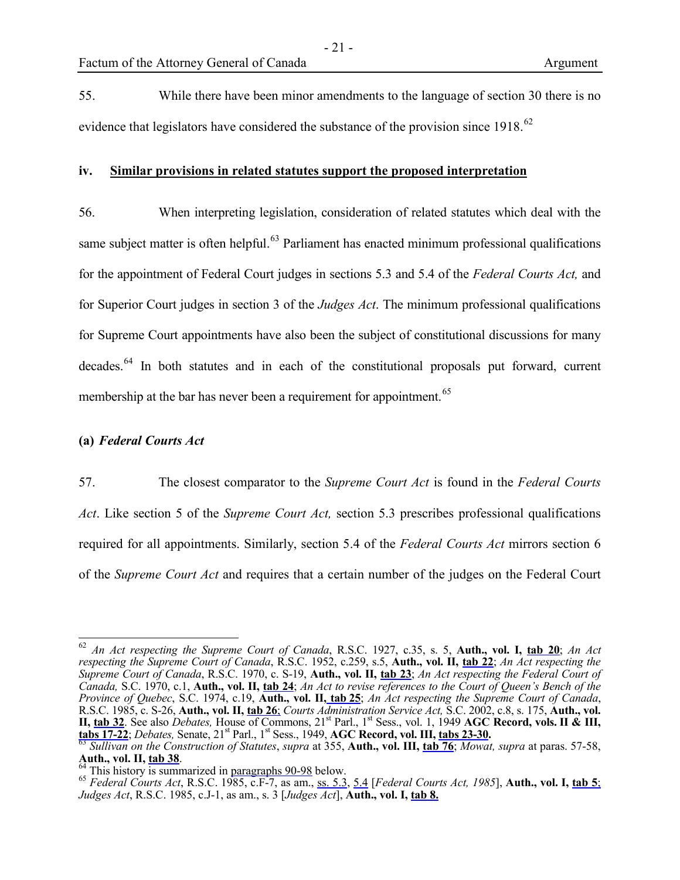55. While there have been minor amendments to the language of section 30 there is no evidence that legislators have considered the substance of the provision since 1918.[62]

### iv. Similar provisions in related statutes support the proposed interpretation

56. When interpreting legislation, consideration of related statutes which deal with the same subject matter is often helpful.[63] Parliament has enacted minimum professional qualifications for the appointment of Federal Court judges in sections 5.3 and 5.4 of the *Federal Courts Act,* and for Superior Court judges in section 3 of the *Judges Act*. The minimum professional qualifications for Supreme Court appointments have also been the subject of constitutional discussions for many decades.[64] In both statutes and in each of the constitutional proposals put forward, current membership at the bar has never been a requirement for appointment.[65]

#### (a) *Federal Courts Act*

57. The closest comparator to the *Supreme Court Act* is found in the *Federal Courts Act*. Like section 5 of the *Supreme Court Act,* section 5.3 prescribes professional qualifications required for all appointments. Similarly, section 5.4 of the *Federal Courts Act* mirrors section 6 of the *Supreme Court Act* and requires that a certain number of the judges on the Federal Court

---

[62] *An Act respecting the Supreme Court of Canada*, R.S.C. 1927, c.35, s. 5, **Auth., vol. I, tab 20**; *An Act respecting the Supreme Court of Canada*, R.S.C. 1952, c.259, s.5, **Auth., vol. II, tab 22**; *An Act respecting the Supreme Court of Canada*, R.S.C. 1970, c. S-19, **Auth., vol. II, tab 23**; *An Act respecting the Federal Court of Canada,* S.C. 1970, c.1, **Auth., vol. II, tab 24**; *An Act to revise references to the Court of Queen's Bench of the Province of Quebec*, S.C. 1974, c.19, **Auth., vol. II, tab 25**; *An Act respecting the Supreme Court of Canada*, R.S.C. 1985, c. S-26, **Auth., vol. II, tab 26**; *Courts Administration Service Act,* S.C. 2002, c.8, s. 175, **Auth., vol. II, tab 32**. See also *Debates,* House of Commons, 21st Parl., 1st Sess., vol. 1, 1949 **AGC Record, vols. II & III, tabs 17-22**; *Debates,* Senate, 21st Parl., 1st Sess., 1949, **AGC Record, vol. III, tabs 23-30.**

[63] *Sullivan on the Construction of Statutes*, *supra* at 355, **Auth., vol. III, tab 76**; *Mowat, supra* at paras. 57-58, **Auth., vol. II, tab 38**.

[64] This history is summarized in paragraphs 90-98 below.

[65] *Federal Courts Act*, R.S.C. 1985, c.F-7, as am., ss. 5.3, 5.4 [*Federal Courts Act, 1985*], **Auth., vol. I, tab 5**; *Judges Act*, R.S.C. 1985, c.J-1, as am., s. 3 [*Judges Act*], **Auth., vol. I, tab 8.**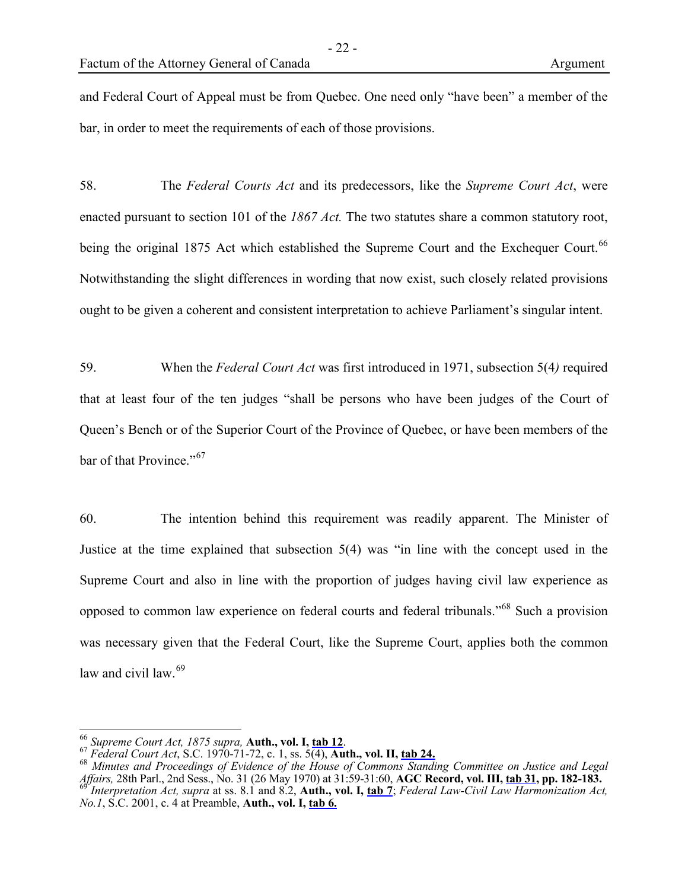and Federal Court of Appeal must be from Quebec. One need only "have been" a member of the bar, in order to meet the requirements of each of those provisions.

58. The *Federal Courts Act* and its predecessors, like the *Supreme Court Act*, were enacted pursuant to section 101 of the *1867 Act.* The two statutes share a common statutory root, being the original 1875 Act which established the Supreme Court and the Exchequer Court.[66] Notwithstanding the slight differences in wording that now exist, such closely related provisions ought to be given a coherent and consistent interpretation to achieve Parliament's singular intent.

59. When the *Federal Court Act* was first introduced in 1971, subsection 5(4*)* required that at least four of the ten judges "shall be persons who have been judges of the Court of Queen's Bench or of the Superior Court of the Province of Quebec, or have been members of the bar of that Province."[67]

60. The intention behind this requirement was readily apparent. The Minister of Justice at the time explained that subsection 5(4) was "in line with the concept used in the Supreme Court and also in line with the proportion of judges having civil law experience as opposed to common law experience on federal courts and federal tribunals."[68] Such a provision was necessary given that the Federal Court, like the Supreme Court, applies both the common law and civil law.[69]

---

[66] *Supreme Court Act, 1875 supra,* **Auth., vol. I, tab 12**.

[67] *Federal Court Act*, S.C. 1970-71-72, c. 1, ss. 5(4), **Auth., vol. II, tab 24.**

[68] *Minutes and Proceedings of Evidence of the House of Commons Standing Committee on Justice and Legal Affairs,* 28th Parl., 2nd Sess., No. 31 (26 May 1970) at 31:59-31:60, **AGC Record, vol. III, tab 31, pp. 182-183.**

[69] *Interpretation Act, supra* at ss. 8.1 and 8.2, **Auth., vol. I, tab 7**; *Federal Law-Civil Law Harmonization Act, No.1*, S.C. 2001, c. 4 at Preamble, **Auth., vol. I, tab 6.**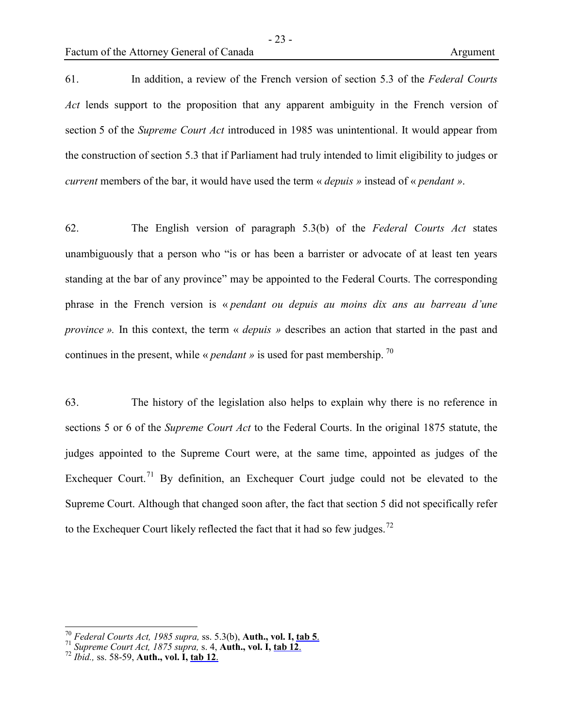61. In addition, a review of the French version of section 5.3 of the *Federal Courts Act* lends support to the proposition that any apparent ambiguity in the French version of section 5 of the *Supreme Court Act* introduced in 1985 was unintentional. It would appear from the construction of section 5.3 that if Parliament had truly intended to limit eligibility to judges or *current* members of the bar, it would have used the term « *depuis* » instead of « *pendant* ».

62. The English version of paragraph 5.3(b) of the *Federal Courts Act* states unambiguously that a person who "is or has been a barrister or advocate of at least ten years standing at the bar of any province" may be appointed to the Federal Courts. The corresponding phrase in the French version is « *pendant ou depuis au moins dix ans au barreau d'une province* ». In this context, the term « *depuis* » describes an action that started in the past and continues in the present, while « *pendant* » is used for past membership. [70]

63. The history of the legislation also helps to explain why there is no reference in sections 5 or 6 of the *Supreme Court Act* to the Federal Courts. In the original 1875 statute, the judges appointed to the Supreme Court were, at the same time, appointed as judges of the Exchequer Court.[71] By definition, an Exchequer Court judge could not be elevated to the Supreme Court. Although that changed soon after, the fact that section 5 did not specifically refer to the Exchequer Court likely reflected the fact that it had so few judges.[72]

---

[70] *Federal Courts Act, 1985 supra,* ss. 5.3(b), **Auth., vol. I, tab 5**.

[71] *Supreme Court Act, 1875 supra,* s. 4, **Auth., vol. I, tab 12**.

[72] *Ibid.,* ss. 58-59, **Auth., vol. I, tab 12**.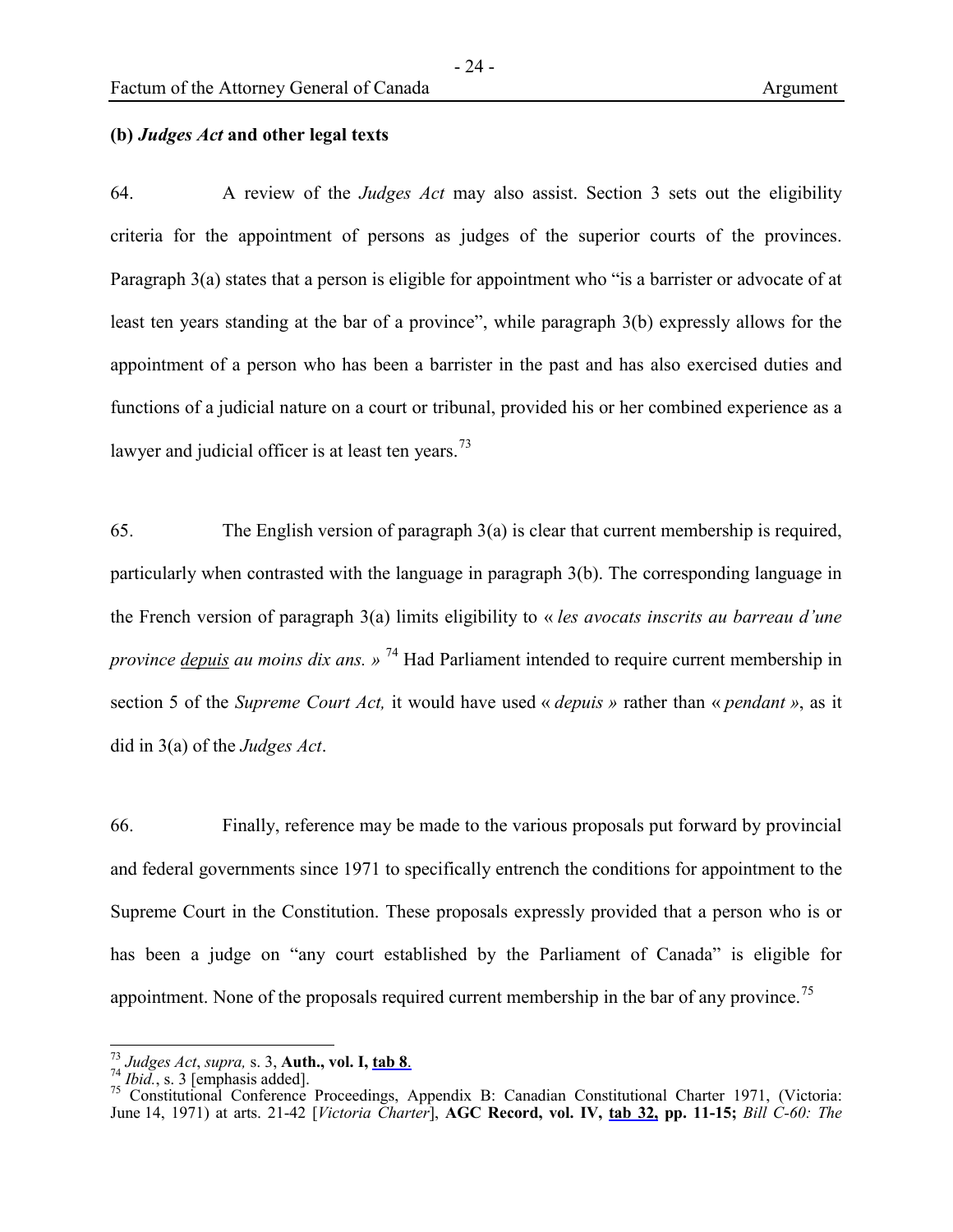**(b) *Judges Act* and other legal texts**

64. A review of the *Judges Act* may also assist. Section 3 sets out the eligibility criteria for the appointment of persons as judges of the superior courts of the provinces. Paragraph 3(a) states that a person is eligible for appointment who "is a barrister or advocate of at least ten years standing at the bar of a province", while paragraph 3(b) expressly allows for the appointment of a person who has been a barrister in the past and has also exercised duties and functions of a judicial nature on a court or tribunal, provided his or her combined experience as a lawyer and judicial officer is at least ten years.[73]

65. The English version of paragraph 3(a) is clear that current membership is required, particularly when contrasted with the language in paragraph 3(b). The corresponding language in the French version of paragraph 3(a) limits eligibility to « *les avocats inscrits au barreau d'une province <u>depuis</u> au moins dix ans. »* [74] Had Parliament intended to require current membership in section 5 of the *Supreme Court Act,* it would have used « *depuis »* rather than « *pendant »*, as it did in 3(a) of the *Judges Act*.

66. Finally, reference may be made to the various proposals put forward by provincial and federal governments since 1971 to specifically entrench the conditions for appointment to the Supreme Court in the Constitution. These proposals expressly provided that a person who is or has been a judge on "any court established by the Parliament of Canada" is eligible for appointment. None of the proposals required current membership in the bar of any province.[75]

---

[73] *Judges Act*, *supra,* s. 3, **Auth., vol. I, tab 8**.

[74] *Ibid.*, s. 3 [emphasis added].

[75] Constitutional Conference Proceedings, Appendix B: Canadian Constitutional Charter 1971, (Victoria: June 14, 1971) at arts. 21-42 [*Victoria Charter*], **AGC Record, vol. IV, tab 32, pp. 11-15;** *Bill C-60: The*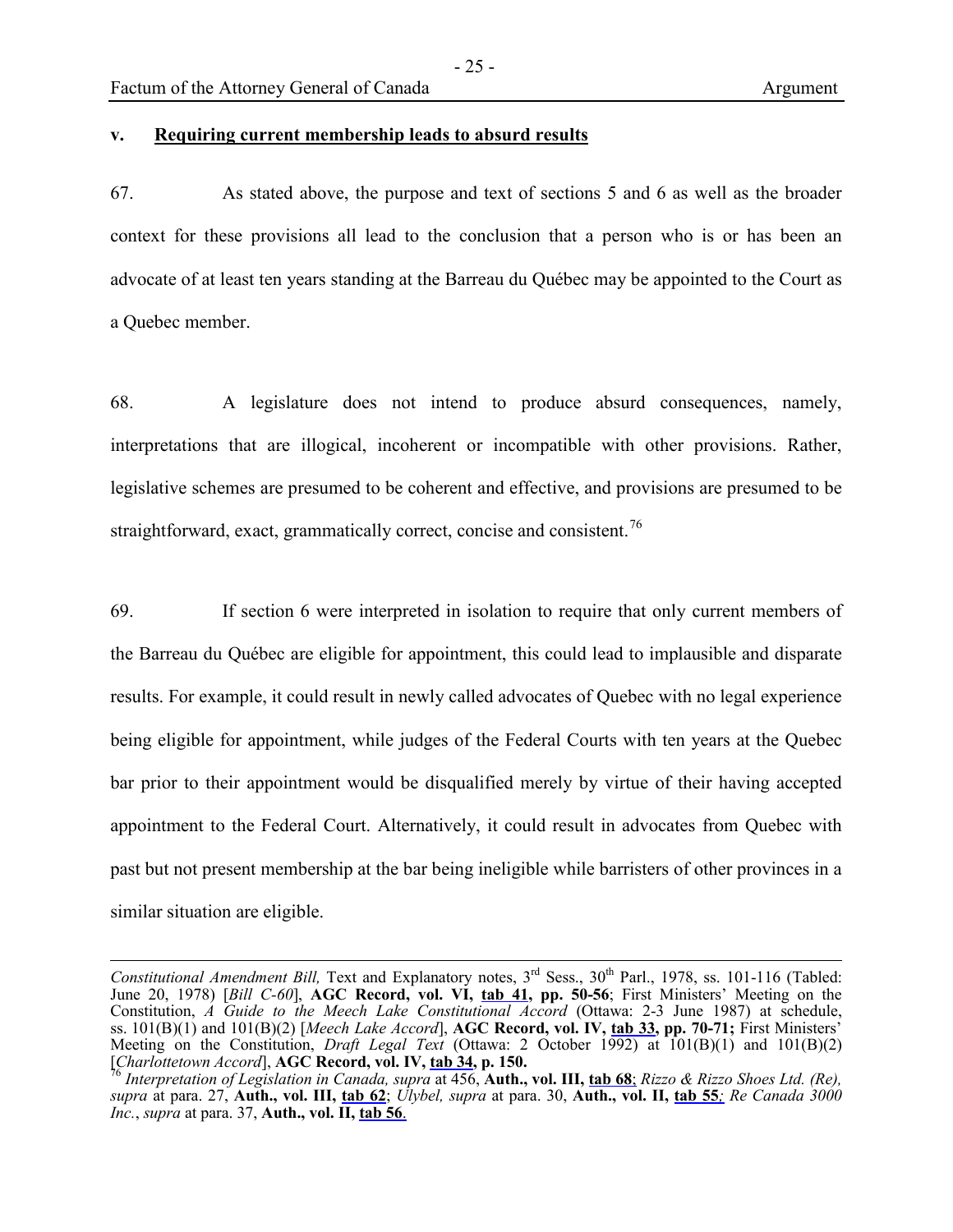### v. <u>Requiring current membership leads to absurd results</u>

67. As stated above, the purpose and text of sections 5 and 6 as well as the broader context for these provisions all lead to the conclusion that a person who is or has been an advocate of at least ten years standing at the Barreau du Québec may be appointed to the Court as a Quebec member.

68. A legislature does not intend to produce absurd consequences, namely, interpretations that are illogical, incoherent or incompatible with other provisions. Rather, legislative schemes are presumed to be coherent and effective, and provisions are presumed to be straightforward, exact, grammatically correct, concise and consistent.[76]

69. If section 6 were interpreted in isolation to require that only current members of the Barreau du Québec are eligible for appointment, this could lead to implausible and disparate results. For example, it could result in newly called advocates of Quebec with no legal experience being eligible for appointment, while judges of the Federal Courts with ten years at the Quebec bar prior to their appointment would be disqualified merely by virtue of their having accepted appointment to the Federal Court. Alternatively, it could result in advocates from Quebec with past but not present membership at the bar being ineligible while barristers of other provinces in a similar situation are eligible.

---

*Constitutional Amendment Bill,* Text and Explanatory notes, 3rd Sess., 30th Parl., 1978, ss. 101-116 (Tabled: June 20, 1978) [*Bill C-60*], **AGC Record, vol. VI, <u>tab 41</u>, pp. 50-56**; First Ministers' Meeting on the Constitution, *A Guide to the Meech Lake Constitutional Accord* (Ottawa: 2-3 June 1987) at schedule, ss. 101(B)(1) and 101(B)(2) [*Meech Lake Accord*], **AGC Record, vol. IV, <u>tab 33</u>, pp. 70-71;** First Ministers' Meeting on the Constitution, *Draft Legal Text* (Ottawa: 2 October 1992) at 101(B)(1) and 101(B)(2) [*Charlottetown Accord*], **AGC Record, vol. IV, <u>tab 34</u>, p. 150.**

[76] *Interpretation of Legislation in Canada, supra* at 456, **Auth., vol. III, <u>tab 68</u>**; *Rizzo & Rizzo Shoes Ltd. (Re), supra* at para. 27, **Auth., vol. III, <u>tab 62</u>**; *Ulybel, supra* at para. 30, **Auth., vol. II, <u>tab 55</u>**; *Re Canada 3000 Inc.*, *supra* at para. 37, **Auth., vol. II, <u>tab 56</u>**.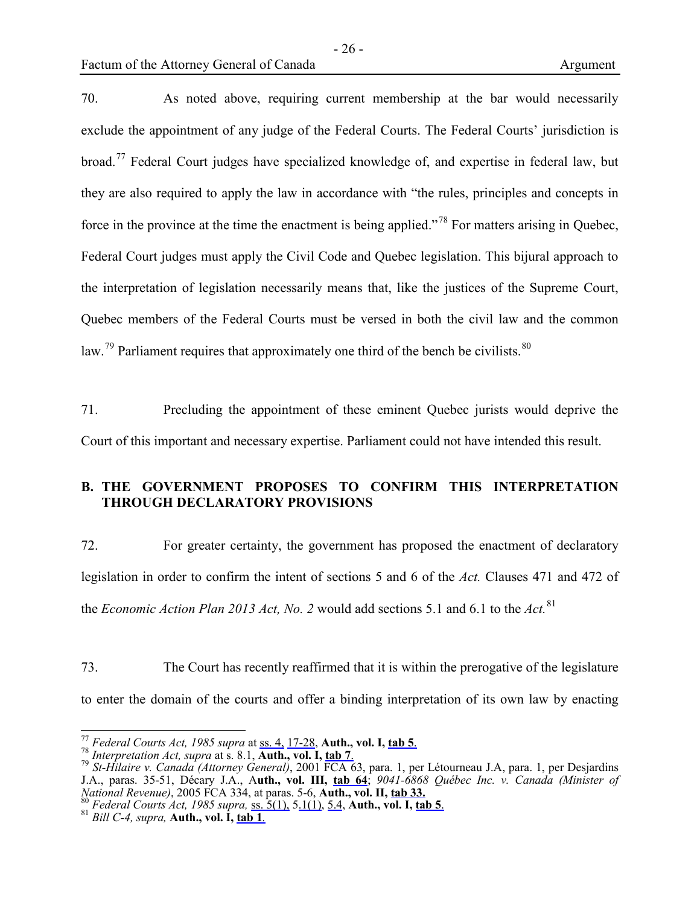70. As noted above, requiring current membership at the bar would necessarily exclude the appointment of any judge of the Federal Courts. The Federal Courts' jurisdiction is broad.[77] Federal Court judges have specialized knowledge of, and expertise in federal law, but they are also required to apply the law in accordance with "the rules, principles and concepts in force in the province at the time the enactment is being applied."[78] For matters arising in Quebec, Federal Court judges must apply the Civil Code and Quebec legislation. This bijural approach to the interpretation of legislation necessarily means that, like the justices of the Supreme Court, Quebec members of the Federal Courts must be versed in both the civil law and the common law.[79] Parliament requires that approximately one third of the bench be civilists.[80]

71. Precluding the appointment of these eminent Quebec jurists would deprive the Court of this important and necessary expertise. Parliament could not have intended this result.

## B. THE GOVERNMENT PROPOSES TO CONFIRM THIS INTERPRETATION THROUGH DECLARATORY PROVISIONS

72. For greater certainty, the government has proposed the enactment of declaratory legislation in order to confirm the intent of sections 5 and 6 of the *Act.* Clauses 471 and 472 of the *Economic Action Plan 2013 Act, No. 2* would add sections 5.1 and 6.1 to the *Act.*[81]

73. The Court has recently reaffirmed that it is within the prerogative of the legislature to enter the domain of the courts and offer a binding interpretation of its own law by enacting

---

[77] *Federal Courts Act, 1985 supra* at ss. 4, 17-28, **Auth., vol. I, tab 5**.

[78] *Interpretation Act, supra* at s. 8.1, **Auth., vol. I, tab 7**.

[79] *St-Hilaire v. Canada (Attorney General)*, 2001 FCA 63, para. 1, per Létourneau J.A, para. 1, per Desjardins J.A., paras. 35-51, Décary J.A., **Auth., vol. III, tab 64**; *9041-6868 Québec Inc. v. Canada (Minister of National Revenue)*, 2005 FCA 334, at paras. 5-6, **Auth., vol. II, tab 33.**

[80] *Federal Courts Act, 1985 supra,* ss. 5(1), 5.1(1), 5.4, **Auth., vol. I, tab 5**.

[81] *Bill C-4, supra,* **Auth., vol. I, tab 1**.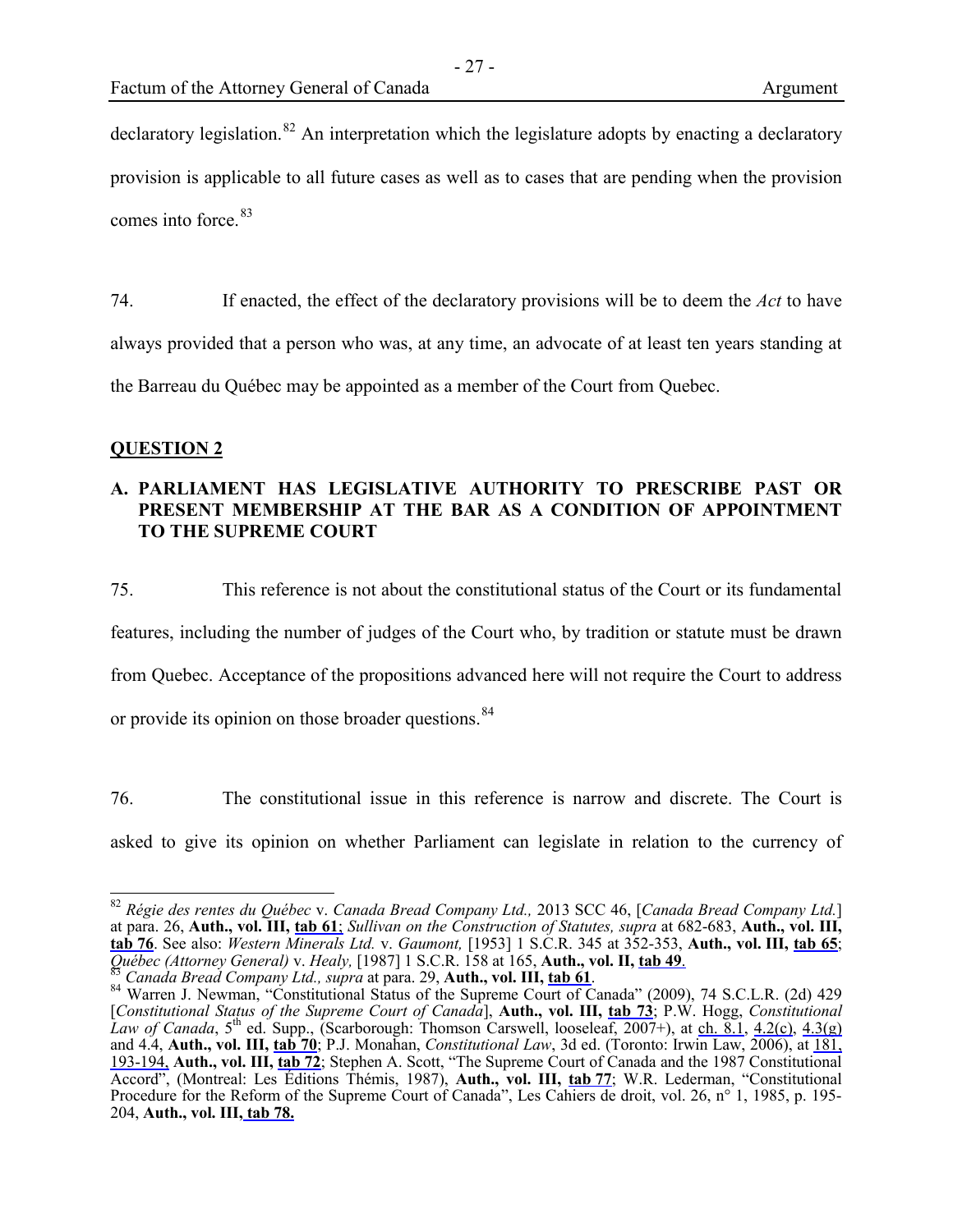declaratory legislation.[82] An interpretation which the legislature adopts by enacting a declaratory provision is applicable to all future cases as well as to cases that are pending when the provision comes into force.[83]

74. If enacted, the effect of the declaratory provisions will be to deem the *Act* to have always provided that a person who was, at any time, an advocate of at least ten years standing at the Barreau du Québec may be appointed as a member of the Court from Quebec.

## QUESTION 2

### A. PARLIAMENT HAS LEGISLATIVE AUTHORITY TO PRESCRIBE PAST OR PRESENT MEMBERSHIP AT THE BAR AS A CONDITION OF APPOINTMENT TO THE SUPREME COURT

75. This reference is not about the constitutional status of the Court or its fundamental features, including the number of judges of the Court who, by tradition or statute must be drawn from Quebec. Acceptance of the propositions advanced here will not require the Court to address or provide its opinion on those broader questions.[84]

76. The constitutional issue in this reference is narrow and discrete. The Court is asked to give its opinion on whether Parliament can legislate in relation to the currency of

---

[82] *Régie des rentes du Québec* v. *Canada Bread Company Ltd.,* 2013 SCC 46, [*Canada Bread Company Ltd.*] at para. 26, **Auth., vol. III, tab 61**; *Sullivan on the Construction of Statutes, supra* at 682-683, **Auth., vol. III, tab 76**. See also: *Western Minerals Ltd.* v. *Gaumont,* [1953] 1 S.C.R. 345 at 352-353, **Auth., vol. III, tab 65**; *Québec (Attorney General)* v. *Healy,* [1987] 1 S.C.R. 158 at 165, **Auth., vol. II, tab 49**.

[83] *Canada Bread Company Ltd., supra* at para. 29, **Auth., vol. III, tab 61**.

[84] Warren J. Newman, "Constitutional Status of the Supreme Court of Canada" (2009), 74 S.C.L.R. (2d) 429 [*Constitutional Status of the Supreme Court of Canada*], **Auth., vol. III, tab 73**; P.W. Hogg, *Constitutional Law of Canada*, 5th ed. Supp., (Scarborough: Thomson Carswell, looseleaf, 2007+), at ch. 8.1, 4.2(c), 4.3(g) and 4.4, **Auth., vol. III, tab 70**; P.J. Monahan, *Constitutional Law*, 3d ed. (Toronto: Irwin Law, 2006), at 181, 193-194, **Auth., vol. III, tab 72**; Stephen A. Scott, "The Supreme Court of Canada and the 1987 Constitutional Accord", (Montreal: Les Éditions Thémis, 1987), **Auth., vol. III, tab 77**; W.R. Lederman, "Constitutional Procedure for the Reform of the Supreme Court of Canada", Les Cahiers de droit, vol. 26, n° 1, 1985, p. 195-204, **Auth., vol. III, tab 78.**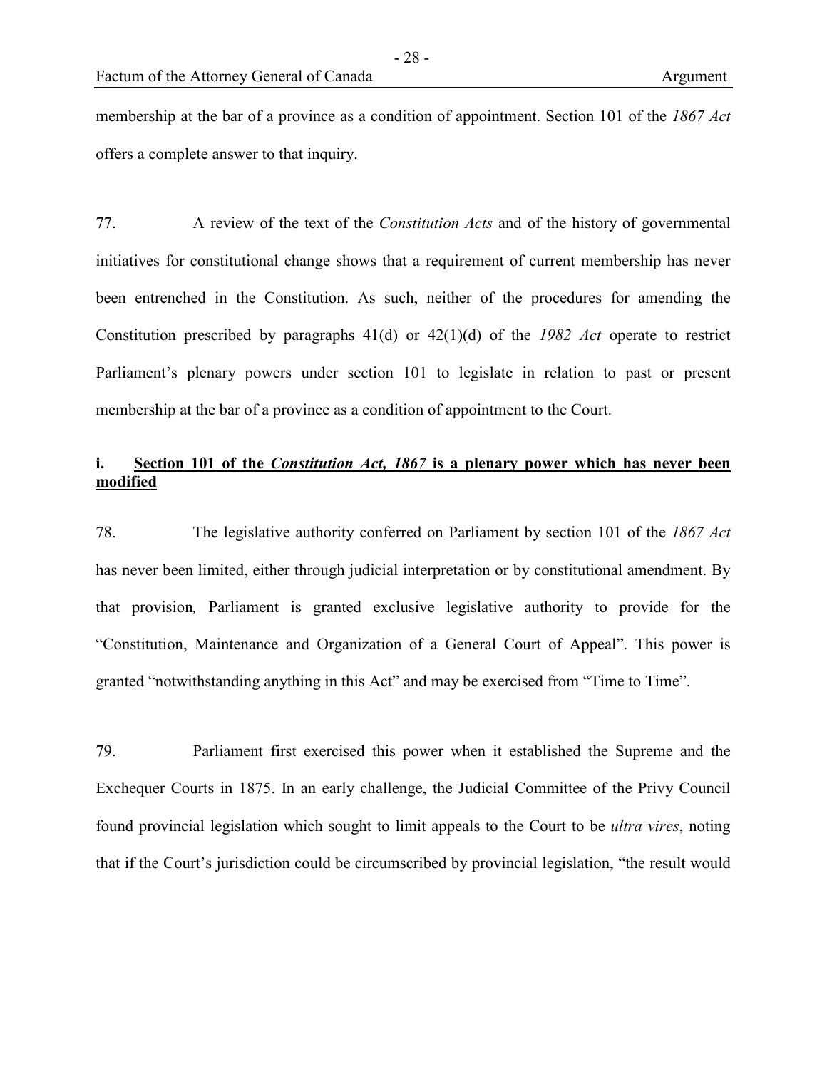membership at the bar of a province as a condition of appointment. Section 101 of the *1867 Act* offers a complete answer to that inquiry.

77. A review of the text of the *Constitution Acts* and of the history of governmental initiatives for constitutional change shows that a requirement of current membership has never been entrenched in the Constitution. As such, neither of the procedures for amending the Constitution prescribed by paragraphs 41(d) or 42(1)(d) of the *1982 Act* operate to restrict Parliament's plenary powers under section 101 to legislate in relation to past or present membership at the bar of a province as a condition of appointment to the Court.

### i. <u>**Section 101 of the *Constitution Act, 1867* is a plenary power which has never been modified**</u>

78. The legislative authority conferred on Parliament by section 101 of the *1867 Act* has never been limited, either through judicial interpretation or by constitutional amendment. By that provision*,* Parliament is granted exclusive legislative authority to provide for the "Constitution, Maintenance and Organization of a General Court of Appeal". This power is granted "notwithstanding anything in this Act" and may be exercised from "Time to Time".

79. Parliament first exercised this power when it established the Supreme and the Exchequer Courts in 1875. In an early challenge, the Judicial Committee of the Privy Council found provincial legislation which sought to limit appeals to the Court to be *ultra vires*, noting that if the Court's jurisdiction could be circumscribed by provincial legislation, "the result would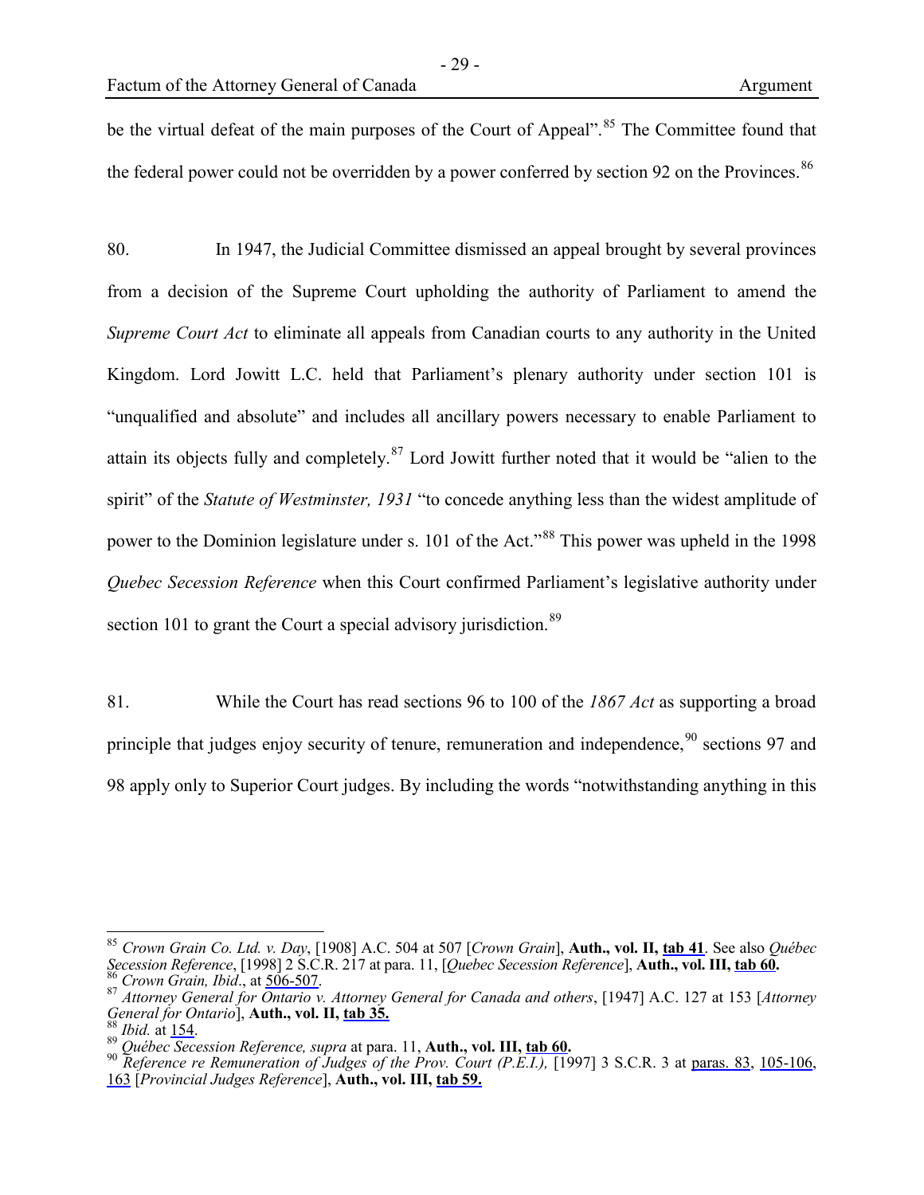be the virtual defeat of the main purposes of the Court of Appeal".[85] The Committee found that the federal power could not be overridden by a power conferred by section 92 on the Provinces.[86]

80. In 1947, the Judicial Committee dismissed an appeal brought by several provinces from a decision of the Supreme Court upholding the authority of Parliament to amend the *Supreme Court Act* to eliminate all appeals from Canadian courts to any authority in the United Kingdom. Lord Jowitt L.C. held that Parliament's plenary authority under section 101 is "unqualified and absolute" and includes all ancillary powers necessary to enable Parliament to attain its objects fully and completely.[87] Lord Jowitt further noted that it would be "alien to the spirit" of the *Statute of Westminster, 1931* "to concede anything less than the widest amplitude of power to the Dominion legislature under s. 101 of the Act."[88] This power was upheld in the 1998 *Quebec Secession Reference* when this Court confirmed Parliament's legislative authority under section 101 to grant the Court a special advisory jurisdiction.[89]

81. While the Court has read sections 96 to 100 of the *1867 Act* as supporting a broad principle that judges enjoy security of tenure, remuneration and independence,[90] sections 97 and 98 apply only to Superior Court judges. By including the words "notwithstanding anything in this

---

[85] *Crown Grain Co. Ltd. v. Day*, [1908] A.C. 504 at 507 [*Crown Grain*], **Auth., vol. II, tab 41**. See also *Québec Secession Reference*, [1998] 2 S.C.R. 217 at para. 11, [*Quebec Secession Reference*], **Auth., vol. III, tab 60.**

[86] *Crown Grain, Ibid*., at 506-507.

[87] *Attorney General for Ontario v. Attorney General for Canada and others*, [1947] A.C. 127 at 153 [*Attorney General for Ontario*], **Auth., vol. II, tab 35.**

[88] *Ibid.* at 154.

[89] *Québec Secession Reference, supra* at para. 11, **Auth., vol. III, tab 60.**

[90] *Reference re Remuneration of Judges of the Prov. Court (P.E.I.),* [1997] 3 S.C.R. 3 at paras. 83, 105-106, 163 [*Provincial Judges Reference*], **Auth., vol. III, tab 59.**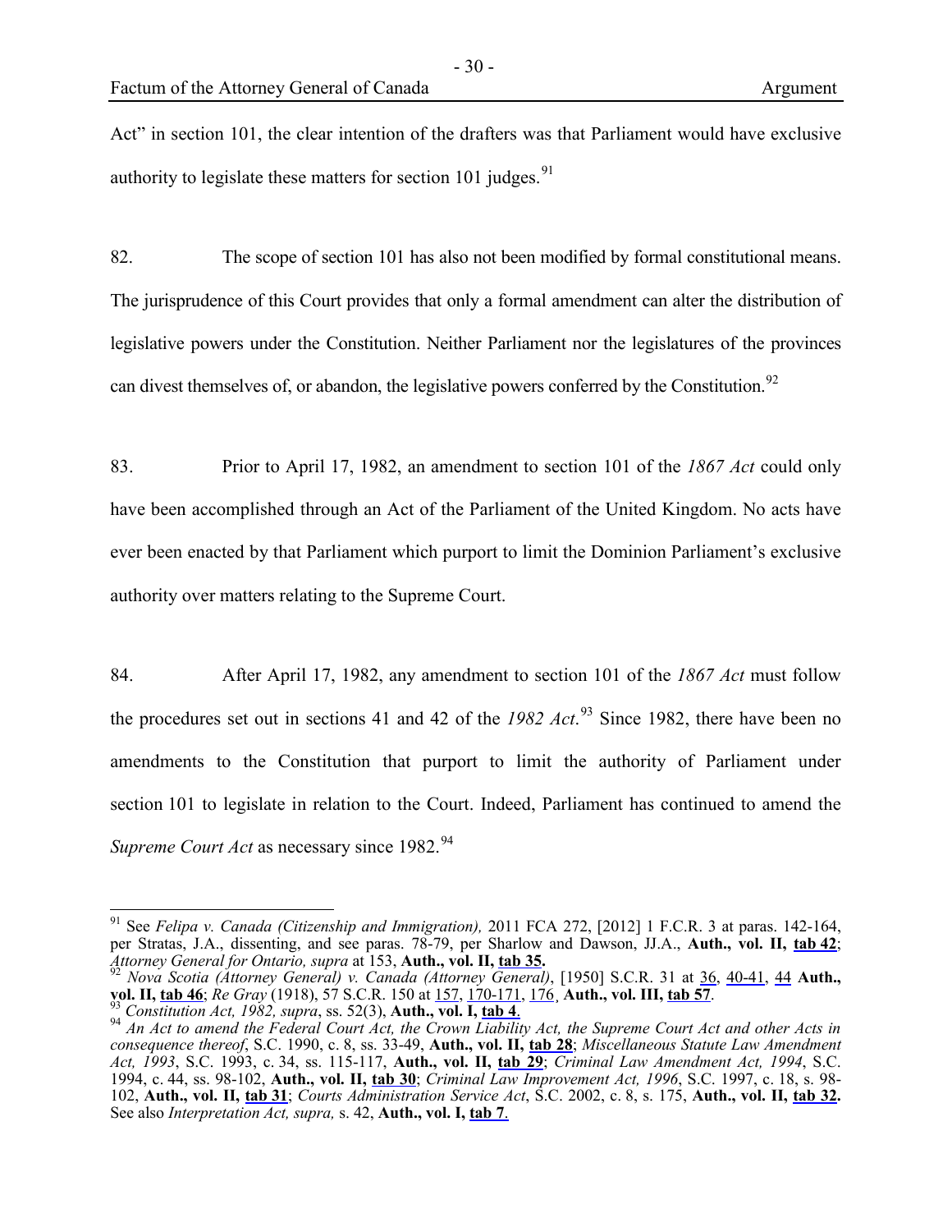Act" in section 101, the clear intention of the drafters was that Parliament would have exclusive authority to legislate these matters for section 101 judges.[91]

82. The scope of section 101 has also not been modified by formal constitutional means. The jurisprudence of this Court provides that only a formal amendment can alter the distribution of legislative powers under the Constitution. Neither Parliament nor the legislatures of the provinces can divest themselves of, or abandon, the legislative powers conferred by the Constitution.[92]

83. Prior to April 17, 1982, an amendment to section 101 of the *1867 Act* could only have been accomplished through an Act of the Parliament of the United Kingdom. No acts have ever been enacted by that Parliament which purport to limit the Dominion Parliament's exclusive authority over matters relating to the Supreme Court.

84. After April 17, 1982, any amendment to section 101 of the *1867 Act* must follow the procedures set out in sections 41 and 42 of the *1982 Act*.[93] Since 1982, there have been no amendments to the Constitution that purport to limit the authority of Parliament under section 101 to legislate in relation to the Court. Indeed, Parliament has continued to amend the *Supreme Court Act* as necessary since 1982.[94]

---

[91] See *Felipa v. Canada (Citizenship and Immigration),* 2011 FCA 272, [2012] 1 F.C.R. 3 at paras. 142-164, per Stratas, J.A., dissenting, and see paras. 78-79, per Sharlow and Dawson, JJ.A., **Auth., vol. II, tab 42**; *Attorney General for Ontario, supra* at 153, **Auth., vol. II, tab 35.**

[92] *Nova Scotia (Attorney General) v. Canada (Attorney General)*, [1950] S.C.R. 31 at 36, 40-41, 44 **Auth., vol. II, tab 46**; *Re Gray* (1918), 57 S.C.R. 150 at 157, 170-171, 176, **Auth., vol. III, tab 57**.

[93] *Constitution Act, 1982, supra*, ss. 52(3), **Auth., vol. I, tab 4**.

[94] *An Act to amend the Federal Court Act, the Crown Liability Act, the Supreme Court Act and other Acts in consequence thereof*, S.C. 1990, c. 8, ss. 33-49, **Auth., vol. II, tab 28**; *Miscellaneous Statute Law Amendment Act, 1993*, S.C. 1993, c. 34, ss. 115-117, **Auth., vol. II, tab 29**; *Criminal Law Amendment Act, 1994*, S.C. 1994, c. 44, ss. 98-102, **Auth., vol. II, tab 30**; *Criminal Law Improvement Act, 1996*, S.C. 1997, c. 18, s. 98-102, **Auth., vol. II, tab 31**; *Courts Administration Service Act*, S.C. 2002, c. 8, s. 175, **Auth., vol. II, tab 32.** See also *Interpretation Act, supra,* s. 42, **Auth., vol. I, tab 7**.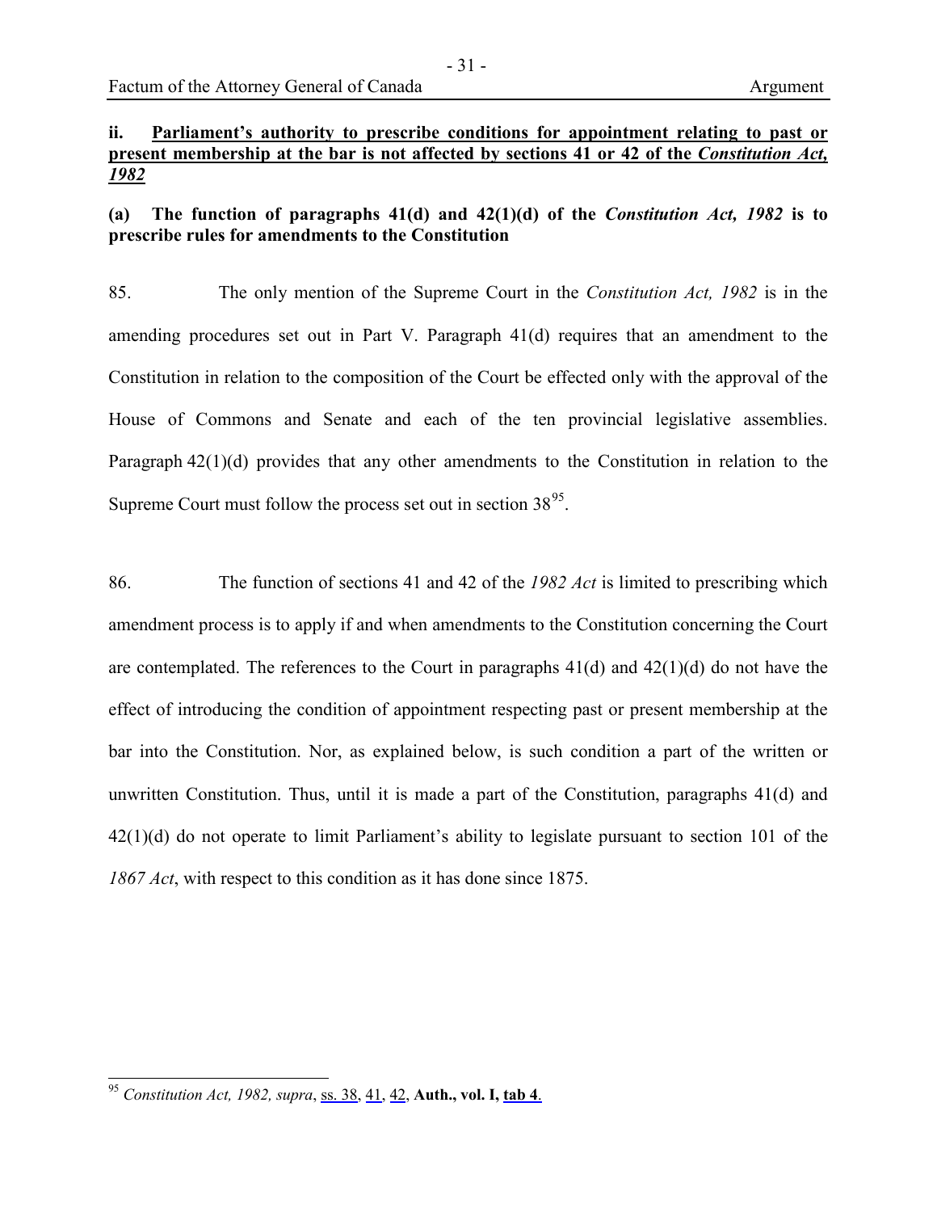### ii. <u>Parliament's authority to prescribe conditions for appointment relating to past or present membership at the bar is not affected by sections 41 or 42 of the *Constitution Act, 1982*</u>

#### (a) The function of paragraphs 41(d) and 42(1)(d) of the *Constitution Act, 1982* is to prescribe rules for amendments to the Constitution

85. The only mention of the Supreme Court in the *Constitution Act, 1982* is in the amending procedures set out in Part V. Paragraph 41(d) requires that an amendment to the Constitution in relation to the composition of the Court be effected only with the approval of the House of Commons and Senate and each of the ten provincial legislative assemblies. Paragraph 42(1)(d) provides that any other amendments to the Constitution in relation to the Supreme Court must follow the process set out in section 38[95].

86. The function of sections 41 and 42 of the *1982 Act* is limited to prescribing which amendment process is to apply if and when amendments to the Constitution concerning the Court are contemplated. The references to the Court in paragraphs 41(d) and 42(1)(d) do not have the effect of introducing the condition of appointment respecting past or present membership at the bar into the Constitution. Nor, as explained below, is such condition a part of the written or unwritten Constitution. Thus, until it is made a part of the Constitution, paragraphs 41(d) and 42(1)(d) do not operate to limit Parliament's ability to legislate pursuant to section 101 of the *1867 Act*, with respect to this condition as it has done since 1875.

---

[95] *Constitution Act, 1982, supra*, ss. 38, 41, 42, **Auth., vol. I, tab 4**.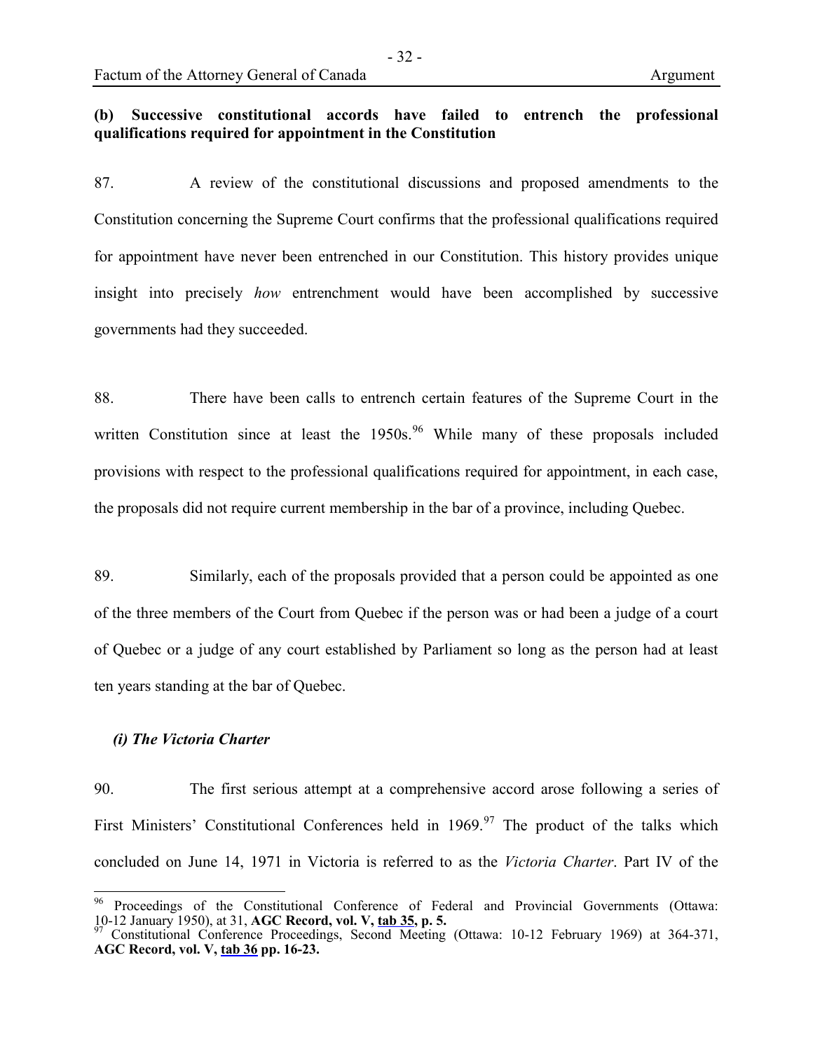**(b) Successive constitutional accords have failed to entrench the professional qualifications required for appointment in the Constitution**

87. A review of the constitutional discussions and proposed amendments to the Constitution concerning the Supreme Court confirms that the professional qualifications required for appointment have never been entrenched in our Constitution. This history provides unique insight into precisely *how* entrenchment would have been accomplished by successive governments had they succeeded.

88. There have been calls to entrench certain features of the Supreme Court in the written Constitution since at least the 1950s.[96] While many of these proposals included provisions with respect to the professional qualifications required for appointment, in each case, the proposals did not require current membership in the bar of a province, including Quebec.

89. Similarly, each of the proposals provided that a person could be appointed as one of the three members of the Court from Quebec if the person was or had been a judge of a court of Quebec or a judge of any court established by Parliament so long as the person had at least ten years standing at the bar of Quebec.

***(i) The Victoria Charter***

90. The first serious attempt at a comprehensive accord arose following a series of First Ministers' Constitutional Conferences held in 1969.[97] The product of the talks which concluded on June 14, 1971 in Victoria is referred to as the *Victoria Charter*. Part IV of the

---

[96] Proceedings of the Constitutional Conference of Federal and Provincial Governments (Ottawa: 10-12 January 1950), at 31, **AGC Record, vol. V, tab 35, p. 5.**

[97] Constitutional Conference Proceedings, Second Meeting (Ottawa: 10-12 February 1969) at 364-371, **AGC Record, vol. V, tab 36 pp. 16-23.**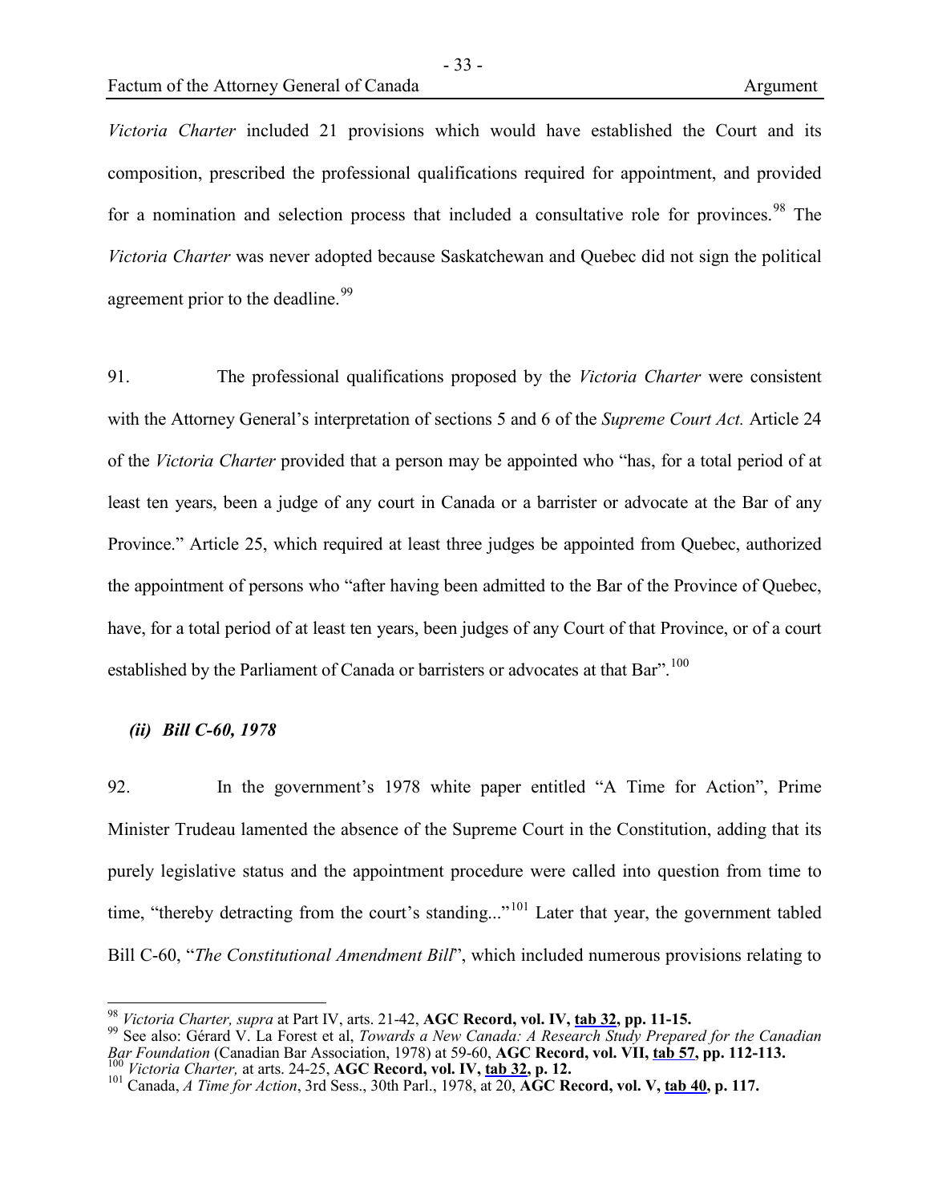*Victoria Charter* included 21 provisions which would have established the Court and its composition, prescribed the professional qualifications required for appointment, and provided for a nomination and selection process that included a consultative role for provinces.[98] The *Victoria Charter* was never adopted because Saskatchewan and Quebec did not sign the political agreement prior to the deadline.[99]

91. The professional qualifications proposed by the *Victoria Charter* were consistent with the Attorney General's interpretation of sections 5 and 6 of the *Supreme Court Act.* Article 24 of the *Victoria Charter* provided that a person may be appointed who "has, for a total period of at least ten years, been a judge of any court in Canada or a barrister or advocate at the Bar of any Province." Article 25, which required at least three judges be appointed from Quebec, authorized the appointment of persons who "after having been admitted to the Bar of the Province of Quebec, have, for a total period of at least ten years, been judges of any Court of that Province, or of a court established by the Parliament of Canada or barristers or advocates at that Bar".[100]

### *(ii) Bill C-60, 1978*

92. In the government's 1978 white paper entitled "A Time for Action", Prime Minister Trudeau lamented the absence of the Supreme Court in the Constitution, adding that its purely legislative status and the appointment procedure were called into question from time to time, "thereby detracting from the court's standing..."[101] Later that year, the government tabled Bill C-60, "*The Constitutional Amendment Bill*", which included numerous provisions relating to

---

[98] *Victoria Charter, supra* at Part IV, arts. 21-42, **AGC Record, vol. IV, tab 32, pp. 11-15.**

[99] See also: Gérard V. La Forest et al, *Towards a New Canada: A Research Study Prepared for the Canadian Bar Foundation* (Canadian Bar Association, 1978) at 59-60, **AGC Record, vol. VII, tab 57, pp. 112-113.**

[100] *Victoria Charter,* at arts. 24-25, **AGC Record, vol. IV, tab 32, p. 12.**

[101] Canada, *A Time for Action*, 3rd Sess., 30th Parl., 1978, at 20, **AGC Record, vol. V, tab 40, p. 117.**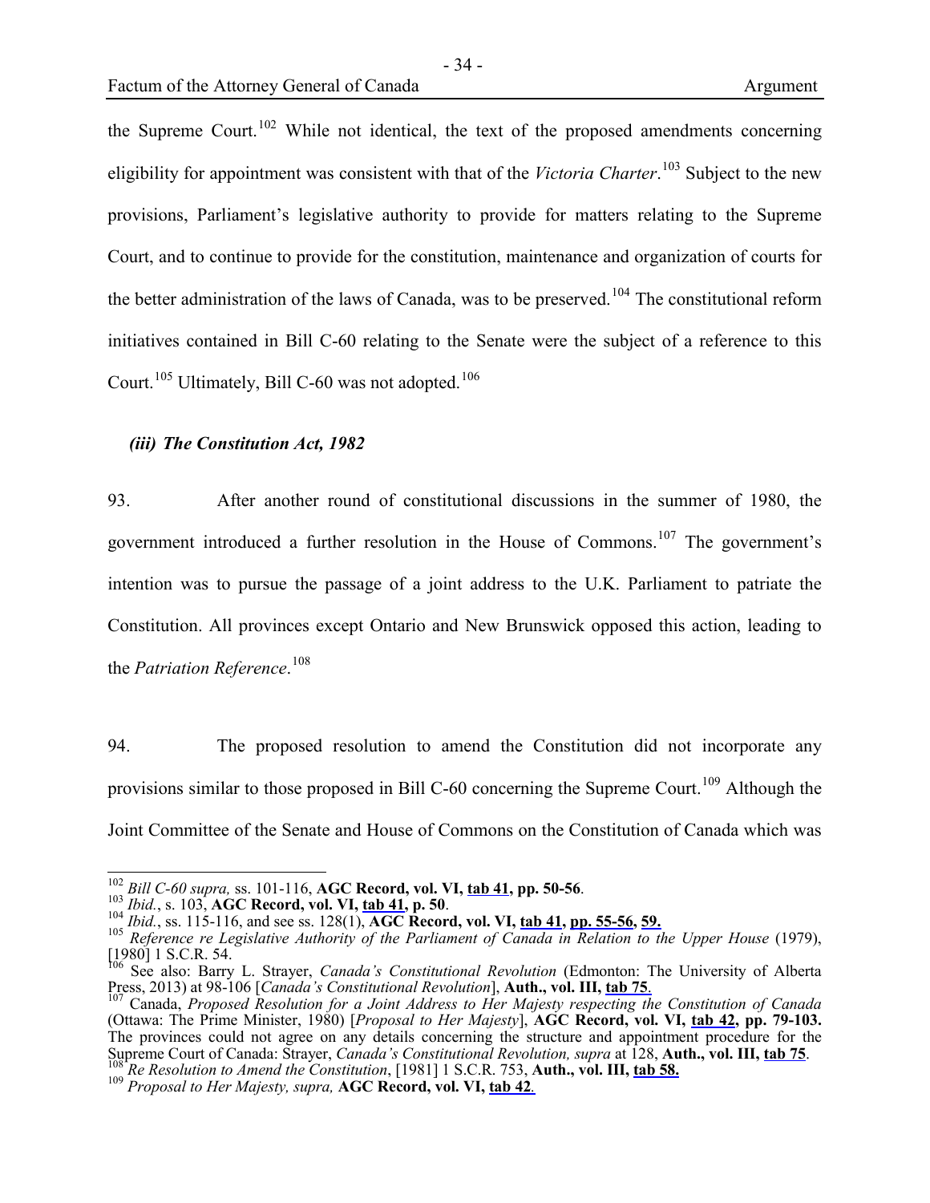the Supreme Court.[102] While not identical, the text of the proposed amendments concerning eligibility for appointment was consistent with that of the *Victoria Charter*.[103] Subject to the new provisions, Parliament's legislative authority to provide for matters relating to the Supreme Court, and to continue to provide for the constitution, maintenance and organization of courts for the better administration of the laws of Canada, was to be preserved.[104] The constitutional reform initiatives contained in Bill C-60 relating to the Senate were the subject of a reference to this Court.[105] Ultimately, Bill C-60 was not adopted.[106]

### *(iii) The Constitution Act, 1982*

93. After another round of constitutional discussions in the summer of 1980, the government introduced a further resolution in the House of Commons.[107] The government's intention was to pursue the passage of a joint address to the U.K. Parliament to patriate the Constitution. All provinces except Ontario and New Brunswick opposed this action, leading to the *Patriation Reference*.[108]

94. The proposed resolution to amend the Constitution did not incorporate any provisions similar to those proposed in Bill C-60 concerning the Supreme Court.[109] Although the Joint Committee of the Senate and House of Commons on the Constitution of Canada which was

---

[102] *Bill C-60 supra,* ss. 101-116, **AGC Record, vol. VI, tab 41, pp. 50-56**.
[103] *Ibid.*, s. 103, **AGC Record, vol. VI, tab 41, p. 50**.
[104] *Ibid.*, ss. 115-116, and see ss. 128(1), **AGC Record, vol. VI, tab 41, pp. 55-56, 59.**
[105] *Reference re Legislative Authority of the Parliament of Canada in Relation to the Upper House* (1979), [1980] 1 S.C.R. 54.
[106] See also: Barry L. Strayer, *Canada's Constitutional Revolution* (Edmonton: The University of Alberta Press, 2013) at 98-106 [*Canada's Constitutional Revolution*], **Auth., vol. III, tab 75**.
[107] Canada, *Proposed Resolution for a Joint Address to Her Majesty respecting the Constitution of Canada* (Ottawa: The Prime Minister, 1980) [*Proposal to Her Majesty*], **AGC Record, vol. VI, tab 42, pp. 79-103.** The provinces could not agree on any details concerning the structure and appointment procedure for the Supreme Court of Canada: Strayer, *Canada's Constitutional Revolution, supra* at 128, **Auth., vol. III, tab 75**.
[108] *Re Resolution to Amend the Constitution*, [1981] 1 S.C.R. 753, **Auth., vol. III, tab 58.**
[109] *Proposal to Her Majesty, supra,* **AGC Record, vol. VI, tab 42**.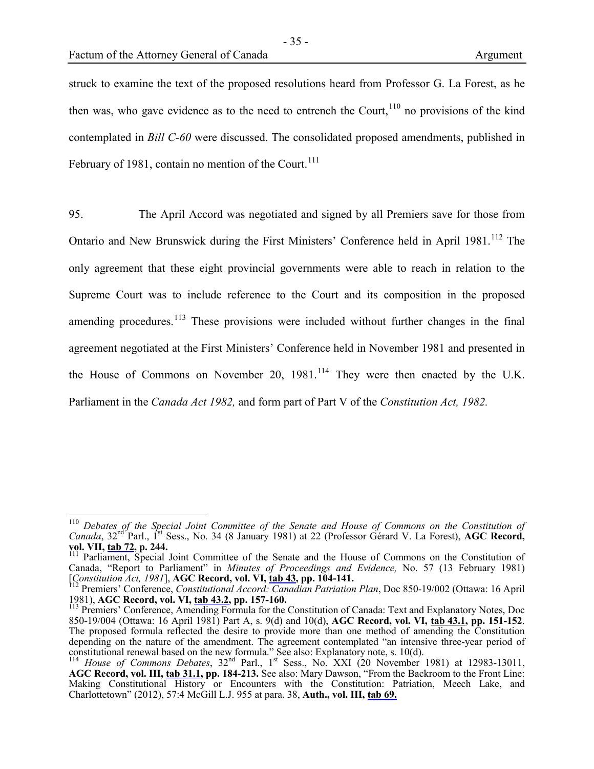struck to examine the text of the proposed resolutions heard from Professor G. La Forest, as he then was, who gave evidence as to the need to entrench the Court,[110] no provisions of the kind contemplated in *Bill C-60* were discussed. The consolidated proposed amendments, published in February of 1981, contain no mention of the Court.[111]

95. The April Accord was negotiated and signed by all Premiers save for those from Ontario and New Brunswick during the First Ministers' Conference held in April 1981.[112] The only agreement that these eight provincial governments were able to reach in relation to the Supreme Court was to include reference to the Court and its composition in the proposed amending procedures.[113] These provisions were included without further changes in the final agreement negotiated at the First Ministers' Conference held in November 1981 and presented in the House of Commons on November 20, 1981.[114] They were then enacted by the U.K. Parliament in the *Canada Act 1982,* and form part of Part V of the *Constitution Act, 1982.*

---

[110] *Debates of the Special Joint Committee of the Senate and House of Commons on the Constitution of Canada*, 32nd Parl., 1st Sess., No. 34 (8 January 1981) at 22 (Professor Gérard V. La Forest), **AGC Record, vol. VII, tab 72, p. 244.**

[111] Parliament, Special Joint Committee of the Senate and the House of Commons on the Constitution of Canada, "Report to Parliament" in *Minutes of Proceedings and Evidence,* No. 57 (13 February 1981) [*Constitution Act, 1981*], **AGC Record, vol. VI, tab 43, pp. 104-141.**

[112] Premiers' Conference, *Constitutional Accord: Canadian Patriation Plan*, Doc 850-19/002 (Ottawa: 16 April 1981), **AGC Record, vol. VI, tab 43.2, pp. 157-160.**

[113] Premiers' Conference, Amending Formula for the Constitution of Canada: Text and Explanatory Notes, Doc 850-19/004 (Ottawa: 16 April 1981) Part A, s. 9(d) and 10(d), **AGC Record, vol. VI, tab 43.1, pp. 151-152**. The proposed formula reflected the desire to provide more than one method of amending the Constitution depending on the nature of the amendment. The agreement contemplated "an intensive three-year period of constitutional renewal based on the new formula." See also: Explanatory note, s. 10(d).

[114] *House of Commons Debates*, 32nd Parl., 1st Sess., No. XXI (20 November 1981) at 12983-13011, **AGC Record, vol. III, tab 31.1, pp. 184-213.** See also: Mary Dawson, "From the Backroom to the Front Line: Making Constitutional History or Encounters with the Constitution: Patriation, Meech Lake, and Charlottetown" (2012), 57:4 McGill L.J. 955 at para. 38, **Auth., vol. III, tab 69.**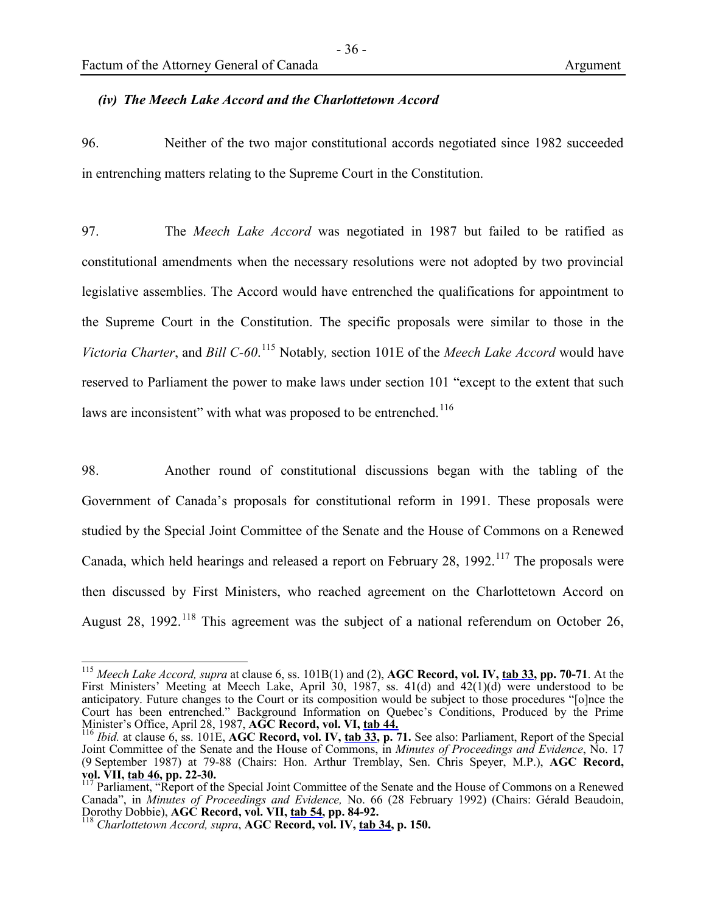### *(iv) The Meech Lake Accord and the Charlottetown Accord*

96. Neither of the two major constitutional accords negotiated since 1982 succeeded in entrenching matters relating to the Supreme Court in the Constitution.

97. The *Meech Lake Accord* was negotiated in 1987 but failed to be ratified as constitutional amendments when the necessary resolutions were not adopted by two provincial legislative assemblies. The Accord would have entrenched the qualifications for appointment to the Supreme Court in the Constitution. The specific proposals were similar to those in the *Victoria Charter*, and *Bill C-60*.[115] Notably*,* section 101E of the *Meech Lake Accord* would have reserved to Parliament the power to make laws under section 101 "except to the extent that such laws are inconsistent" with what was proposed to be entrenched.[116]

98. Another round of constitutional discussions began with the tabling of the Government of Canada's proposals for constitutional reform in 1991. These proposals were studied by the Special Joint Committee of the Senate and the House of Commons on a Renewed Canada, which held hearings and released a report on February 28, 1992.[117] The proposals were then discussed by First Ministers, who reached agreement on the Charlottetown Accord on August 28, 1992.[118] This agreement was the subject of a national referendum on October 26,

---

[115] *Meech Lake Accord, supra* at clause 6, ss. 101B(1) and (2), **AGC Record, vol. IV, tab 33, pp. 70-71**. At the First Ministers' Meeting at Meech Lake, April 30, 1987, ss. 41(d) and 42(1)(d) were understood to be anticipatory. Future changes to the Court or its composition would be subject to those procedures "[o]nce the Court has been entrenched." Background Information on Quebec's Conditions, Produced by the Prime Minister's Office, April 28, 1987, **AGC Record, vol. VI, tab 44.**

[116] *Ibid.* at clause 6, ss. 101E, **AGC Record, vol. IV, tab 33, p. 71.** See also: Parliament, Report of the Special Joint Committee of the Senate and the House of Commons, in *Minutes of Proceedings and Evidence*, No. 17 (9 September 1987) at 79-88 (Chairs: Hon. Arthur Tremblay, Sen. Chris Speyer, M.P.), **AGC Record, vol. VII, tab 46, pp. 22-30.**

[117] Parliament, "Report of the Special Joint Committee of the Senate and the House of Commons on a Renewed Canada", in *Minutes of Proceedings and Evidence,* No. 66 (28 February 1992) (Chairs: Gérald Beaudoin, Dorothy Dobbie), **AGC Record, vol. VII, tab 54, pp. 84-92.**

[118] *Charlottetown Accord, supra*, **AGC Record, vol. IV, tab 34, p. 150.**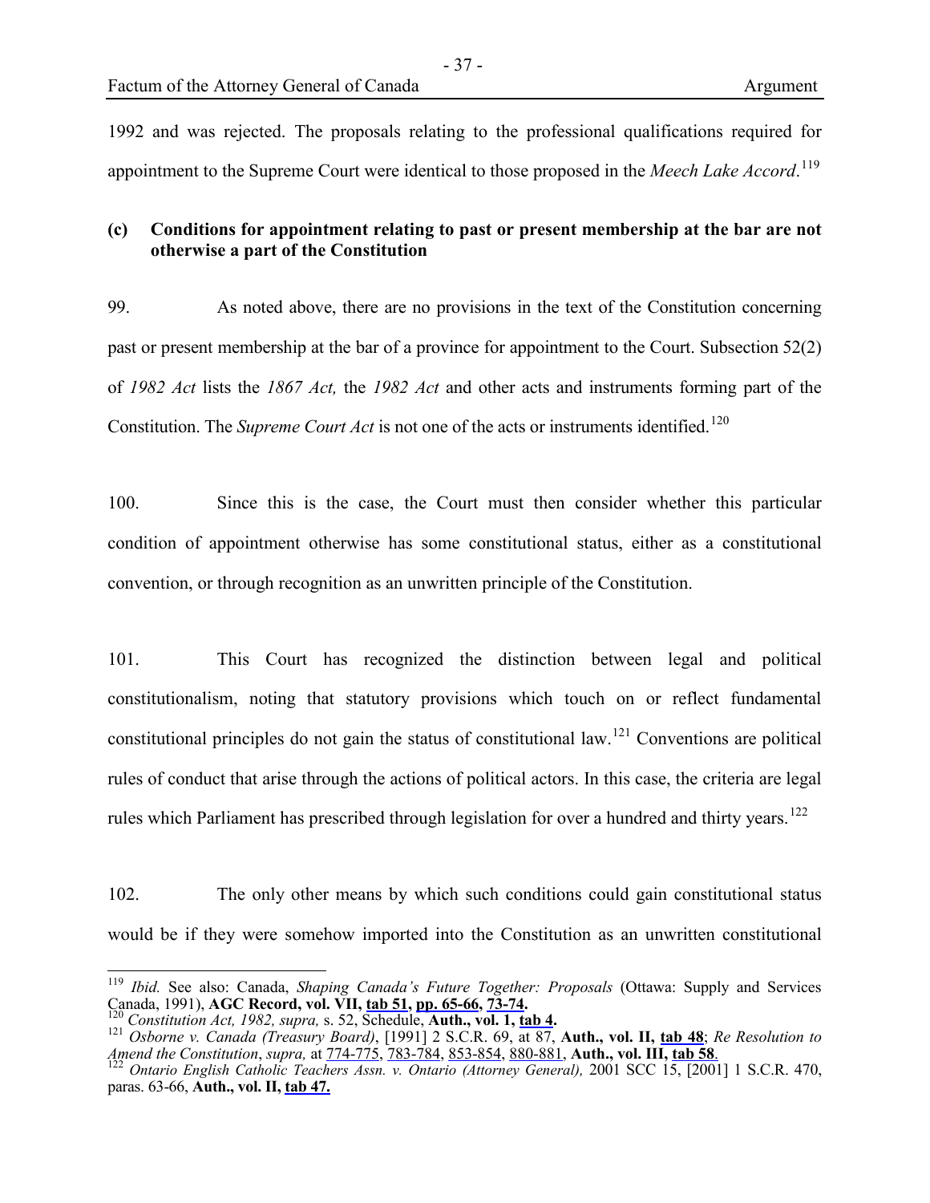1992 and was rejected. The proposals relating to the professional qualifications required for appointment to the Supreme Court were identical to those proposed in the *Meech Lake Accord*.[119]

**(c) Conditions for appointment relating to past or present membership at the bar are not otherwise a part of the Constitution**

99. As noted above, there are no provisions in the text of the Constitution concerning past or present membership at the bar of a province for appointment to the Court. Subsection 52(2) of *1982 Act* lists the *1867 Act,* the *1982 Act* and other acts and instruments forming part of the Constitution. The *Supreme Court Act* is not one of the acts or instruments identified.[120]

100. Since this is the case, the Court must then consider whether this particular condition of appointment otherwise has some constitutional status, either as a constitutional convention, or through recognition as an unwritten principle of the Constitution.

101. This Court has recognized the distinction between legal and political constitutionalism, noting that statutory provisions which touch on or reflect fundamental constitutional principles do not gain the status of constitutional law.[121] Conventions are political rules of conduct that arise through the actions of political actors. In this case, the criteria are legal rules which Parliament has prescribed through legislation for over a hundred and thirty years.[122]

102. The only other means by which such conditions could gain constitutional status would be if they were somehow imported into the Constitution as an unwritten constitutional

---

[119] *Ibid.* See also: Canada, *Shaping Canada's Future Together: Proposals* (Ottawa: Supply and Services Canada, 1991), **AGC Record, vol. VII, tab 51, pp. 65-66, 73-74.**

[120] *Constitution Act, 1982, supra,* s. 52, Schedule, **Auth., vol. 1, tab 4.**

[121] *Osborne v. Canada (Treasury Board)*, [1991] 2 S.C.R. 69, at 87, **Auth., vol. II, tab 48**; *Re Resolution to Amend the Constitution*, *supra,* at 774-775, 783-784, 853-854, 880-881, **Auth., vol. III, tab 58**.

[122] *Ontario English Catholic Teachers Assn. v. Ontario (Attorney General),* 2001 SCC 15, [2001] 1 S.C.R. 470, paras. 63-66, **Auth., vol. II, tab 47.**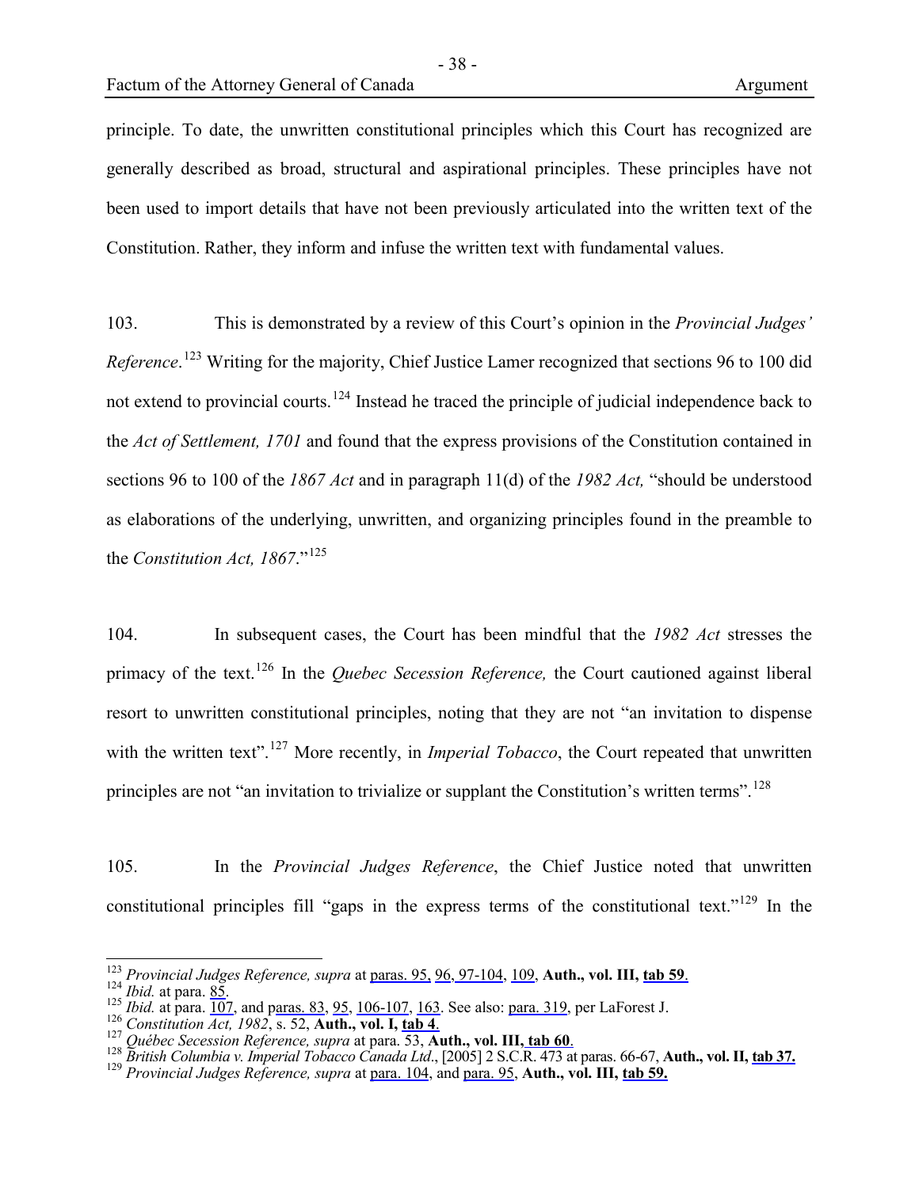principle. To date, the unwritten constitutional principles which this Court has recognized are generally described as broad, structural and aspirational principles. These principles have not been used to import details that have not been previously articulated into the written text of the Constitution. Rather, they inform and infuse the written text with fundamental values.

103. This is demonstrated by a review of this Court's opinion in the *Provincial Judges' Reference*.[123] Writing for the majority, Chief Justice Lamer recognized that sections 96 to 100 did not extend to provincial courts.[124] Instead he traced the principle of judicial independence back to the *Act of Settlement, 1701* and found that the express provisions of the Constitution contained in sections 96 to 100 of the *1867 Act* and in paragraph 11(d) of the *1982 Act,* "should be understood as elaborations of the underlying, unwritten, and organizing principles found in the preamble to the *Constitution Act, 1867*."[125]

104. In subsequent cases, the Court has been mindful that the *1982 Act* stresses the primacy of the text.[126] In the *Quebec Secession Reference,* the Court cautioned against liberal resort to unwritten constitutional principles, noting that they are not "an invitation to dispense with the written text".[127] More recently, in *Imperial Tobacco*, the Court repeated that unwritten principles are not "an invitation to trivialize or supplant the Constitution's written terms".[128]

105. In the *Provincial Judges Reference*, the Chief Justice noted that unwritten constitutional principles fill "gaps in the express terms of the constitutional text."[129] In the

---

[123] *Provincial Judges Reference, supra* at paras. 95, 96, 97-104, 109, **Auth., vol. III, tab 59**.
[124] *Ibid.* at para. 85.
[125] *Ibid.* at para. 107, and paras. 83, 95, 106-107, 163. See also: para. 319, per LaForest J.
[126] *Constitution Act, 1982*, s. 52, **Auth., vol. I, tab 4**.
[127] *Québec Secession Reference, supra* at para. 53, **Auth., vol. III, tab 60**.
[128] *British Columbia v. Imperial Tobacco Canada Ltd*., [2005] 2 S.C.R. 473 at paras. 66-67, **Auth., vol. II, tab 37.**
[129] *Provincial Judges Reference, supra* at para. 104, and para. 95, **Auth., vol. III, tab 59.**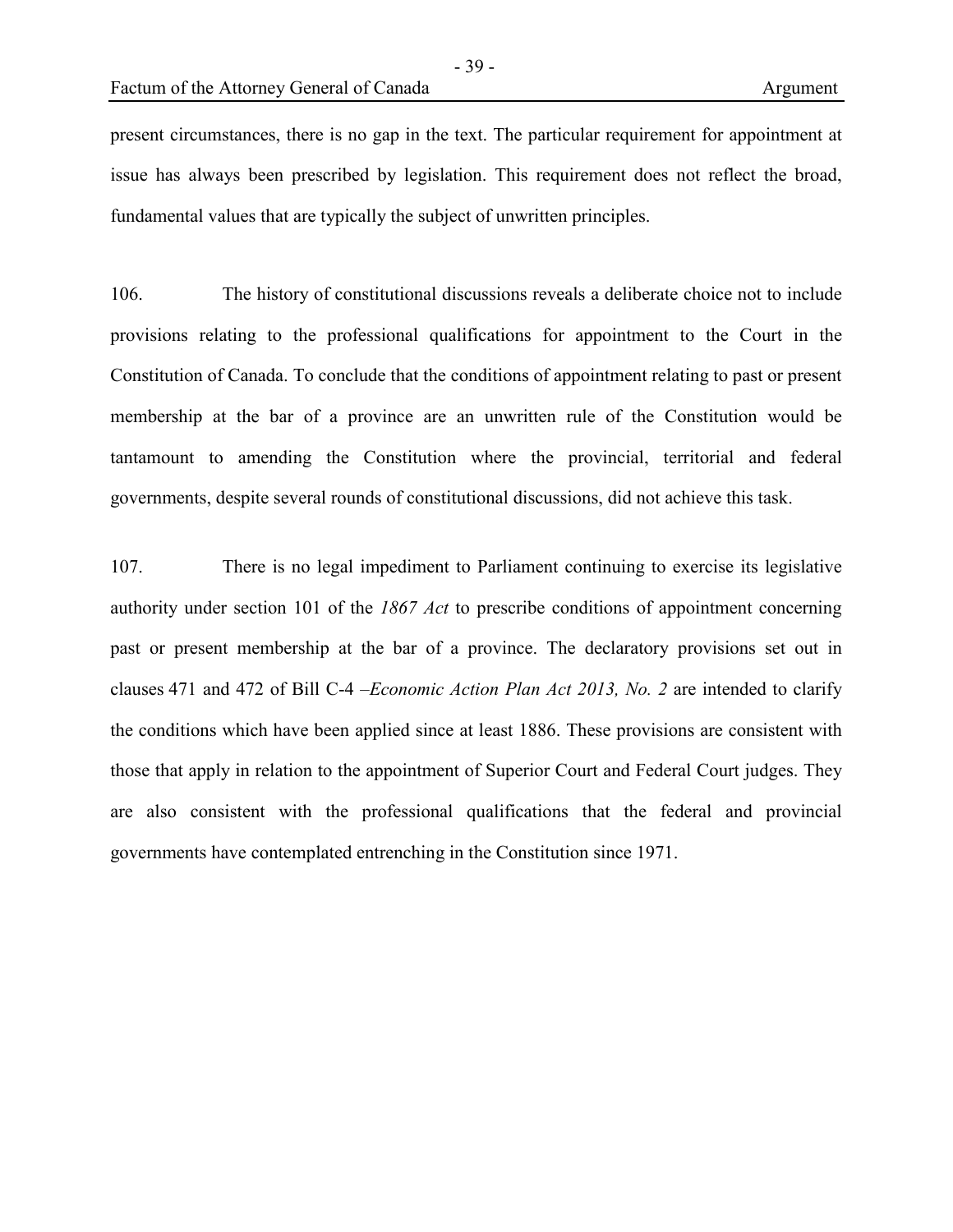present circumstances, there is no gap in the text. The particular requirement for appointment at issue has always been prescribed by legislation. This requirement does not reflect the broad, fundamental values that are typically the subject of unwritten principles.

106. The history of constitutional discussions reveals a deliberate choice not to include provisions relating to the professional qualifications for appointment to the Court in the Constitution of Canada. To conclude that the conditions of appointment relating to past or present membership at the bar of a province are an unwritten rule of the Constitution would be tantamount to amending the Constitution where the provincial, territorial and federal governments, despite several rounds of constitutional discussions, did not achieve this task.

107. There is no legal impediment to Parliament continuing to exercise its legislative authority under section 101 of the *1867 Act* to prescribe conditions of appointment concerning past or present membership at the bar of a province. The declaratory provisions set out in clauses 471 and 472 of Bill C-4 –*Economic Action Plan Act 2013, No. 2* are intended to clarify the conditions which have been applied since at least 1886. These provisions are consistent with those that apply in relation to the appointment of Superior Court and Federal Court judges. They are also consistent with the professional qualifications that the federal and provincial governments have contemplated entrenching in the Constitution since 1971.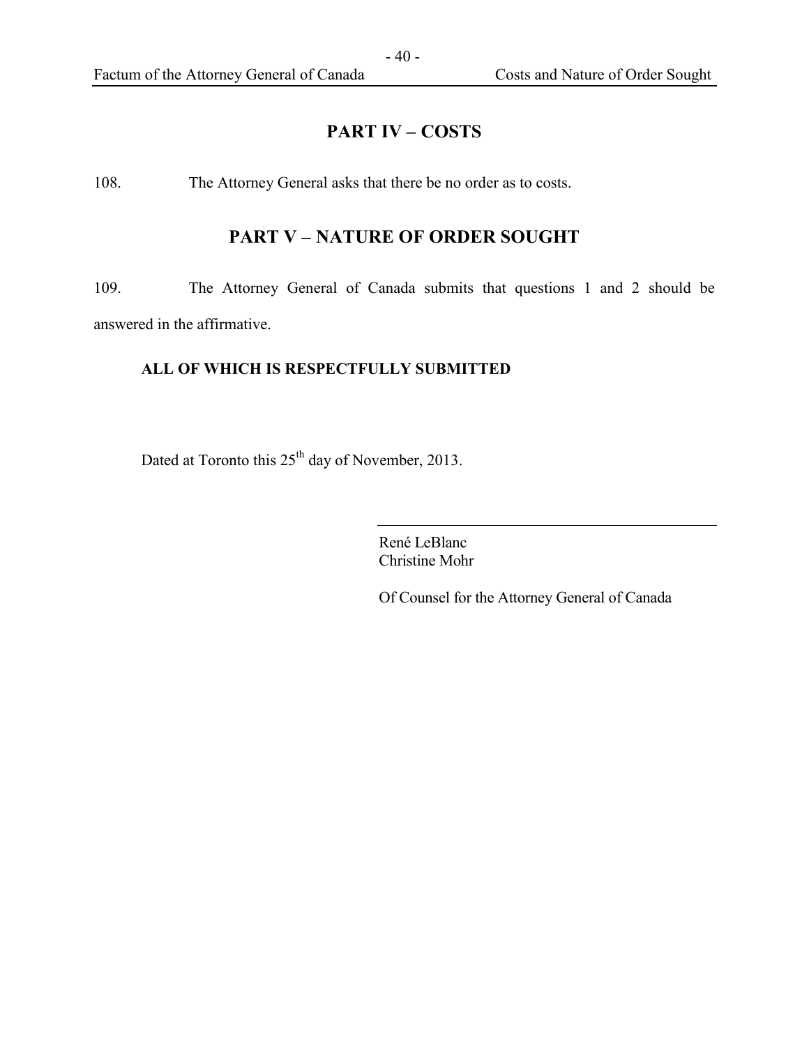## PART IV – COSTS

108. The Attorney General asks that there be no order as to costs.

## PART V – NATURE OF ORDER SOUGHT

109. The Attorney General of Canada submits that questions 1 and 2 should be answered in the affirmative.

**ALL OF WHICH IS RESPECTFULLY SUBMITTED**

Dated at Toronto this 25th day of November, 2013.

René LeBlanc
Christine Mohr

Of Counsel for the Attorney General of Canada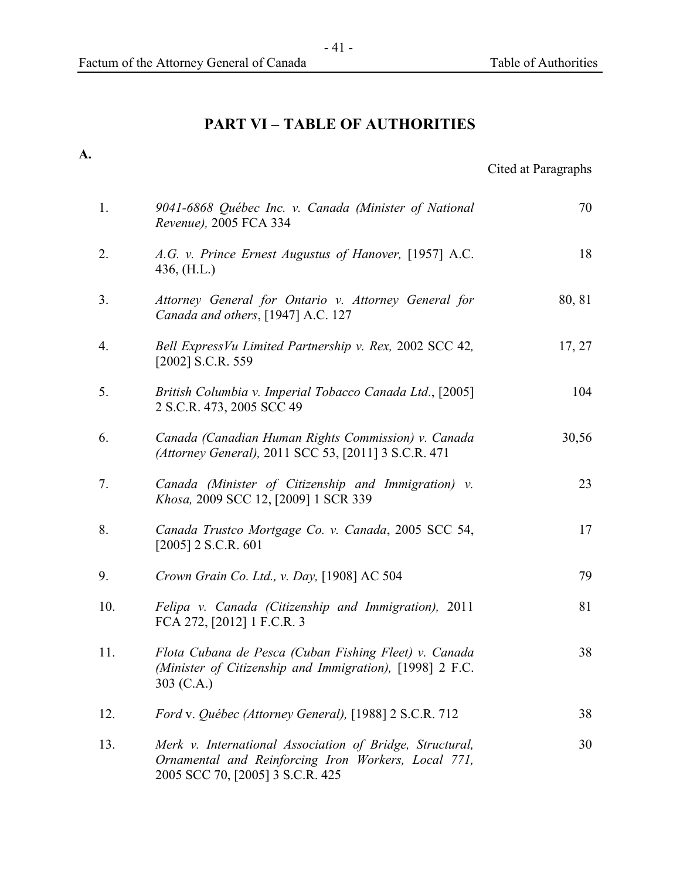## PART VI – TABLE OF AUTHORITIES

**A.**

| | | Cited at Paragraphs |
|---|---|---|
| 1. | *9041-6868 Québec Inc. v. Canada (Minister of National Revenue),* 2005 FCA 334 | 70 |
| 2. | *A.G. v. Prince Ernest Augustus of Hanover,* [1957] A.C. 436, (H.L.) | 18 |
| 3. | *Attorney General for Ontario v. Attorney General for Canada and others*, [1947] A.C. 127 | 80, 81 |
| 4. | *Bell ExpressVu Limited Partnership v. Rex,* 2002 SCC 42*,* [2002] S.C.R. 559 | 17, 27 |
| 5. | *British Columbia v. Imperial Tobacco Canada Ltd*., [2005] 2 S.C.R. 473, 2005 SCC 49 | 104 |
| 6. | *Canada (Canadian Human Rights Commission) v. Canada (Attorney General),* 2011 SCC 53, [2011] 3 S.C.R. 471 | 30,56 |
| 7. | *Canada (Minister of Citizenship and Immigration) v. Khosa,* 2009 SCC 12, [2009] 1 SCR 339 | 23 |
| 8. | *Canada Trustco Mortgage Co. v. Canada*, 2005 SCC 54, [2005] 2 S.C.R. 601 | 17 |
| 9. | *Crown Grain Co. Ltd., v. Day,* [1908] AC 504 | 79 |
| 10. | *Felipa v. Canada (Citizenship and Immigration),* 2011 FCA 272, [2012] 1 F.C.R. 3 | 81 |
| 11. | *Flota Cubana de Pesca (Cuban Fishing Fleet) v. Canada (Minister of Citizenship and Immigration),* [1998] 2 F.C. 303 (C.A.) | 38 |
| 12. | *Ford* v. *Québec (Attorney General),* [1988] 2 S.C.R. 712 | 38 |
| 13. | *Merk v. International Association of Bridge, Structural, Ornamental and Reinforcing Iron Workers, Local 771,* 2005 SCC 70, [2005] 3 S.C.R. 425 | 30 |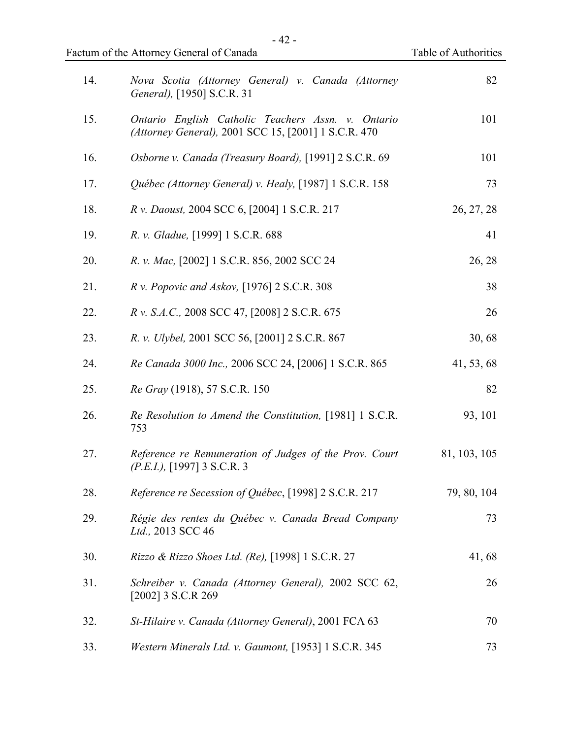| | | |
|---|---|---|
| 14. | *Nova Scotia (Attorney General) v. Canada (Attorney General),* [1950] S.C.R. 31 | 82 |
| 15. | *Ontario English Catholic Teachers Assn. v. Ontario (Attorney General),* 2001 SCC 15, [2001] 1 S.C.R. 470 | 101 |
| 16. | *Osborne v. Canada (Treasury Board),* [1991] 2 S.C.R. 69 | 101 |
| 17. | *Québec (Attorney General) v. Healy,* [1987] 1 S.C.R. 158 | 73 |
| 18. | *R v. Daoust,* 2004 SCC 6, [2004] 1 S.C.R. 217 | 26, 27, 28 |
| 19. | *R. v. Gladue,* [1999] 1 S.C.R. 688 | 41 |
| 20. | *R. v. Mac,* [2002] 1 S.C.R. 856, 2002 SCC 24 | 26, 28 |
| 21. | *R v. Popovic and Askov,* [1976] 2 S.C.R. 308 | 38 |
| 22. | *R v. S.A.C.,* 2008 SCC 47, [2008] 2 S.C.R. 675 | 26 |
| 23. | *R. v. Ulybel,* 2001 SCC 56, [2001] 2 S.C.R. 867 | 30, 68 |
| 24. | *Re Canada 3000 Inc.,* 2006 SCC 24, [2006] 1 S.C.R. 865 | 41, 53, 68 |
| 25. | *Re Gray* (1918), 57 S.C.R. 150 | 82 |
| 26. | *Re Resolution to Amend the Constitution,* [1981] 1 S.C.R. 753 | 93, 101 |
| 27. | *Reference re Remuneration of Judges of the Prov. Court (P.E.I.),* [1997] 3 S.C.R. 3 | 81, 103, 105 |
| 28. | *Reference re Secession of Québec*, [1998] 2 S.C.R. 217 | 79, 80, 104 |
| 29. | *Régie des rentes du Québec v. Canada Bread Company Ltd.,* 2013 SCC 46 | 73 |
| 30. | *Rizzo & Rizzo Shoes Ltd. (Re),* [1998] 1 S.C.R. 27 | 41, 68 |
| 31. | *Schreiber v. Canada (Attorney General),* 2002 SCC 62, [2002] 3 S.C.R 269 | 26 |
| 32. | *St-Hilaire v. Canada (Attorney General)*, 2001 FCA 63 | 70 |
| 33. | *Western Minerals Ltd. v. Gaumont,* [1953] 1 S.C.R. 345 | 73 |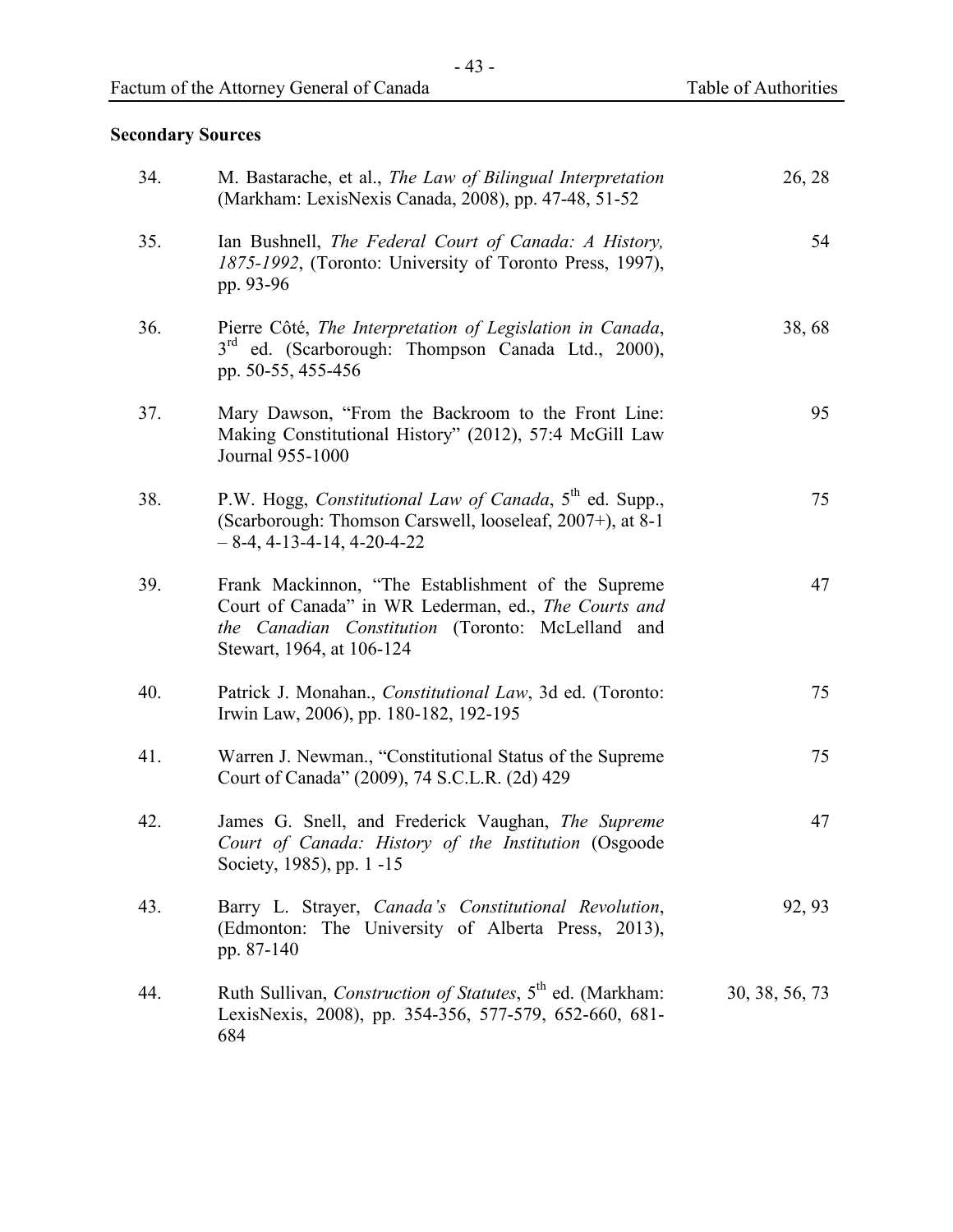## Secondary Sources

| | | |
|---|---|---|
| 34. | M. Bastarache, et al., *The Law of Bilingual Interpretation* (Markham: LexisNexis Canada, 2008), pp. 47-48, 51-52 | 26, 28 |
| 35. | Ian Bushnell, *The Federal Court of Canada: A History, 1875-1992*, (Toronto: University of Toronto Press, 1997), pp. 93-96 | 54 |
| 36. | Pierre Côté, *The Interpretation of Legislation in Canada*, 3[rd] ed. (Scarborough: Thompson Canada Ltd., 2000), pp. 50-55, 455-456 | 38, 68 |
| 37. | Mary Dawson, "From the Backroom to the Front Line: Making Constitutional History" (2012), 57:4 McGill Law Journal 955-1000 | 95 |
| 38. | P.W. Hogg, *Constitutional Law of Canada*, 5[th] ed. Supp., (Scarborough: Thomson Carswell, looseleaf, 2007+), at 8-1 – 8-4, 4-13-4-14, 4-20-4-22 | 75 |
| 39. | Frank Mackinnon, "The Establishment of the Supreme Court of Canada" in WR Lederman, ed., *The Courts and the Canadian Constitution* (Toronto: McLelland and Stewart, 1964, at 106-124 | 47 |
| 40. | Patrick J. Monahan., *Constitutional Law*, 3d ed. (Toronto: Irwin Law, 2006), pp. 180-182, 192-195 | 75 |
| 41. | Warren J. Newman., "Constitutional Status of the Supreme Court of Canada" (2009), 74 S.C.L.R. (2d) 429 | 75 |
| 42. | James G. Snell, and Frederick Vaughan, *The Supreme Court of Canada: History of the Institution* (Osgoode Society, 1985), pp. 1 -15 | 47 |
| 43. | Barry L. Strayer, *Canada's Constitutional Revolution*, (Edmonton: The University of Alberta Press, 2013), pp. 87-140 | 92, 93 |
| 44. | Ruth Sullivan, *Construction of Statutes*, 5[th] ed. (Markham: LexisNexis, 2008), pp. 354-356, 577-579, 652-660, 681-684 | 30, 38, 56, 73 |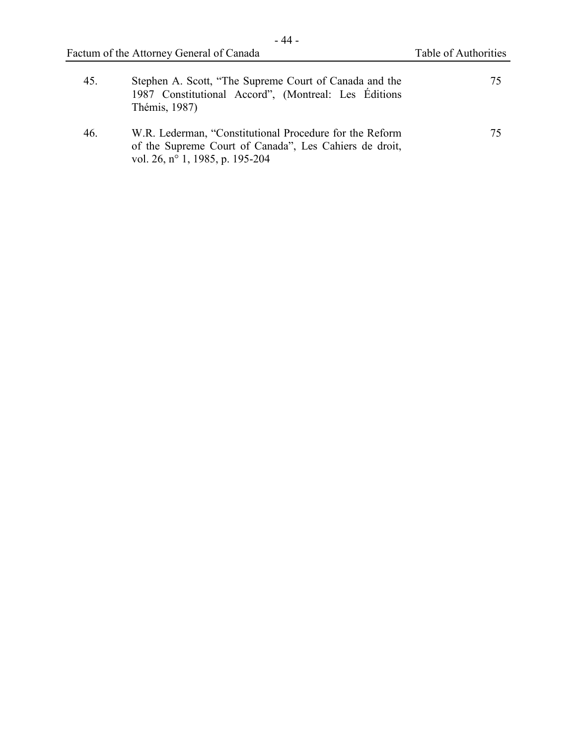| | | |
|---|---|---|
| 45. | Stephen A. Scott, "The Supreme Court of Canada and the 1987 Constitutional Accord", (Montreal: Les Éditions Thémis, 1987) | 75 |
| 46. | W.R. Lederman, "Constitutional Procedure for the Reform of the Supreme Court of Canada", Les Cahiers de droit, vol. 26, n° 1, 1985, p. 195-204 | 75 |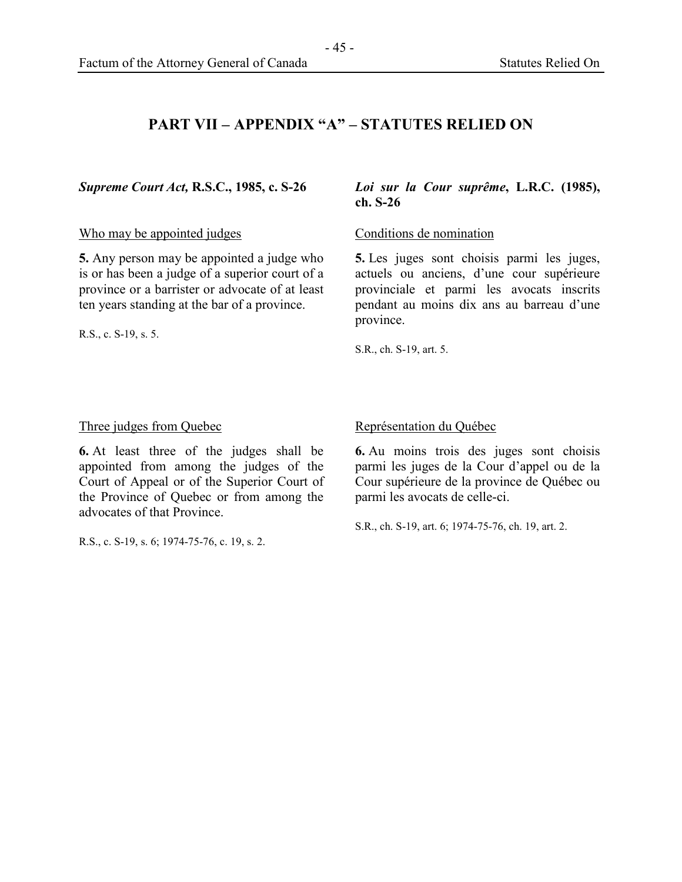## PART VII – APPENDIX "A" – STATUTES RELIED ON

***Supreme Court Act,* R.S.C., 1985, c. S-26**

Who may be appointed judges

**5.** Any person may be appointed a judge who is or has been a judge of a superior court of a province or a barrister or advocate of at least ten years standing at the bar of a province.

R.S., c. S-19, s. 5.

Three judges from Quebec

**6.** At least three of the judges shall be appointed from among the judges of the Court of Appeal or of the Superior Court of the Province of Quebec or from among the advocates of that Province.

R.S., c. S-19, s. 6; 1974-75-76, c. 19, s. 2.

***Loi sur la Cour suprême*, L.R.C. (1985), ch. S-26**

Conditions de nomination

**5.** Les juges sont choisis parmi les juges, actuels ou anciens, d'une cour supérieure provinciale et parmi les avocats inscrits pendant au moins dix ans au barreau d'une province.

S.R., ch. S-19, art. 5.

Représentation du Québec

**6.** Au moins trois des juges sont choisis parmi les juges de la Cour d'appel ou de la Cour supérieure de la province de Québec ou parmi les avocats de celle-ci.

S.R., ch. S-19, art. 6; 1974-75-76, ch. 19, art. 2.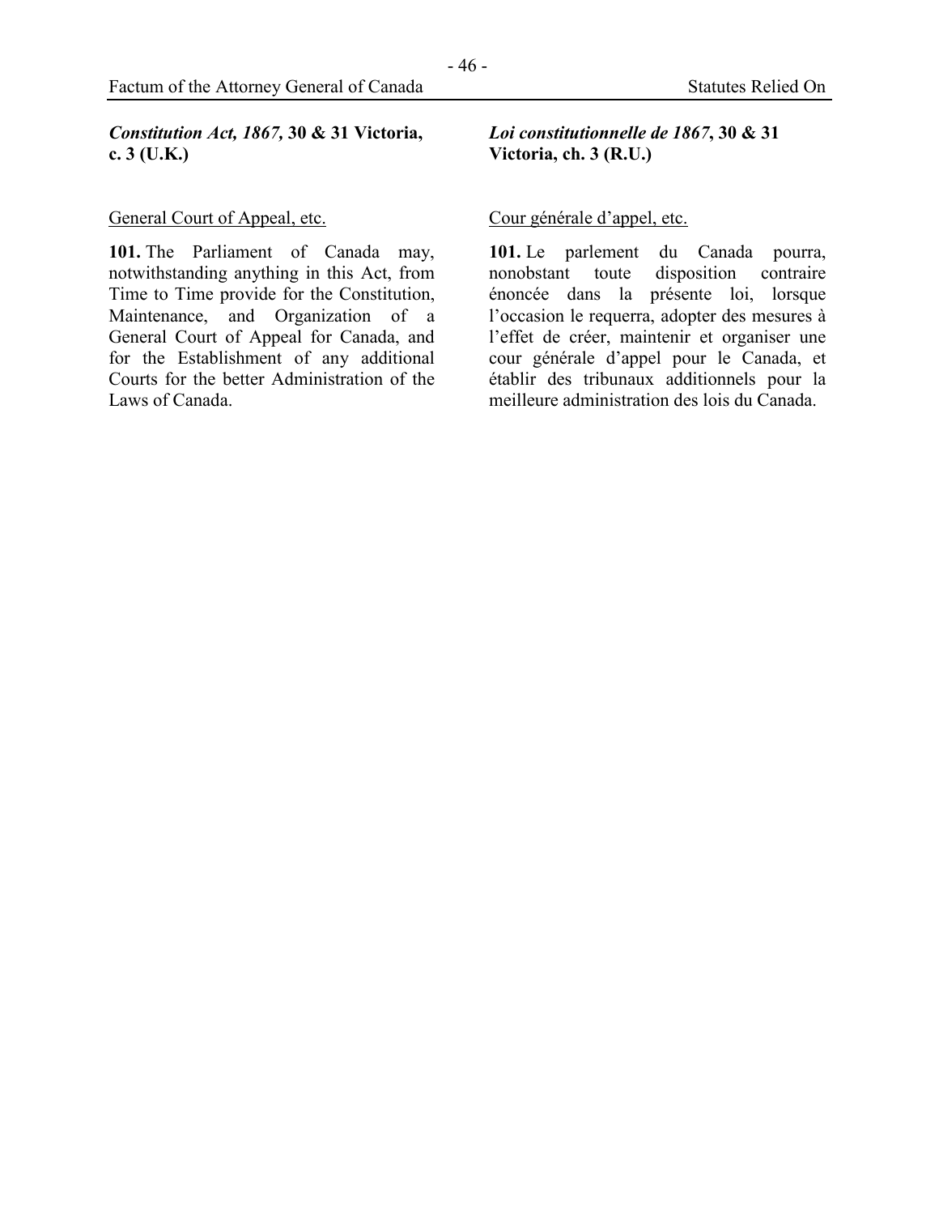***Constitution Act, 1867,* 30 & 31 Victoria, c. 3 (U.K.)**

General Court of Appeal, etc.

**101.** The Parliament of Canada may, notwithstanding anything in this Act, from Time to Time provide for the Constitution, Maintenance, and Organization of a General Court of Appeal for Canada, and for the Establishment of any additional Courts for the better Administration of the Laws of Canada.

***Loi constitutionnelle de 1867*, 30 & 31 Victoria, ch. 3 (R.U.)**

Cour générale d'appel, etc.

**101.** Le parlement du Canada pourra, nonobstant toute disposition contraire énoncée dans la présente loi, lorsque l'occasion le requerra, adopter des mesures à l'effet de créer, maintenir et organiser une cour générale d'appel pour le Canada, et établir des tribunaux additionnels pour la meilleure administration des lois du Canada.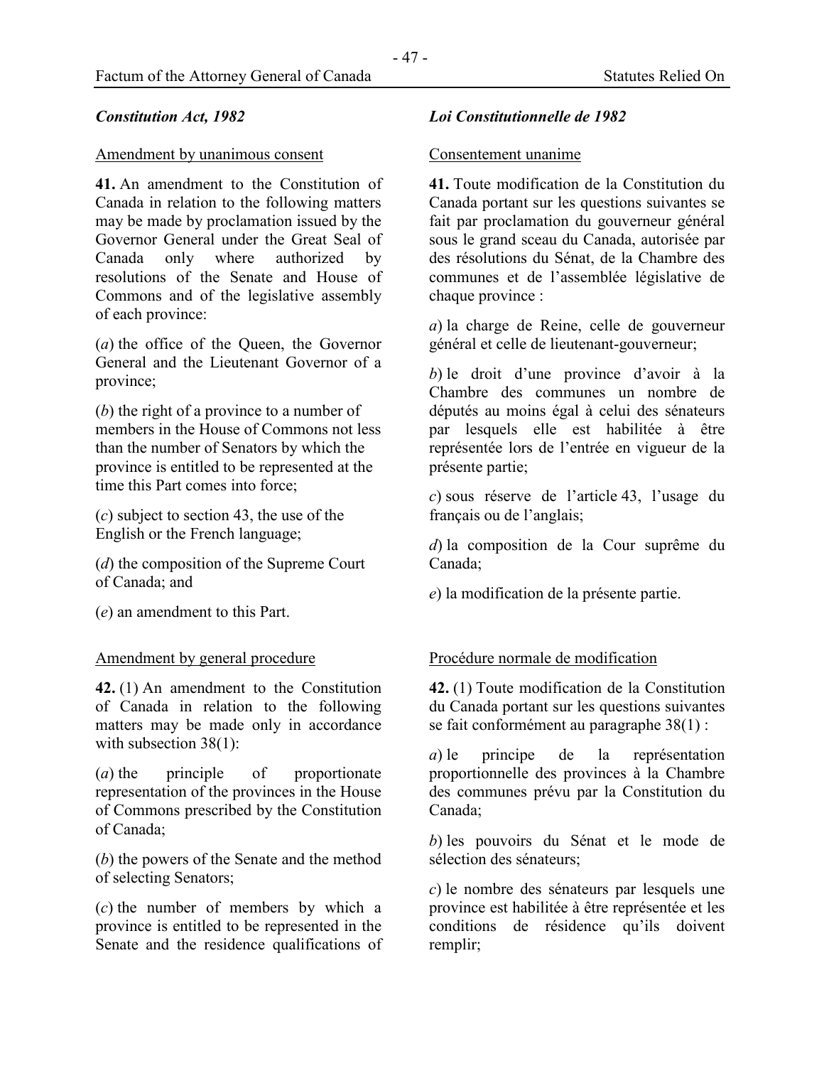*Constitution Act, 1982*

Amendment by unanimous consent

**41.** An amendment to the Constitution of Canada in relation to the following matters may be made by proclamation issued by the Governor General under the Great Seal of Canada only where authorized by resolutions of the Senate and House of Commons and of the legislative assembly of each province:

(*a*) the office of the Queen, the Governor General and the Lieutenant Governor of a province;

(*b*) the right of a province to a number of members in the House of Commons not less than the number of Senators by which the province is entitled to be represented at the time this Part comes into force;

(*c*) subject to section 43, the use of the English or the French language;

(*d*) the composition of the Supreme Court of Canada; and

(*e*) an amendment to this Part.

Amendment by general procedure

**42.** (1) An amendment to the Constitution of Canada in relation to the following matters may be made only in accordance with subsection 38(1):

(*a*) the principle of proportionate representation of the provinces in the House of Commons prescribed by the Constitution of Canada;

(*b*) the powers of the Senate and the method of selecting Senators;

(*c*) the number of members by which a province is entitled to be represented in the Senate and the residence qualifications of

*Loi Constitutionnelle de 1982*

Consentement unanime

**41.** Toute modification de la Constitution du Canada portant sur les questions suivantes se fait par proclamation du gouverneur général sous le grand sceau du Canada, autorisée par des résolutions du Sénat, de la Chambre des communes et de l'assemblée législative de chaque province :

*a*) la charge de Reine, celle de gouverneur général et celle de lieutenant-gouverneur;

*b*) le droit d'une province d'avoir à la Chambre des communes un nombre de députés au moins égal à celui des sénateurs par lesquels elle est habilitée à être représentée lors de l'entrée en vigueur de la présente partie;

*c*) sous réserve de l'article 43, l'usage du français ou de l'anglais;

*d*) la composition de la Cour suprême du Canada;

*e*) la modification de la présente partie.

Procédure normale de modification

**42.** (1) Toute modification de la Constitution du Canada portant sur les questions suivantes se fait conformément au paragraphe 38(1) :

*a*) le principe de la représentation proportionnelle des provinces à la Chambre des communes prévu par la Constitution du Canada;

*b*) les pouvoirs du Sénat et le mode de sélection des sénateurs;

*c*) le nombre des sénateurs par lesquels une province est habilitée à être représentée et les conditions de résidence qu'ils doivent remplir;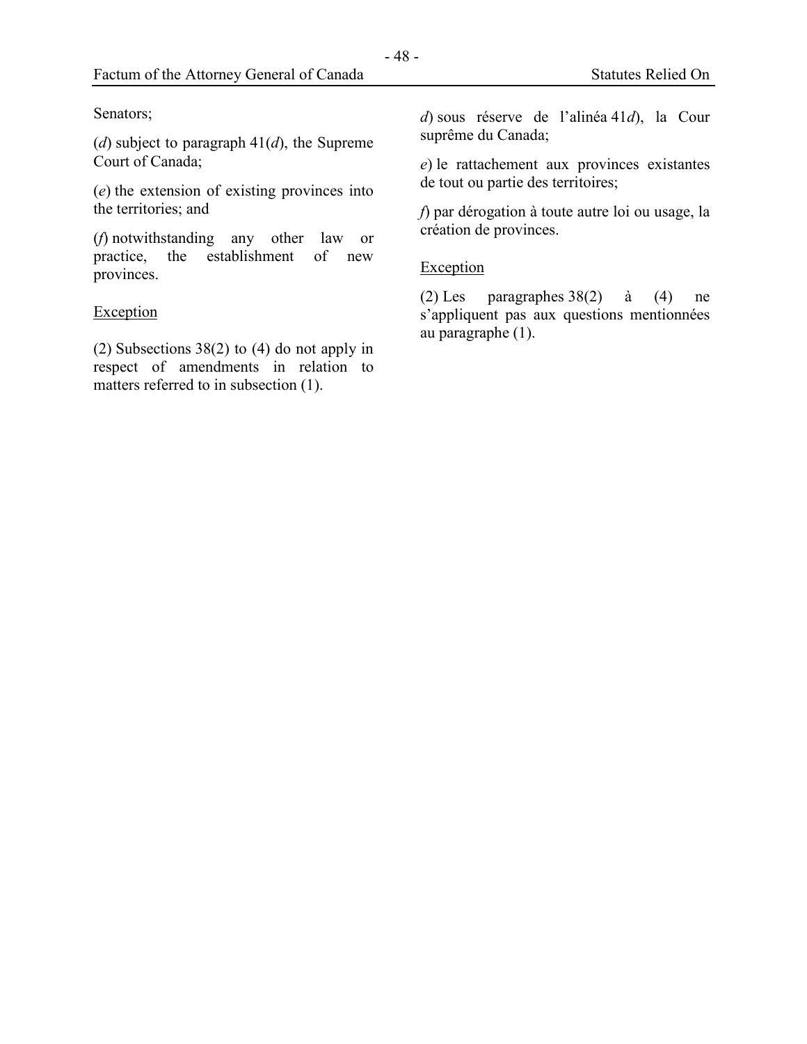Senators;

(*d*) subject to paragraph 41(*d*), the Supreme Court of Canada;

(*e*) the extension of existing provinces into the territories; and

(*f*) notwithstanding any other law or practice, the establishment of new provinces.

<u>Exception</u>

(2) Subsections 38(2) to (4) do not apply in respect of amendments in relation to matters referred to in subsection (1).

*d*) sous réserve de l'alinéa 41*d*), la Cour suprême du Canada;

*e*) le rattachement aux provinces existantes de tout ou partie des territoires;

*f*) par dérogation à toute autre loi ou usage, la création de provinces.

<u>Exception</u>

(2) Les paragraphes 38(2) à (4) ne s'appliquent pas aux questions mentionnées au paragraphe (1).